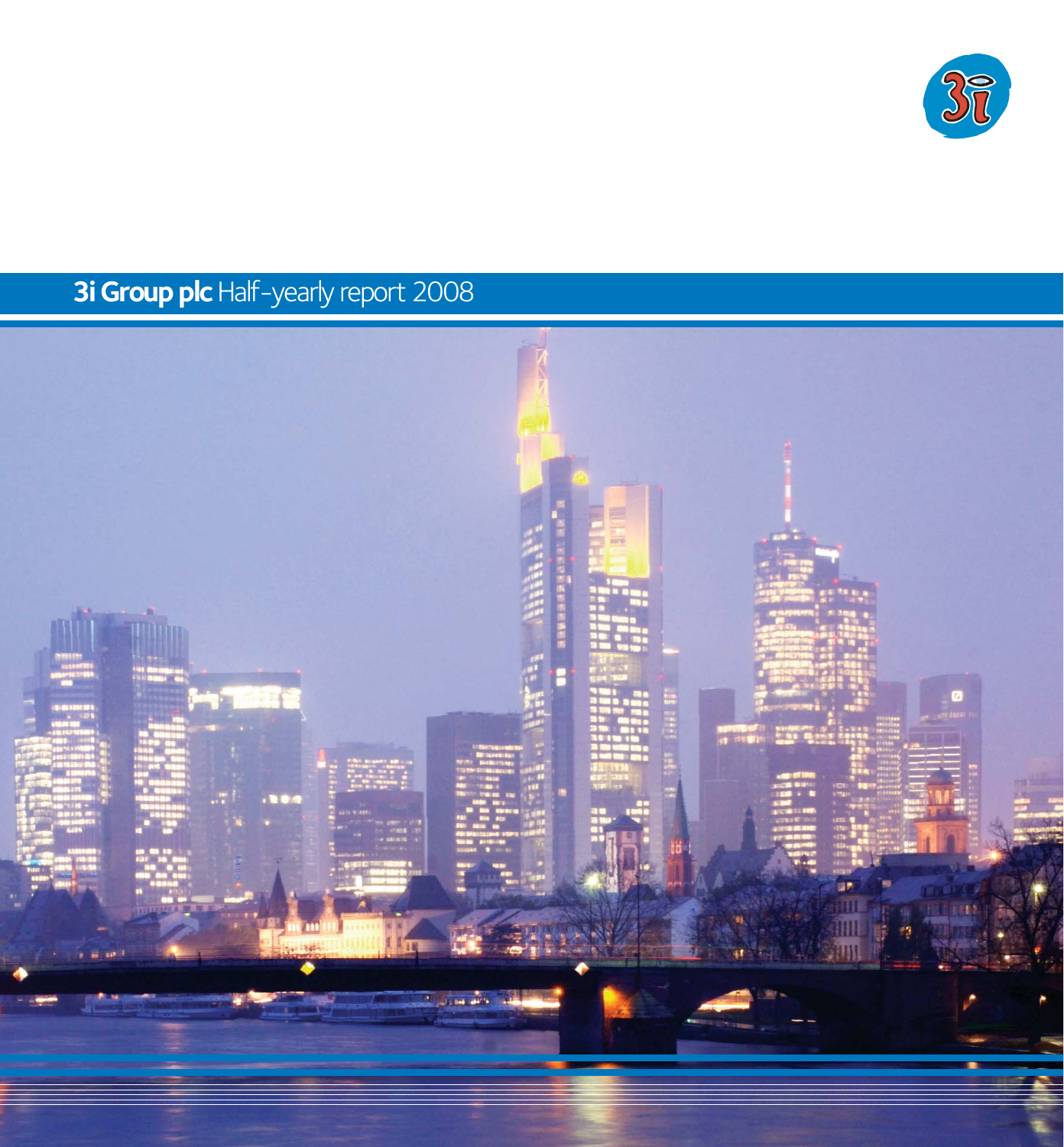# **3i Group plc** Half-yearly report 2008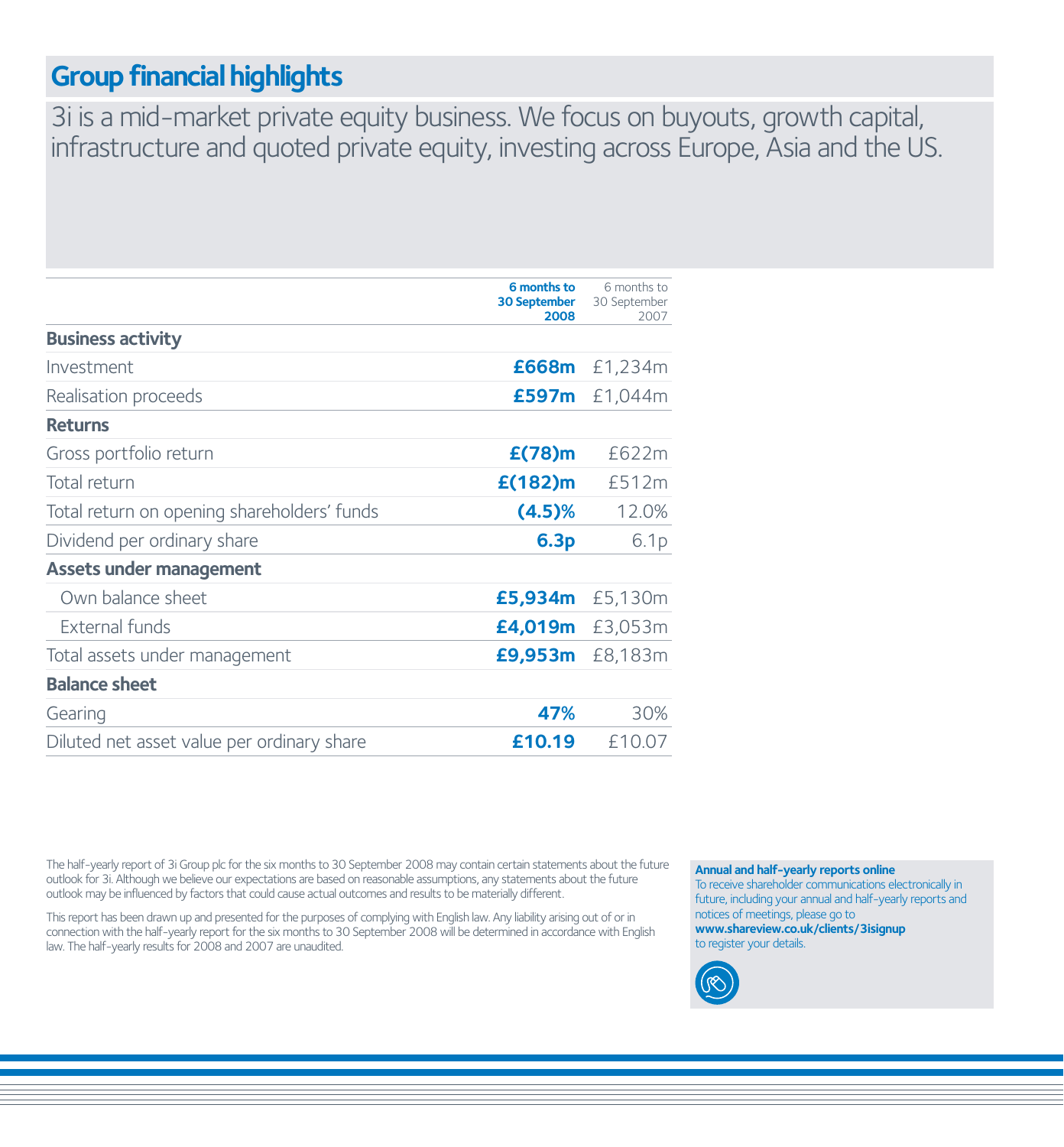# Group financial highlights

3i is a mid-market private equity business. We focus on buyouts, growth capital, infrastructure and quoted private equity, investing across Europe, Asia and the US.

| | **6 months to 30 September 2008** | 6 months to 30 September 2007 |
|---|---|---|
| **Business activity** | | |
| Investment | **£668m** | £1,234m |
| Realisation proceeds | **£597m** | £1,044m |
| **Returns** | | |
| Gross portfolio return | **£(78)m** | £622m |
| Total return | **£(182)m** | £512m |
| Total return on opening shareholders' funds | **(4.5)%** | 12.0% |
| Dividend per ordinary share | **6.3p** | 6.1p |
| **Assets under management** | | |
| Own balance sheet | **£5,934m** | £5,130m |
| External funds | **£4,019m** | £3,053m |
| Total assets under management | **£9,953m** | £8,183m |
| **Balance sheet** | | |
| Gearing | **47%** | 30% |
| Diluted net asset value per ordinary share | **£10.19** | £10.07 |

The half-yearly report of 3i Group plc for the six months to 30 September 2008 may contain certain statements about the future outlook for 3i. Although we believe our expectations are based on reasonable assumptions, any statements about the future outlook may be influenced by factors that could cause actual outcomes and results to be materially different.

This report has been drawn up and presented for the purposes of complying with English law. Any liability arising out of or in connection with the half-yearly report for the six months to 30 September 2008 will be determined in accordance with English law. The half-yearly results for 2008 and 2007 are unaudited.

**Annual and half-yearly reports online**
To receive shareholder communications electronically in future, including your annual and half-yearly reports and notices of meetings, please go to **www.shareview.co.uk/clients/3isignup** to register your details.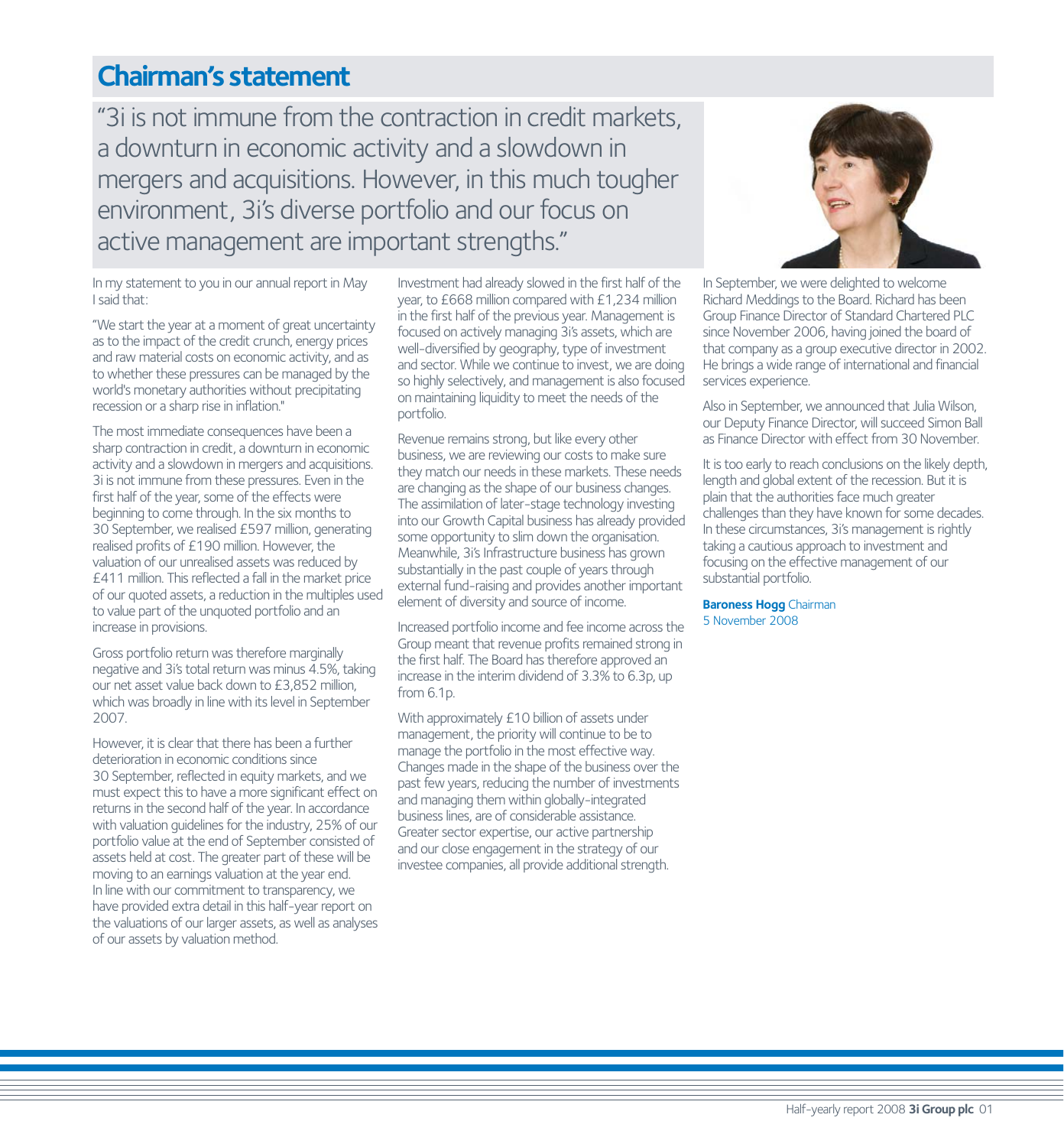# Chairman's statement

"3i is not immune from the contraction in credit markets, a downturn in economic activity and a slowdown in mergers and acquisitions. However, in this much tougher environment, 3i's diverse portfolio and our focus on active management are important strengths."

In my statement to you in our annual report in May I said that:

"We start the year at a moment of great uncertainty as to the impact of the credit crunch, energy prices and raw material costs on economic activity, and as to whether these pressures can be managed by the world's monetary authorities without precipitating recession or a sharp rise in inflation."

The most immediate consequences have been a sharp contraction in credit, a downturn in economic activity and a slowdown in mergers and acquisitions. 3i is not immune from these pressures. Even in the first half of the year, some of the effects were beginning to come through. In the six months to 30 September, we realised £597 million, generating realised profits of £190 million. However, the valuation of our unrealised assets was reduced by £411 million. This reflected a fall in the market price of our quoted assets, a reduction in the multiples used to value part of the unquoted portfolio and an increase in provisions.

Gross portfolio return was therefore marginally negative and 3i's total return was minus 4.5%, taking our net asset value back down to £3,852 million, which was broadly in line with its level in September 2007.

However, it is clear that there has been a further deterioration in economic conditions since 30 September, reflected in equity markets, and we must expect this to have a more significant effect on returns in the second half of the year. In accordance with valuation guidelines for the industry, 25% of our portfolio value at the end of September consisted of assets held at cost. The greater part of these will be moving to an earnings valuation at the year end. In line with our commitment to transparency, we have provided extra detail in this half-year report on the valuations of our larger assets, as well as analyses of our assets by valuation method.

Investment had already slowed in the first half of the year, to £668 million compared with £1,234 million in the first half of the previous year. Management is focused on actively managing 3i's assets, which are well-diversified by geography, type of investment and sector. While we continue to invest, we are doing so highly selectively, and management is also focused on maintaining liquidity to meet the needs of the portfolio.

Revenue remains strong, but like every other business, we are reviewing our costs to make sure they match our needs in these markets. These needs are changing as the shape of our business changes. The assimilation of later-stage technology investing into our Growth Capital business has already provided some opportunity to slim down the organisation. Meanwhile, 3i's Infrastructure business has grown substantially in the past couple of years through external fund-raising and provides another important element of diversity and source of income.

Increased portfolio income and fee income across the Group meant that revenue profits remained strong in the first half. The Board has therefore approved an increase in the interim dividend of 3.3% to 6.3p, up from 6.1p.

With approximately £10 billion of assets under management, the priority will continue to be to manage the portfolio in the most effective way. Changes made in the shape of the business over the past few years, reducing the number of investments and managing them within globally-integrated business lines, are of considerable assistance. Greater sector expertise, our active partnership and our close engagement in the strategy of our investee companies, all provide additional strength.

In September, we were delighted to welcome Richard Meddings to the Board. Richard has been Group Finance Director of Standard Chartered PLC since November 2006, having joined the board of that company as a group executive director in 2002. He brings a wide range of international and financial services experience.

Also in September, we announced that Julia Wilson, our Deputy Finance Director, will succeed Simon Ball as Finance Director with effect from 30 November.

It is too early to reach conclusions on the likely depth, length and global extent of the recession. But it is plain that the authorities face much greater challenges than they have known for some decades. In these circumstances, 3i's management is rightly taking a cautious approach to investment and focusing on the effective management of our substantial portfolio.

**Baroness Hogg** Chairman
5 November 2008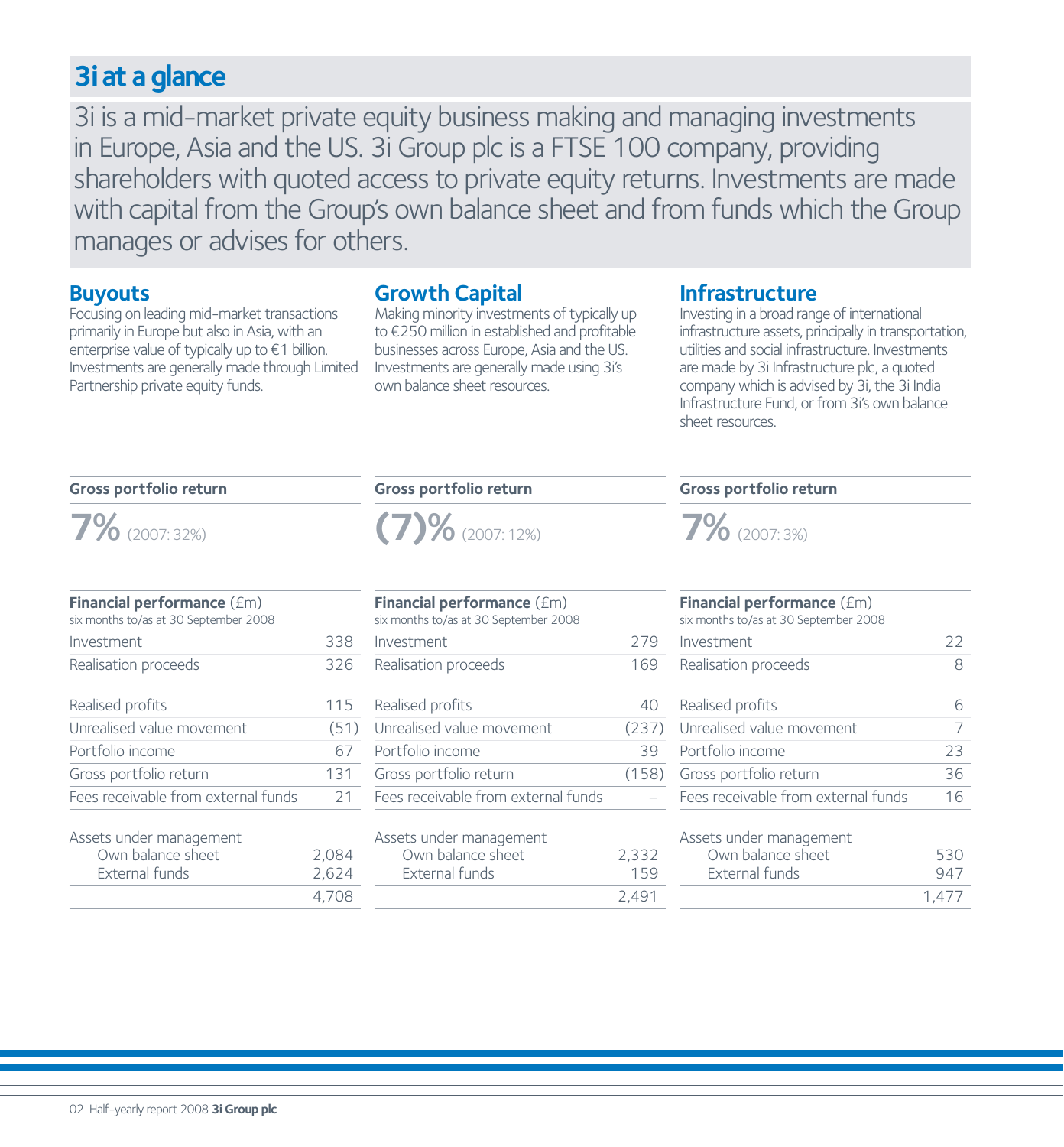# 3i at a glance

3i is a mid-market private equity business making and managing investments in Europe, Asia and the US. 3i Group plc is a FTSE 100 company, providing shareholders with quoted access to private equity returns. Investments are made with capital from the Group's own balance sheet and from funds which the Group manages or advises for others.

## Buyouts

Focusing on leading mid-market transactions primarily in Europe but also in Asia, with an enterprise value of typically up to €1 billion. Investments are generally made through Limited Partnership private equity funds.

**Gross portfolio return**

**7%** (2007: 32%)

| **Financial performance** (£m) six months to/as at 30 September 2008 | |
|---|---|
| Investment | 338 |
| Realisation proceeds | 326 |
| Realised profits | 115 |
| Unrealised value movement | (51) |
| Portfolio income | 67 |
| Gross portfolio return | 131 |
| Fees receivable from external funds | 21 |
| Assets under management | |
| Own balance sheet | 2,084 |
| External funds | 2,624 |
| | 4,708 |

## Growth Capital

Making minority investments of typically up to €250 million in established and profitable businesses across Europe, Asia and the US. Investments are generally made using 3i's own balance sheet resources.

**Gross portfolio return**

**(7)%** (2007: 12%)

| **Financial performance** (£m) six months to/as at 30 September 2008 | |
|---|---|
| Investment | 279 |
| Realisation proceeds | 169 |
| Realised profits | 40 |
| Unrealised value movement | (237) |
| Portfolio income | 39 |
| Gross portfolio return | (158) |
| Fees receivable from external funds | – |
| Assets under management | |
| Own balance sheet | 2,332 |
| External funds | 159 |
| | 2,491 |

## Infrastructure

Investing in a broad range of international infrastructure assets, principally in transportation, utilities and social infrastructure. Investments are made by 3i Infrastructure plc, a quoted company which is advised by 3i, the 3i India Infrastructure Fund, or from 3i's own balance sheet resources.

**Gross portfolio return**

**7%** (2007: 3%)

| **Financial performance** (£m) six months to/as at 30 September 2008 | |
|---|---|
| Investment | 22 |
| Realisation proceeds | 8 |
| Realised profits | 6 |
| Unrealised value movement | 7 |
| Portfolio income | 23 |
| Gross portfolio return | 36 |
| Fees receivable from external funds | 16 |
| Assets under management | |
| Own balance sheet | 530 |
| External funds | 947 |
| | 1,477 |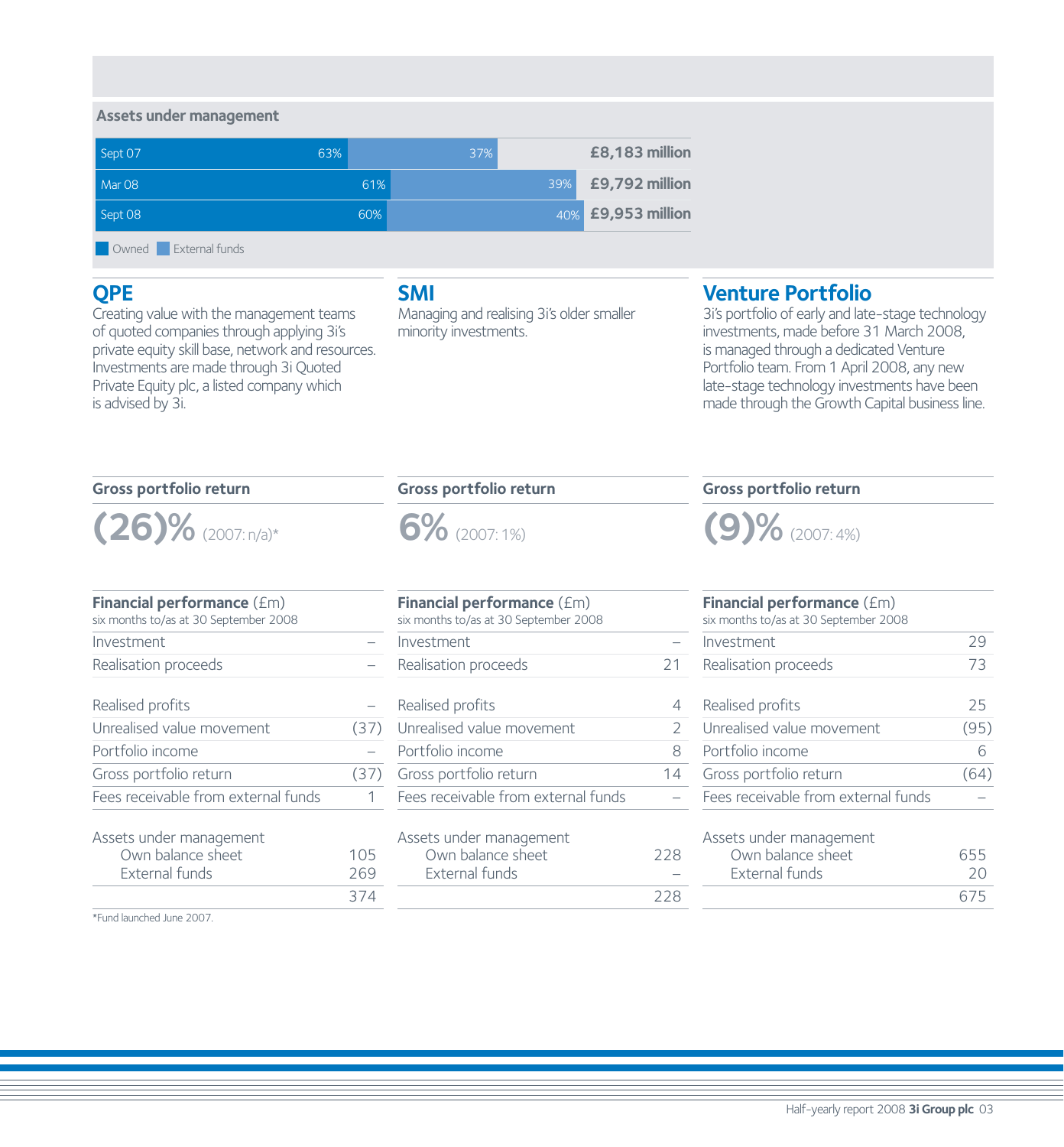**Assets under management**

| | Owned | External funds | Total |
|---|---|---|---|
| Sept 07 | 63% | 37% | £8,183 million |
| Mar 08 | 61% | 39% | £9,792 million |
| Sept 08 | 60% | 40% | £9,953 million |

## QPE

Creating value with the management teams of quoted companies through applying 3i's private equity skill base, network and resources. Investments are made through 3i Quoted Private Equity plc, a listed company which is advised by 3i.

**Gross portfolio return**

**(26)%** (2007: n/a)*

| **Financial performance** (£m) six months to/as at 30 September 2008 | |
|---|---|
| Investment | – |
| Realisation proceeds | – |
| Realised profits | – |
| Unrealised value movement | (37) |
| Portfolio income | – |
| Gross portfolio return | (37) |
| Fees receivable from external funds | 1 |
| Assets under management | |
| Own balance sheet | 105 |
| External funds | 269 |
| | 374 |

*Fund launched June 2007.

## SMI

Managing and realising 3i's older smaller minority investments.

**Gross portfolio return**

**6%** (2007: 1%)

| **Financial performance** (£m) six months to/as at 30 September 2008 | |
|---|---|
| Investment | – |
| Realisation proceeds | 21 |
| Realised profits | 4 |
| Unrealised value movement | 2 |
| Portfolio income | 8 |
| Gross portfolio return | 14 |
| Fees receivable from external funds | – |
| Assets under management | |
| Own balance sheet | 228 |
| External funds | – |
| | 228 |

## Venture Portfolio

3i's portfolio of early and late-stage technology investments, made before 31 March 2008, is managed through a dedicated Venture Portfolio team. From 1 April 2008, any new late-stage technology investments have been made through the Growth Capital business line.

**Gross portfolio return**

**(9)%** (2007: 4%)

| **Financial performance** (£m) six months to/as at 30 September 2008 | |
|---|---|
| Investment | 29 |
| Realisation proceeds | 73 |
| Realised profits | 25 |
| Unrealised value movement | (95) |
| Portfolio income | 6 |
| Gross portfolio return | (64) |
| Fees receivable from external funds | – |
| Assets under management | |
| Own balance sheet | 655 |
| External funds | 20 |
| | 675 |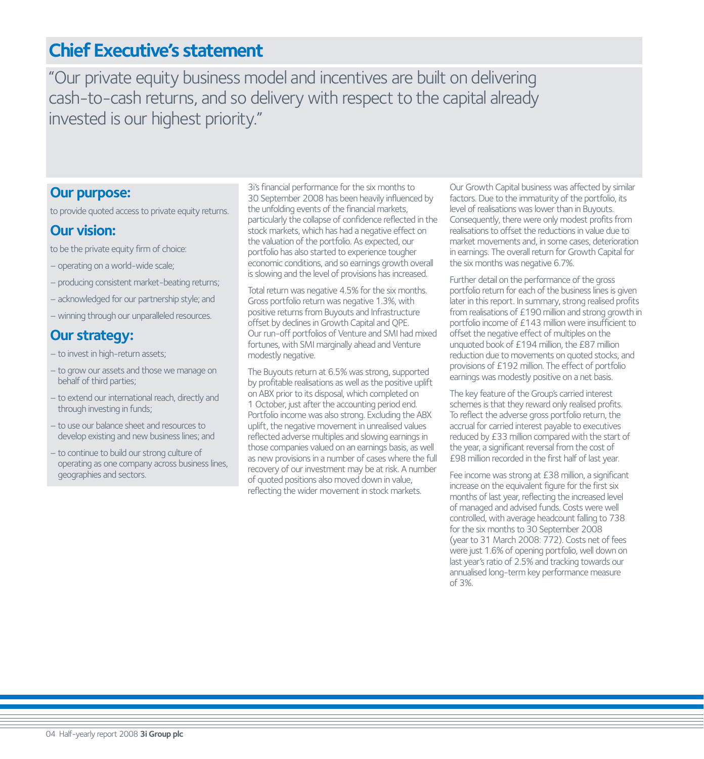# Chief Executive's statement

"Our private equity business model and incentives are built on delivering cash-to-cash returns, and so delivery with respect to the capital already invested is our highest priority."

## Our purpose:

to provide quoted access to private equity returns.

## Our vision:

to be the private equity firm of choice:

– operating on a world-wide scale;

– producing consistent market-beating returns;

– acknowledged for our partnership style; and

– winning through our unparalleled resources.

## Our strategy:

– to invest in high-return assets;

– to grow our assets and those we manage on behalf of third parties;

– to extend our international reach, directly and through investing in funds;

– to use our balance sheet and resources to develop existing and new business lines; and

– to continue to build our strong culture of operating as one company across business lines, geographies and sectors.

3i's financial performance for the six months to 30 September 2008 has been heavily influenced by the unfolding events of the financial markets, particularly the collapse of confidence reflected in the stock markets, which has had a negative effect on the valuation of the portfolio. As expected, our portfolio has also started to experience tougher economic conditions, and so earnings growth overall is slowing and the level of provisions has increased.

Total return was negative 4.5% for the six months. Gross portfolio return was negative 1.3%, with positive returns from Buyouts and Infrastructure offset by declines in Growth Capital and QPE. Our run-off portfolios of Venture and SMI had mixed fortunes, with SMI marginally ahead and Venture modestly negative.

The Buyouts return at 6.5% was strong, supported by profitable realisations as well as the positive uplift on ABX prior to its disposal, which completed on 1 October, just after the accounting period end. Portfolio income was also strong. Excluding the ABX uplift, the negative movement in unrealised values reflected adverse multiples and slowing earnings in those companies valued on an earnings basis, as well as new provisions in a number of cases where the full recovery of our investment may be at risk. A number of quoted positions also moved down in value, reflecting the wider movement in stock markets.

Our Growth Capital business was affected by similar factors. Due to the immaturity of the portfolio, its level of realisations was lower than in Buyouts. Consequently, there were only modest profits from realisations to offset the reductions in value due to market movements and, in some cases, deterioration in earnings. The overall return for Growth Capital for the six months was negative 6.7%.

Further detail on the performance of the gross portfolio return for each of the business lines is given later in this report. In summary, strong realised profits from realisations of £190 million and strong growth in portfolio income of £143 million were insufficient to offset the negative effect of multiples on the unquoted book of £194 million, the £87 million reduction due to movements on quoted stocks, and provisions of £192 million. The effect of portfolio earnings was modestly positive on a net basis.

The key feature of the Group's carried interest schemes is that they reward only realised profits. To reflect the adverse gross portfolio return, the accrual for carried interest payable to executives reduced by £33 million compared with the start of the year, a significant reversal from the cost of £98 million recorded in the first half of last year.

Fee income was strong at £38 million, a significant increase on the equivalent figure for the first six months of last year, reflecting the increased level of managed and advised funds. Costs were well controlled, with average headcount falling to 738 for the six months to 30 September 2008 (year to 31 March 2008: 772). Costs net of fees were just 1.6% of opening portfolio, well down on last year's ratio of 2.5% and tracking towards our annualised long-term key performance measure of 3%.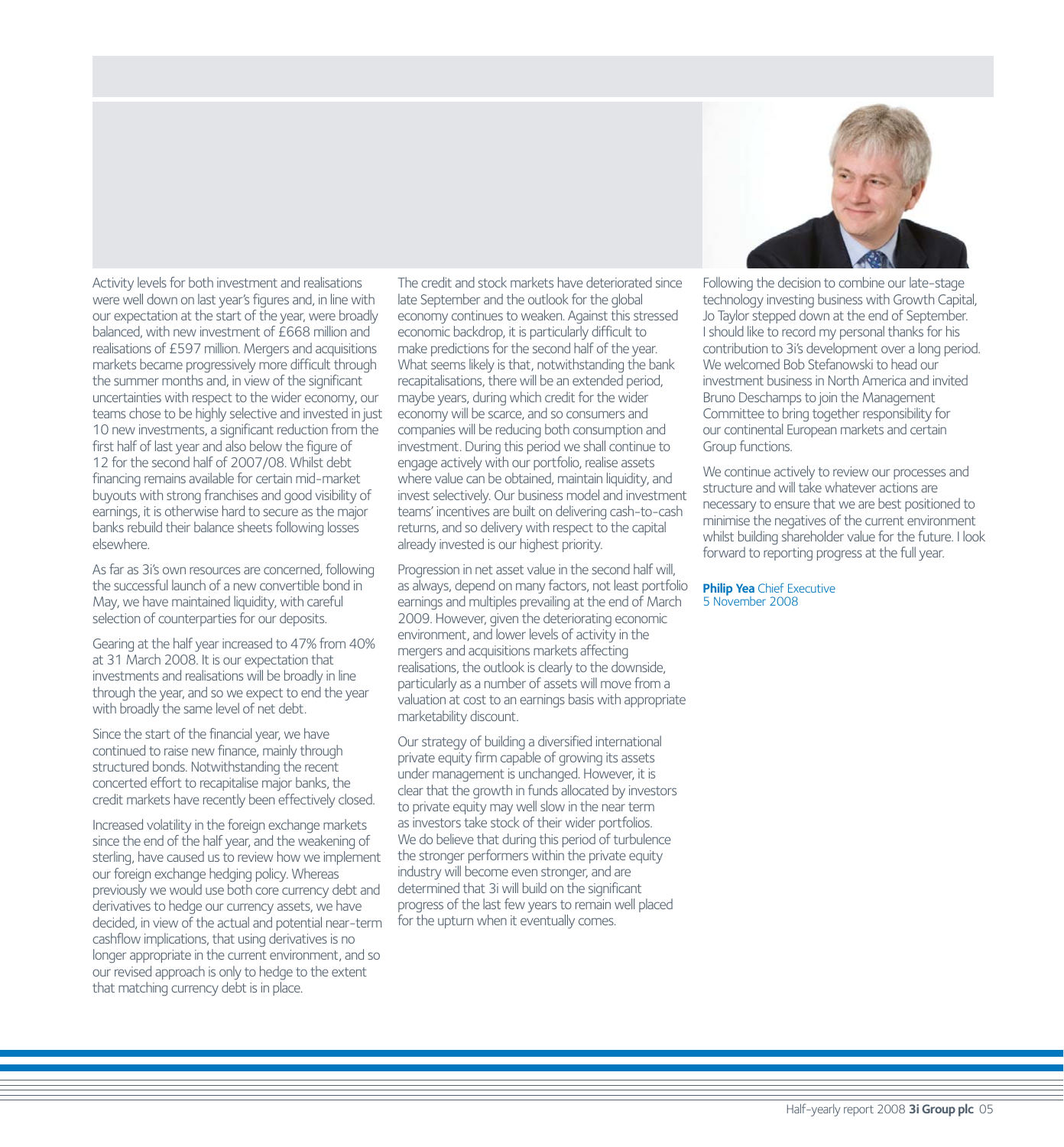Activity levels for both investment and realisations were well down on last year's figures and, in line with our expectation at the start of the year, were broadly balanced, with new investment of £668 million and realisations of £597 million. Mergers and acquisitions markets became progressively more difficult through the summer months and, in view of the significant uncertainties with respect to the wider economy, our teams chose to be highly selective and invested in just 10 new investments, a significant reduction from the first half of last year and also below the figure of 12 for the second half of 2007/08. Whilst debt financing remains available for certain mid-market buyouts with strong franchises and good visibility of earnings, it is otherwise hard to secure as the major banks rebuild their balance sheets following losses elsewhere.

As far as 3i's own resources are concerned, following the successful launch of a new convertible bond in May, we have maintained liquidity, with careful selection of counterparties for our deposits.

Gearing at the half year increased to 47% from 40% at 31 March 2008. It is our expectation that investments and realisations will be broadly in line through the year, and so we expect to end the year with broadly the same level of net debt.

Since the start of the financial year, we have continued to raise new finance, mainly through structured bonds. Notwithstanding the recent concerted effort to recapitalise major banks, the credit markets have recently been effectively closed.

Increased volatility in the foreign exchange markets since the end of the half year, and the weakening of sterling, have caused us to review how we implement our foreign exchange hedging policy. Whereas previously we would use both core currency debt and derivatives to hedge our currency assets, we have decided, in view of the actual and potential near-term cashflow implications, that using derivatives is no longer appropriate in the current environment, and so our revised approach is only to hedge to the extent that matching currency debt is in place.

The credit and stock markets have deteriorated since late September and the outlook for the global economy continues to weaken. Against this stressed economic backdrop, it is particularly difficult to make predictions for the second half of the year. What seems likely is that, notwithstanding the bank recapitalisations, there will be an extended period, maybe years, during which credit for the wider economy will be scarce, and so consumers and companies will be reducing both consumption and investment. During this period we shall continue to engage actively with our portfolio, realise assets where value can be obtained, maintain liquidity, and invest selectively. Our business model and investment teams' incentives are built on delivering cash-to-cash returns, and so delivery with respect to the capital already invested is our highest priority.

Progression in net asset value in the second half will, as always, depend on many factors, not least portfolio earnings and multiples prevailing at the end of March 2009. However, given the deteriorating economic environment, and lower levels of activity in the mergers and acquisitions markets affecting realisations, the outlook is clearly to the downside, particularly as a number of assets will move from a valuation at cost to an earnings basis with appropriate marketability discount.

Our strategy of building a diversified international private equity firm capable of growing its assets under management is unchanged. However, it is clear that the growth in funds allocated by investors to private equity may well slow in the near term as investors take stock of their wider portfolios. We do believe that during this period of turbulence the stronger performers within the private equity industry will become even stronger, and are determined that 3i will build on the significant progress of the last few years to remain well placed for the upturn when it eventually comes.

Following the decision to combine our late-stage technology investing business with Growth Capital, Jo Taylor stepped down at the end of September. I should like to record my personal thanks for his contribution to 3i's development over a long period. We welcomed Bob Stefanowski to head our investment business in North America and invited Bruno Deschamps to join the Management Committee to bring together responsibility for our continental European markets and certain Group functions.

We continue actively to review our processes and structure and will take whatever actions are necessary to ensure that we are best positioned to minimise the negatives of the current environment whilst building shareholder value for the future. I look forward to reporting progress at the full year.

**Philip Yea** Chief Executive
5 November 2008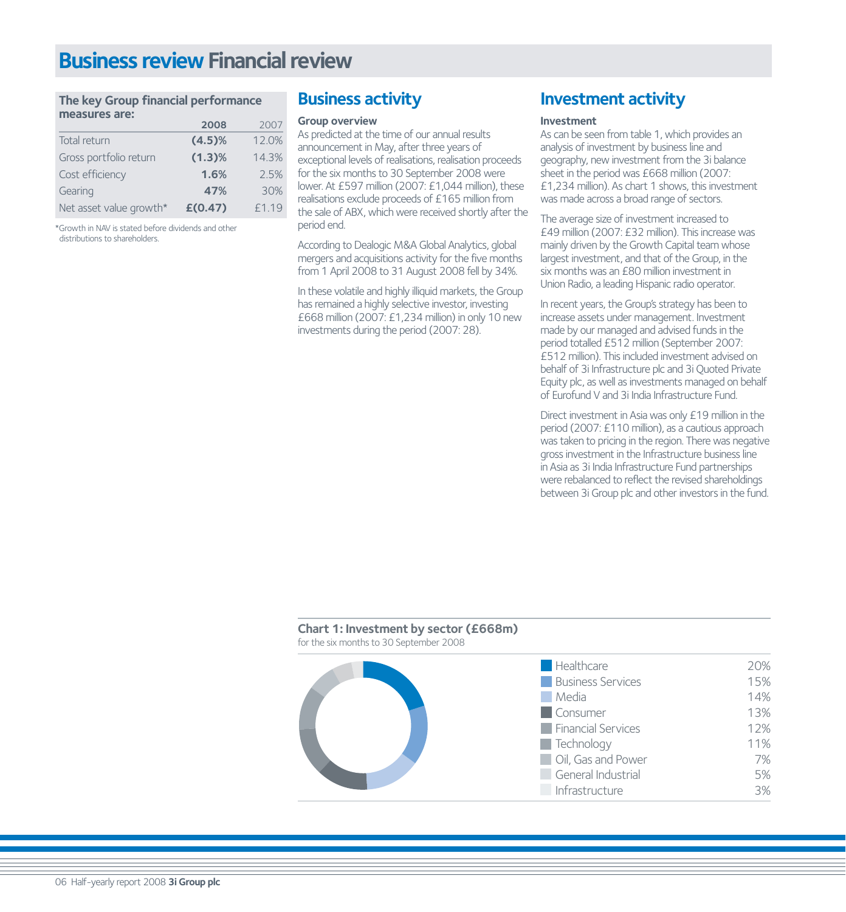# Business review Financial review

**The key Group financial performance measures are:**

| | 2008 | 2007 |
|---|---|---|
| Total return | **(4.5)%** | 12.0% |
| Gross portfolio return | **(1.3)%** | 14.3% |
| Cost efficiency | **1.6%** | 2.5% |
| Gearing | **47%** | 30% |
| Net asset value growth* | **£(0.47)** | £1.19 |

*Growth in NAV is stated before dividends and other distributions to shareholders.

## Business activity

**Group overview**

As predicted at the time of our annual results announcement in May, after three years of exceptional levels of realisations, realisation proceeds for the six months to 30 September 2008 were lower. At £597 million (2007: £1,044 million), these realisations exclude proceeds of £165 million from the sale of ABX, which were received shortly after the period end.

According to Dealogic M&A Global Analytics, global mergers and acquisitions activity for the five months from 1 April 2008 to 31 August 2008 fell by 34%.

In these volatile and highly illiquid markets, the Group has remained a highly selective investor, investing £668 million (2007: £1,234 million) in only 10 new investments during the period (2007: 28).

## Investment activity

**Investment**

As can be seen from table 1, which provides an analysis of investment by business line and geography, new investment from the 3i balance sheet in the period was £668 million (2007: £1,234 million). As chart 1 shows, this investment was made across a broad range of sectors.

The average size of investment increased to £49 million (2007: £32 million). This increase was mainly driven by the Growth Capital team whose largest investment, and that of the Group, in the six months was an £80 million investment in Union Radio, a leading Hispanic radio operator.

In recent years, the Group's strategy has been to increase assets under management. Investment made by our managed and advised funds in the period totalled £512 million (September 2007: £512 million). This included investment advised on behalf of 3i Infrastructure plc and 3i Quoted Private Equity plc, as well as investments managed on behalf of Eurofund V and 3i India Infrastructure Fund.

Direct investment in Asia was only £19 million in the period (2007: £110 million), as a cautious approach was taken to pricing in the region. There was negative gross investment in the Infrastructure business line in Asia as 3i India Infrastructure Fund partnerships were rebalanced to reflect the revised shareholdings between 3i Group plc and other investors in the fund.

**Chart 1: Investment by sector (£668m)**
for the six months to 30 September 2008

| Sector | % |
|---|---|
| Healthcare | 20% |
| Business Services | 15% |
| Media | 14% |
| Consumer | 13% |
| Financial Services | 12% |
| Technology | 11% |
| Oil, Gas and Power | 7% |
| General Industrial | 5% |
| Infrastructure | 3% |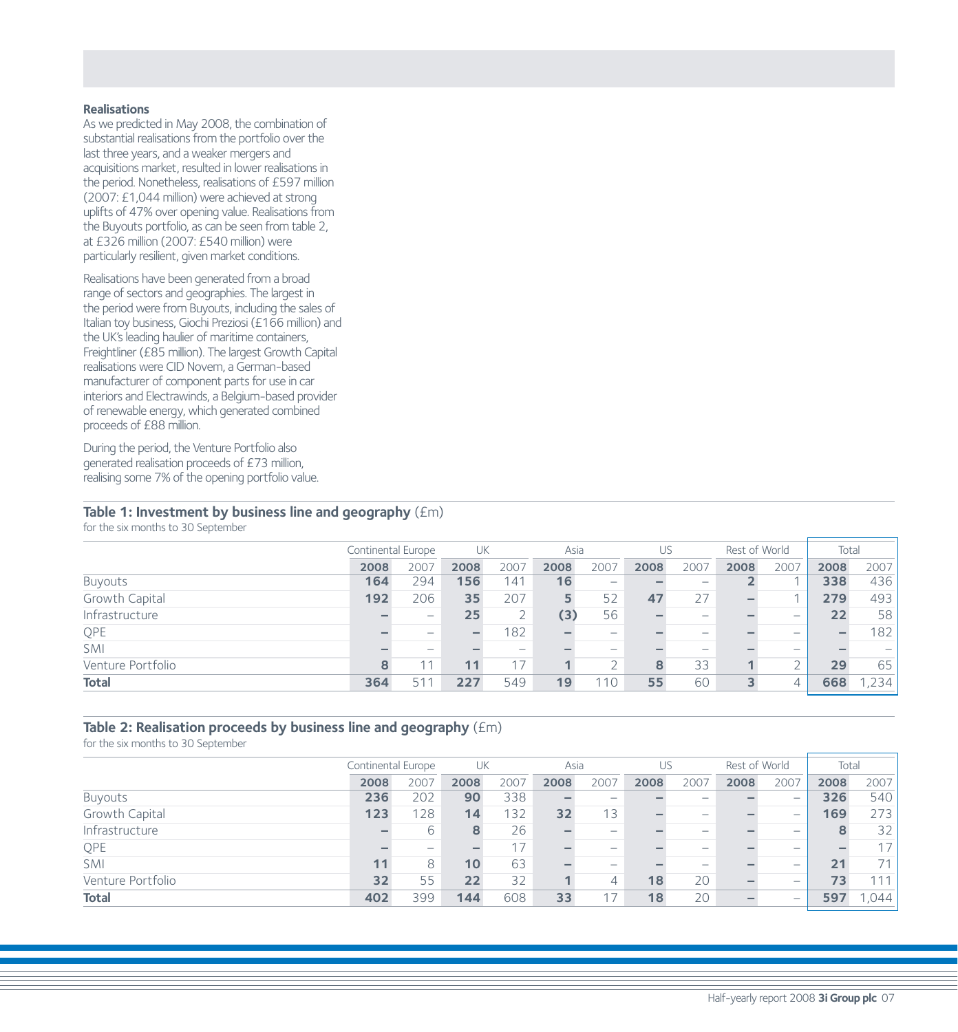### Realisations

As we predicted in May 2008, the combination of substantial realisations from the portfolio over the last three years, and a weaker mergers and acquisitions market, resulted in lower realisations in the period. Nonetheless, realisations of £597 million (2007: £1,044 million) were achieved at strong uplifts of 47% over opening value. Realisations from the Buyouts portfolio, as can be seen from table 2, at £326 million (2007: £540 million) were particularly resilient, given market conditions.

Realisations have been generated from a broad range of sectors and geographies. The largest in the period were from Buyouts, including the sales of Italian toy business, Giochi Preziosi (£166 million) and the UK's leading haulier of maritime containers, Freightliner (£85 million). The largest Growth Capital realisations were CID Novem, a German-based manufacturer of component parts for use in car interiors and Electrawinds, a Belgium-based provider of renewable energy, which generated combined proceeds of £88 million.

During the period, the Venture Portfolio also generated realisation proceeds of £73 million, realising some 7% of the opening portfolio value.

**Table 1: Investment by business line and geography** (£m)
for the six months to 30 September

| | Continental Europe | | UK | | Asia | | US | | Rest of World | | Total | |
|---|---|---|---|---|---|---|---|---|---|---|---|---|
| | **2008** | 2007 | **2008** | 2007 | **2008** | 2007 | **2008** | 2007 | **2008** | 2007 | **2008** | 2007 |
| Buyouts | **164** | 294 | **156** | 141 | **16** | – | **–** | – | **2** | 1 | **338** | 436 |
| Growth Capital | **192** | 206 | **35** | 207 | **5** | 52 | **47** | 27 | **–** | 1 | **279** | 493 |
| Infrastructure | **–** | – | **25** | 2 | **(3)** | 56 | **–** | – | **–** | – | **22** | 58 |
| QPE | **–** | – | **–** | 182 | **–** | – | **–** | – | **–** | – | **–** | 182 |
| SMI | **–** | – | **–** | – | **–** | – | **–** | – | **–** | – | **–** | – |
| Venture Portfolio | **8** | 11 | **11** | 17 | **1** | 2 | **8** | 33 | **1** | 2 | **29** | 65 |
| **Total** | **364** | 511 | **227** | 549 | **19** | 110 | **55** | 60 | **3** | 4 | **668** | 1,234 |

**Table 2: Realisation proceeds by business line and geography** (£m)
for the six months to 30 September

| | Continental Europe | | UK | | Asia | | US | | Rest of World | | Total | |
|---|---|---|---|---|---|---|---|---|---|---|---|---|
| | **2008** | 2007 | **2008** | 2007 | **2008** | 2007 | **2008** | 2007 | **2008** | 2007 | **2008** | 2007 |
| Buyouts | **236** | 202 | **90** | 338 | **–** | – | **–** | – | **–** | – | **326** | 540 |
| Growth Capital | **123** | 128 | **14** | 132 | **32** | 13 | **–** | – | **–** | – | **169** | 273 |
| Infrastructure | **–** | 6 | **8** | 26 | **–** | – | **–** | – | **–** | – | **8** | 32 |
| QPE | **–** | – | **–** | 17 | **–** | – | **–** | – | **–** | – | **–** | 17 |
| SMI | **11** | 8 | **10** | 63 | **–** | – | **–** | – | **–** | – | **21** | 71 |
| Venture Portfolio | **32** | 55 | **22** | 32 | **1** | 4 | **18** | 20 | **–** | – | **73** | 111 |
| **Total** | **402** | 399 | **144** | 608 | **33** | 17 | **18** | 20 | **–** | – | **597** | 1,044 |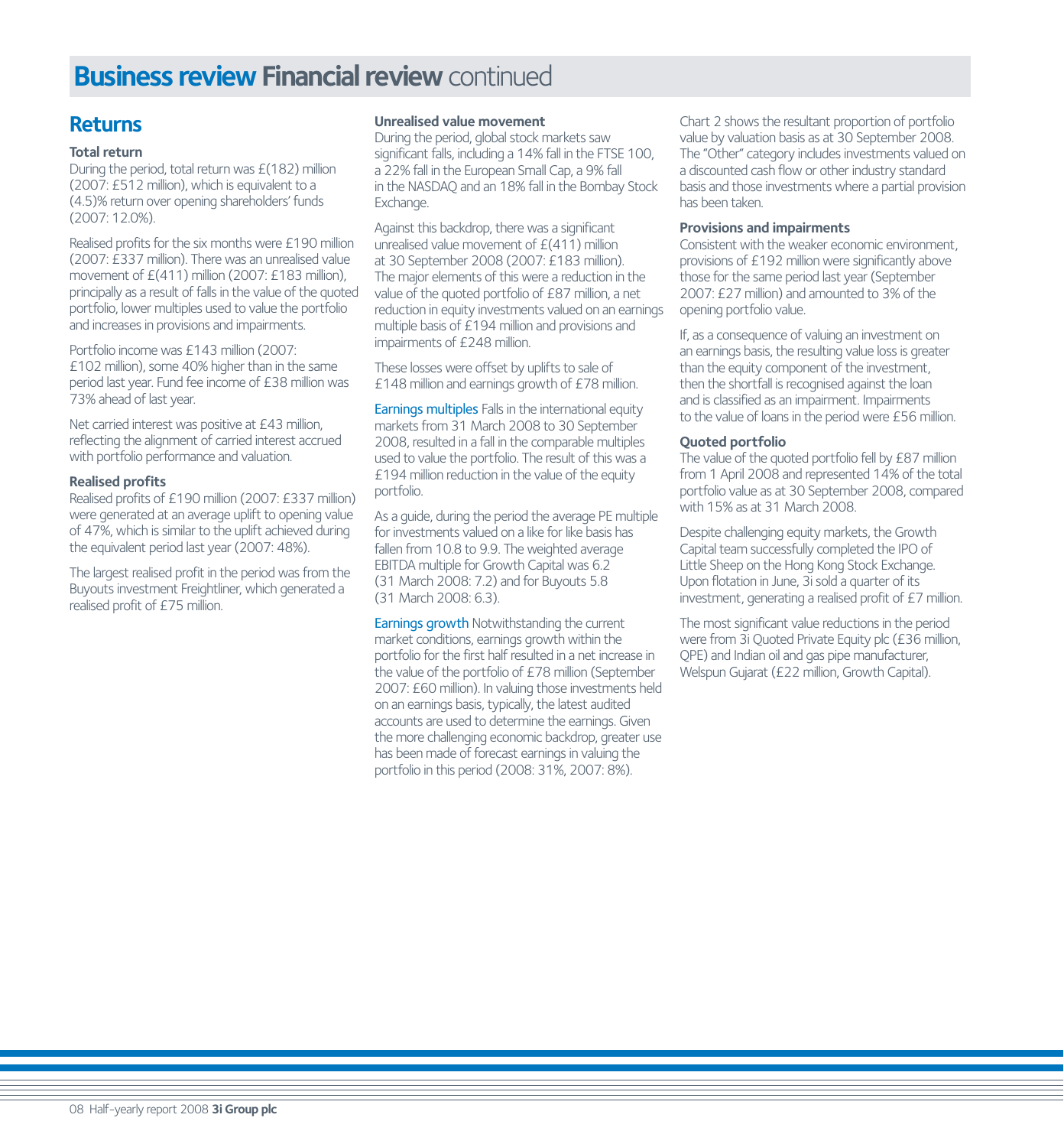# Business review Financial review continued

## Returns

### Total return

During the period, total return was £(182) million (2007: £512 million), which is equivalent to a (4.5)% return over opening shareholders' funds (2007: 12.0%).

Realised profits for the six months were £190 million (2007: £337 million). There was an unrealised value movement of £(411) million (2007: £183 million), principally as a result of falls in the value of the quoted portfolio, lower multiples used to value the portfolio and increases in provisions and impairments.

Portfolio income was £143 million (2007: £102 million), some 40% higher than in the same period last year. Fund fee income of £38 million was 73% ahead of last year.

Net carried interest was positive at £43 million, reflecting the alignment of carried interest accrued with portfolio performance and valuation.

### Realised profits

Realised profits of £190 million (2007: £337 million) were generated at an average uplift to opening value of 47%, which is similar to the uplift achieved during the equivalent period last year (2007: 48%).

The largest realised profit in the period was from the Buyouts investment Freightliner, which generated a realised profit of £75 million.

### Unrealised value movement

During the period, global stock markets saw significant falls, including a 14% fall in the FTSE 100, a 22% fall in the European Small Cap, a 9% fall in the NASDAQ and an 18% fall in the Bombay Stock Exchange.

Against this backdrop, there was a significant unrealised value movement of £(411) million at 30 September 2008 (2007: £183 million). The major elements of this were a reduction in the value of the quoted portfolio of £87 million, a net reduction in equity investments valued on an earnings multiple basis of £194 million and provisions and impairments of £248 million.

These losses were offset by uplifts to sale of £148 million and earnings growth of £78 million.

Earnings multiples Falls in the international equity markets from 31 March 2008 to 30 September 2008, resulted in a fall in the comparable multiples used to value the portfolio. The result of this was a £194 million reduction in the value of the equity portfolio.

As a guide, during the period the average PE multiple for investments valued on a like for like basis has fallen from 10.8 to 9.9. The weighted average EBITDA multiple for Growth Capital was 6.2 (31 March 2008: 7.2) and for Buyouts 5.8 (31 March 2008: 6.3).

Earnings growth Notwithstanding the current market conditions, earnings growth within the portfolio for the first half resulted in a net increase in the value of the portfolio of £78 million (September 2007: £60 million). In valuing those investments held on an earnings basis, typically, the latest audited accounts are used to determine the earnings. Given the more challenging economic backdrop, greater use has been made of forecast earnings in valuing the portfolio in this period (2008: 31%, 2007: 8%).

Chart 2 shows the resultant proportion of portfolio value by valuation basis as at 30 September 2008. The "Other" category includes investments valued on a discounted cash flow or other industry standard basis and those investments where a partial provision has been taken.

### Provisions and impairments

Consistent with the weaker economic environment, provisions of £192 million were significantly above those for the same period last year (September 2007: £27 million) and amounted to 3% of the opening portfolio value.

If, as a consequence of valuing an investment on an earnings basis, the resulting value loss is greater than the equity component of the investment, then the shortfall is recognised against the loan and is classified as an impairment. Impairments to the value of loans in the period were £56 million.

### Quoted portfolio

The value of the quoted portfolio fell by £87 million from 1 April 2008 and represented 14% of the total portfolio value as at 30 September 2008, compared with 15% as at 31 March 2008.

Despite challenging equity markets, the Growth Capital team successfully completed the IPO of Little Sheep on the Hong Kong Stock Exchange. Upon flotation in June, 3i sold a quarter of its investment, generating a realised profit of £7 million.

The most significant value reductions in the period were from 3i Quoted Private Equity plc (£36 million, QPE) and Indian oil and gas pipe manufacturer, Welspun Gujarat (£22 million, Growth Capital).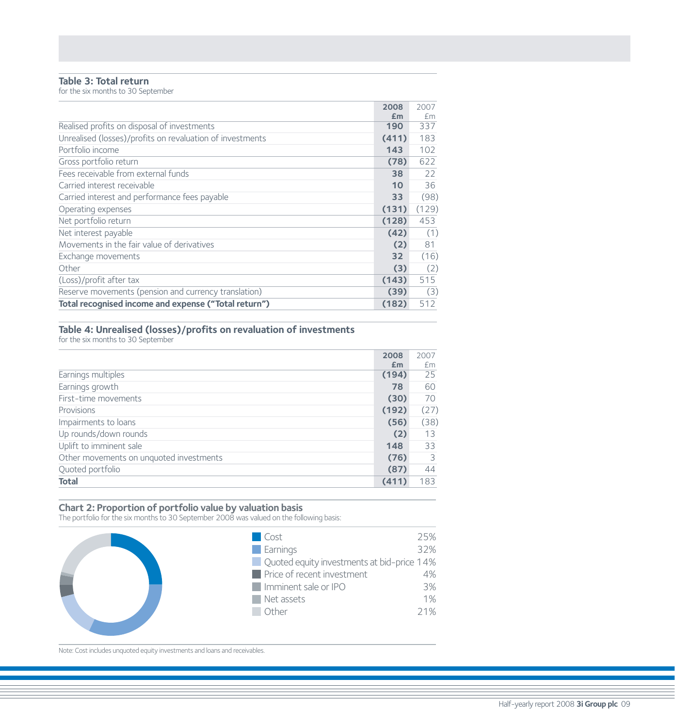### Table 3: Total return

for the six months to 30 September

| | 2008 £m | 2007 £m |
|---|---|---|
| Realised profits on disposal of investments | **190** | 337 |
| Unrealised (losses)/profits on revaluation of investments | **(411)** | 183 |
| Portfolio income | **143** | 102 |
| Gross portfolio return | **(78)** | 622 |
| Fees receivable from external funds | **38** | 22 |
| Carried interest receivable | **10** | 36 |
| Carried interest and performance fees payable | **33** | (98) |
| Operating expenses | **(131)** | (129) |
| Net portfolio return | **(128)** | 453 |
| Net interest payable | **(42)** | (1) |
| Movements in the fair value of derivatives | **(2)** | 81 |
| Exchange movements | **32** | (16) |
| Other | **(3)** | (2) |
| (Loss)/profit after tax | **(143)** | 515 |
| Reserve movements (pension and currency translation) | **(39)** | (3) |
| **Total recognised income and expense ("Total return")** | **(182)** | 512 |

### Table 4: Unrealised (losses)/profits on revaluation of investments

for the six months to 30 September

| | 2008 £m | 2007 £m |
|---|---|---|
| Earnings multiples | **(194)** | 25 |
| Earnings growth | **78** | 60 |
| First-time movements | **(30)** | 70 |
| Provisions | **(192)** | (27) |
| Impairments to loans | **(56)** | (38) |
| Up rounds/down rounds | **(2)** | 13 |
| Uplift to imminent sale | **148** | 33 |
| Other movements on unquoted investments | **(76)** | 3 |
| Quoted portfolio | **(87)** | 44 |
| **Total** | **(411)** | 183 |

### Chart 2: Proportion of portfolio value by valuation basis

The portfolio for the six months to 30 September 2008 was valued on the following basis:

| Basis | % |
|---|---|
| Cost | 25% |
| Earnings | 32% |
| Quoted equity investments at bid-price | 14% |
| Price of recent investment | 4% |
| Imminent sale or IPO | 3% |
| Net assets | 1% |
| Other | 21% |

Note: Cost includes unquoted equity investments and loans and receivables.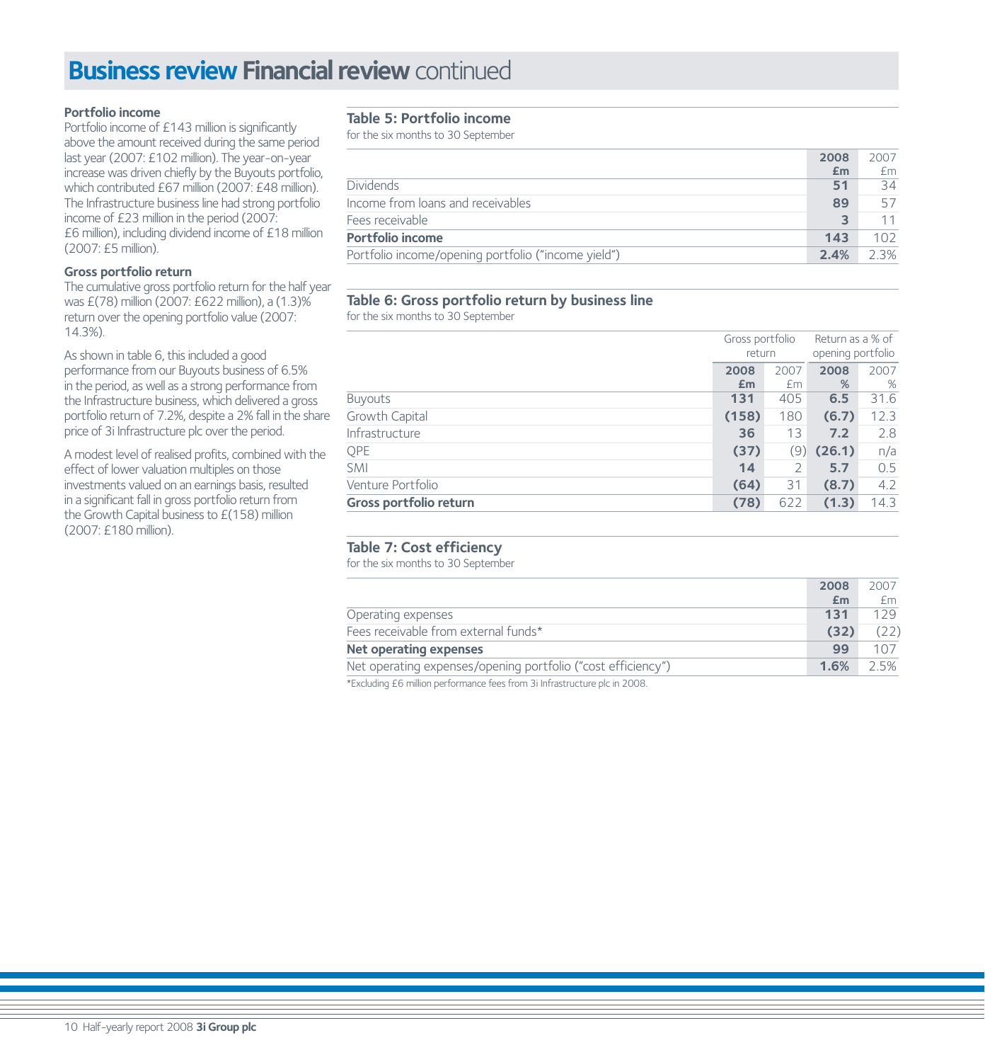# Business review Financial review continued

**Portfolio income**

Portfolio income of £143 million is significantly above the amount received during the same period last year (2007: £102 million). The year-on-year increase was driven chiefly by the Buyouts portfolio, which contributed £67 million (2007: £48 million). The Infrastructure business line had strong portfolio income of £23 million in the period (2007: £6 million), including dividend income of £18 million (2007: £5 million).

**Gross portfolio return**

The cumulative gross portfolio return for the half year was £(78) million (2007: £622 million), a (1.3)% return over the opening portfolio value (2007: 14.3%).

As shown in table 6, this included a good performance from our Buyouts business of 6.5% in the period, as well as a strong performance from the Infrastructure business, which delivered a gross portfolio return of 7.2%, despite a 2% fall in the share price of 3i Infrastructure plc over the period.

A modest level of realised profits, combined with the effect of lower valuation multiples on those investments valued on an earnings basis, resulted in a significant fall in gross portfolio return from the Growth Capital business to £(158) million (2007: £180 million).

## Table 5: Portfolio income

for the six months to 30 September

| | 2008 £m | 2007 £m |
|---|---|---|
| Dividends | **51** | 34 |
| Income from loans and receivables | **89** | 57 |
| Fees receivable | **3** | 11 |
| **Portfolio income** | **143** | 102 |
| Portfolio income/opening portfolio ("income yield") | **2.4%** | 2.3% |

## Table 6: Gross portfolio return by business line

for the six months to 30 September

| | Gross portfolio return | | Return as a % of opening portfolio | |
|---|---|---|---|---|
| | 2008 £m | 2007 £m | 2008 % | 2007 % |
| Buyouts | **131** | 405 | **6.5** | 31.6 |
| Growth Capital | **(158)** | 180 | **(6.7)** | 12.3 |
| Infrastructure | **36** | 13 | **7.2** | 2.8 |
| QPE | **(37)** | (9) | **(26.1)** | n/a |
| SMI | **14** | 2 | **5.7** | 0.5 |
| Venture Portfolio | **(64)** | 31 | **(8.7)** | 4.2 |
| **Gross portfolio return** | **(78)** | 622 | **(1.3)** | 14.3 |

## Table 7: Cost efficiency

for the six months to 30 September

| | 2008 £m | 2007 £m |
|---|---|---|
| Operating expenses | **131** | 129 |
| Fees receivable from external funds* | **(32)** | (22) |
| **Net operating expenses** | **99** | 107 |
| Net operating expenses/opening portfolio ("cost efficiency") | **1.6%** | 2.5% |

*Excluding £6 million performance fees from 3i Infrastructure plc in 2008.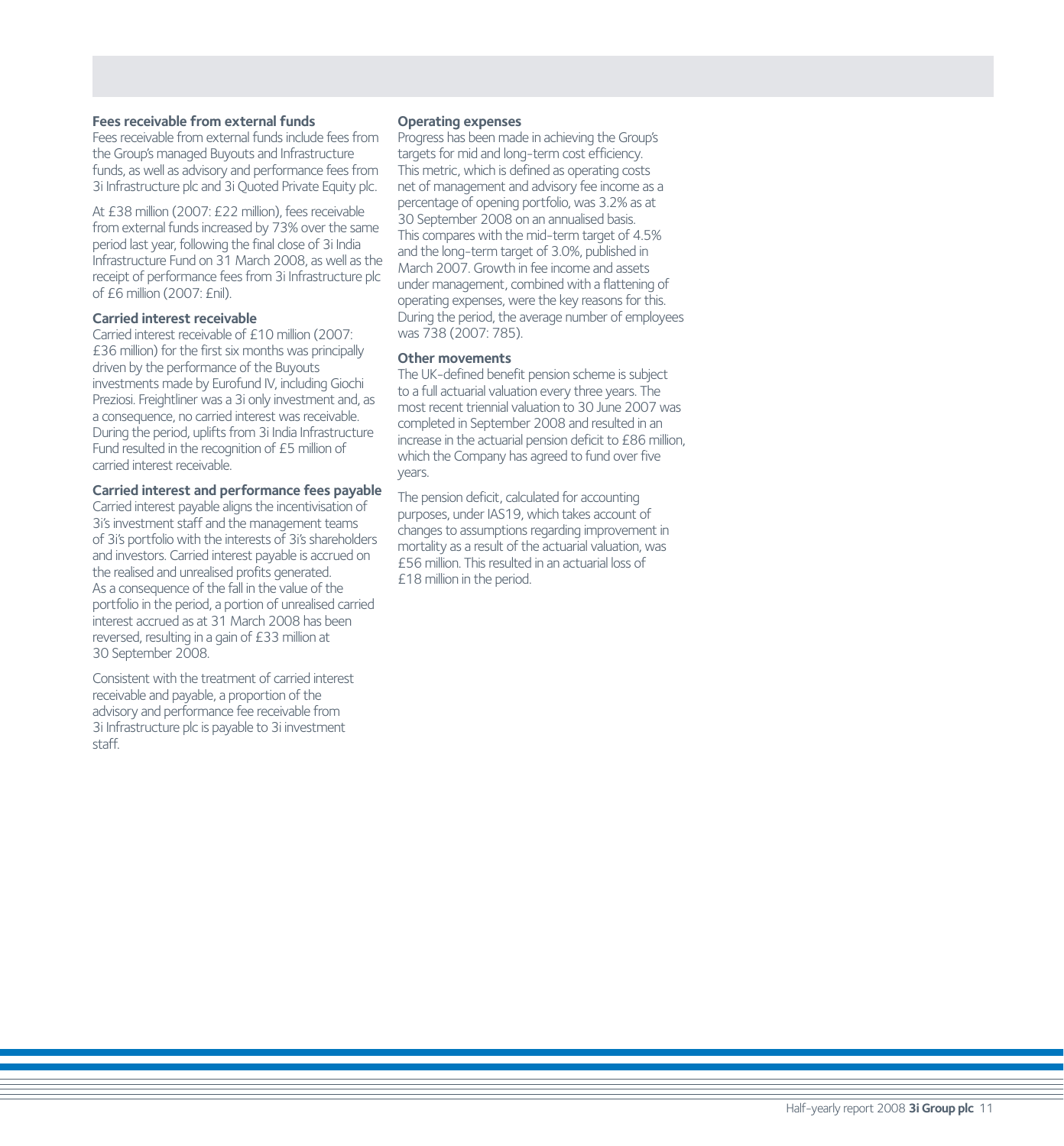### Fees receivable from external funds

Fees receivable from external funds include fees from the Group's managed Buyouts and Infrastructure funds, as well as advisory and performance fees from 3i Infrastructure plc and 3i Quoted Private Equity plc.

At £38 million (2007: £22 million), fees receivable from external funds increased by 73% over the same period last year, following the final close of 3i India Infrastructure Fund on 31 March 2008, as well as the receipt of performance fees from 3i Infrastructure plc of £6 million (2007: £nil).

### Carried interest receivable

Carried interest receivable of £10 million (2007: £36 million) for the first six months was principally driven by the performance of the Buyouts investments made by Eurofund IV, including Giochi Preziosi. Freightliner was a 3i only investment and, as a consequence, no carried interest was receivable. During the period, uplifts from 3i India Infrastructure Fund resulted in the recognition of £5 million of carried interest receivable.

### Carried interest and performance fees payable

Carried interest payable aligns the incentivisation of 3i's investment staff and the management teams of 3i's portfolio with the interests of 3i's shareholders and investors. Carried interest payable is accrued on the realised and unrealised profits generated. As a consequence of the fall in the value of the portfolio in the period, a portion of unrealised carried interest accrued as at 31 March 2008 has been reversed, resulting in a gain of £33 million at 30 September 2008.

Consistent with the treatment of carried interest receivable and payable, a proportion of the advisory and performance fee receivable from 3i Infrastructure plc is payable to 3i investment staff.

### Operating expenses

Progress has been made in achieving the Group's targets for mid and long-term cost efficiency. This metric, which is defined as operating costs net of management and advisory fee income as a percentage of opening portfolio, was 3.2% as at 30 September 2008 on an annualised basis. This compares with the mid-term target of 4.5% and the long-term target of 3.0%, published in March 2007. Growth in fee income and assets under management, combined with a flattening of operating expenses, were the key reasons for this. During the period, the average number of employees was 738 (2007: 785).

### Other movements

The UK-defined benefit pension scheme is subject to a full actuarial valuation every three years. The most recent triennial valuation to 30 June 2007 was completed in September 2008 and resulted in an increase in the actuarial pension deficit to £86 million, which the Company has agreed to fund over five years.

The pension deficit, calculated for accounting purposes, under IAS19, which takes account of changes to assumptions regarding improvement in mortality as a result of the actuarial valuation, was £56 million. This resulted in an actuarial loss of £18 million in the period.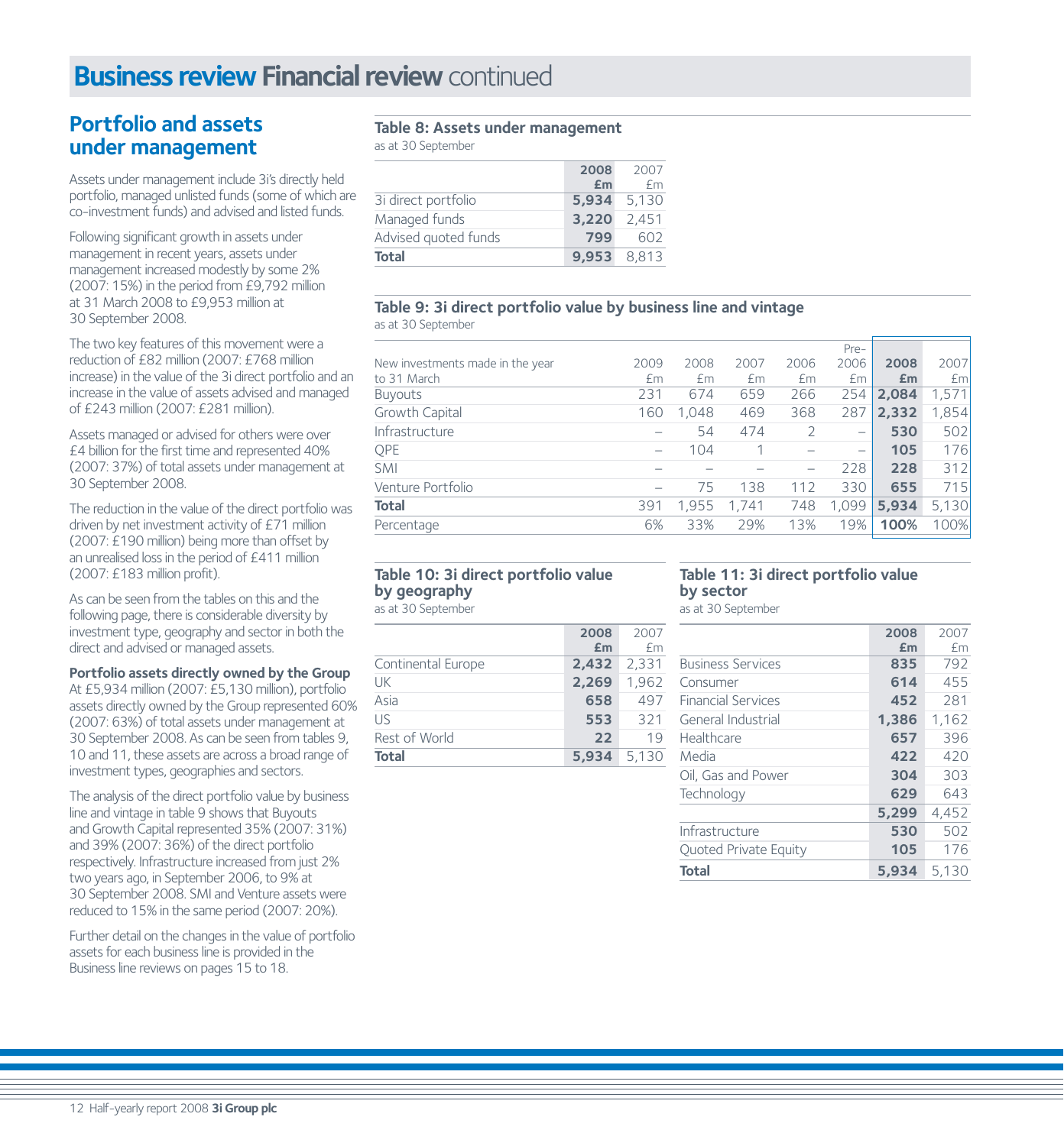# Business review Financial review continued

## Portfolio and assets under management

Assets under management include 3i's directly held portfolio, managed unlisted funds (some of which are co-investment funds) and advised and listed funds.

Following significant growth in assets under management in recent years, assets under management increased modestly by some 2% (2007: 15%) in the period from £9,792 million at 31 March 2008 to £9,953 million at 30 September 2008.

The two key features of this movement were a reduction of £82 million (2007: £768 million increase) in the value of the 3i direct portfolio and an increase in the value of assets advised and managed of £243 million (2007: £281 million).

Assets managed or advised for others were over £4 billion for the first time and represented 40% (2007: 37%) of total assets under management at 30 September 2008.

The reduction in the value of the direct portfolio was driven by net investment activity of £71 million (2007: £190 million) being more than offset by an unrealised loss in the period of £411 million (2007: £183 million profit).

As can be seen from the tables on this and the following page, there is considerable diversity by investment type, geography and sector in both the direct and advised or managed assets.

**Portfolio assets directly owned by the Group**
At £5,934 million (2007: £5,130 million), portfolio assets directly owned by the Group represented 60% (2007: 63%) of total assets under management at 30 September 2008. As can be seen from tables 9, 10 and 11, these assets are across a broad range of investment types, geographies and sectors.

The analysis of the direct portfolio value by business line and vintage in table 9 shows that Buyouts and Growth Capital represented 35% (2007: 31%) and 39% (2007: 36%) of the direct portfolio respectively. Infrastructure increased from just 2% two years ago, in September 2006, to 9% at 30 September 2008. SMI and Venture assets were reduced to 15% in the same period (2007: 20%).

Further detail on the changes in the value of portfolio assets for each business line is provided in the Business line reviews on pages 15 to 18.

**Table 8: Assets under management**
as at 30 September

| | 2008 £m | 2007 £m |
|---|---|---|
| 3i direct portfolio | 5,934 | 5,130 |
| Managed funds | 3,220 | 2,451 |
| Advised quoted funds | 799 | 602 |
| **Total** | **9,953** | **8,813** |

**Table 9: 3i direct portfolio value by business line and vintage**
as at 30 September

| New investments made in the year to 31 March | 2009 £m | 2008 £m | 2007 £m | 2006 £m | Pre-2006 £m | 2008 £m | 2007 £m |
|---|---|---|---|---|---|---|---|
| Buyouts | 231 | 674 | 659 | 266 | 254 | 2,084 | 1,571 |
| Growth Capital | 160 | 1,048 | 469 | 368 | 287 | 2,332 | 1,854 |
| Infrastructure | – | 54 | 474 | 2 | – | 530 | 502 |
| QPE | – | 104 | 1 | – | – | 105 | 176 |
| SMI | – | – | – | – | 228 | 228 | 312 |
| Venture Portfolio | – | 75 | 138 | 112 | 330 | 655 | 715 |
| **Total** | 391 | 1,955 | 1,741 | 748 | 1,099 | **5,934** | 5,130 |
| Percentage | 6% | 33% | 29% | 13% | 19% | 100% | 100% |

**Table 10: 3i direct portfolio value by geography**
as at 30 September

| | 2008 £m | 2007 £m |
|---|---|---|
| Continental Europe | 2,432 | 2,331 |
| UK | 2,269 | 1,962 |
| Asia | 658 | 497 |
| US | 553 | 321 |
| Rest of World | 22 | 19 |
| **Total** | **5,934** | **5,130** |

**Table 11: 3i direct portfolio value by sector**
as at 30 September

| | 2008 £m | 2007 £m |
|---|---|---|
| Business Services | 835 | 792 |
| Consumer | 614 | 455 |
| Financial Services | 452 | 281 |
| General Industrial | 1,386 | 1,162 |
| Healthcare | 657 | 396 |
| Media | 422 | 420 |
| Oil, Gas and Power | 304 | 303 |
| Technology | 629 | 643 |
| | 5,299 | 4,452 |
| Infrastructure | 530 | 502 |
| Quoted Private Equity | 105 | 176 |
| **Total** | **5,934** | **5,130** |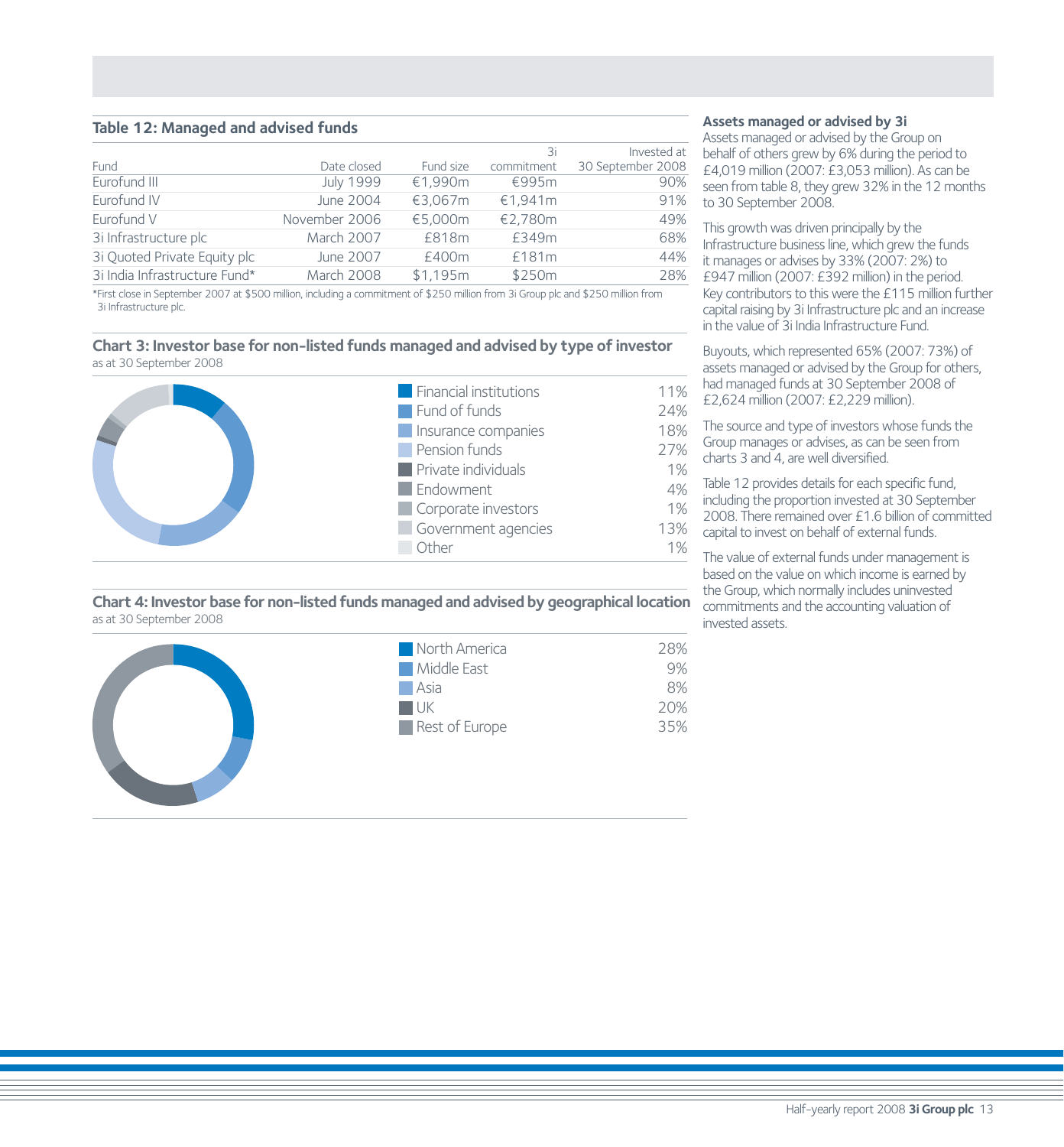### Table 12: Managed and advised funds

| Fund | Date closed | Fund size | 3i commitment | Invested at 30 September 2008 |
|---|---|---|---|---|
| Eurofund III | July 1999 | €1,990m | €995m | 90% |
| Eurofund IV | June 2004 | €3,067m | €1,941m | 91% |
| Eurofund V | November 2006 | €5,000m | €2,780m | 49% |
| 3i Infrastructure plc | March 2007 | £818m | £349m | 68% |
| 3i Quoted Private Equity plc | June 2007 | £400m | £181m | 44% |
| 3i India Infrastructure Fund* | March 2008 | $1,195m | $250m | 28% |

*First close in September 2007 at $500 million, including a commitment of $250 million from 3i Group plc and $250 million from 3i Infrastructure plc.

### Chart 3: Investor base for non-listed funds managed and advised by type of investor

as at 30 September 2008

| Type of investor | % |
|---|---|
| Financial institutions | 11% |
| Fund of funds | 24% |
| Insurance companies | 18% |
| Pension funds | 27% |
| Private individuals | 1% |
| Endowment | 4% |
| Corporate investors | 1% |
| Government agencies | 13% |
| Other | 1% |

### Chart 4: Investor base for non-listed funds managed and advised by geographical location

as at 30 September 2008

| Location | % |
|---|---|
| North America | 28% |
| Middle East | 9% |
| Asia | 8% |
| UK | 20% |
| Rest of Europe | 35% |

### Assets managed or advised by 3i

Assets managed or advised by the Group on behalf of others grew by 6% during the period to £4,019 million (2007: £3,053 million). As can be seen from table 8, they grew 32% in the 12 months to 30 September 2008.

This growth was driven principally by the Infrastructure business line, which grew the funds it manages or advises by 33% (2007: 2%) to £947 million (2007: £392 million) in the period. Key contributors to this were the £115 million further capital raising by 3i Infrastructure plc and an increase in the value of 3i India Infrastructure Fund.

Buyouts, which represented 65% (2007: 73%) of assets managed or advised by the Group for others, had managed funds at 30 September 2008 of £2,624 million (2007: £2,229 million).

The source and type of investors whose funds the Group manages or advises, as can be seen from charts 3 and 4, are well diversified.

Table 12 provides details for each specific fund, including the proportion invested at 30 September 2008. There remained over £1.6 billion of committed capital to invest on behalf of external funds.

The value of external funds under management is based on the value on which income is earned by the Group, which normally includes uninvested commitments and the accounting valuation of invested assets.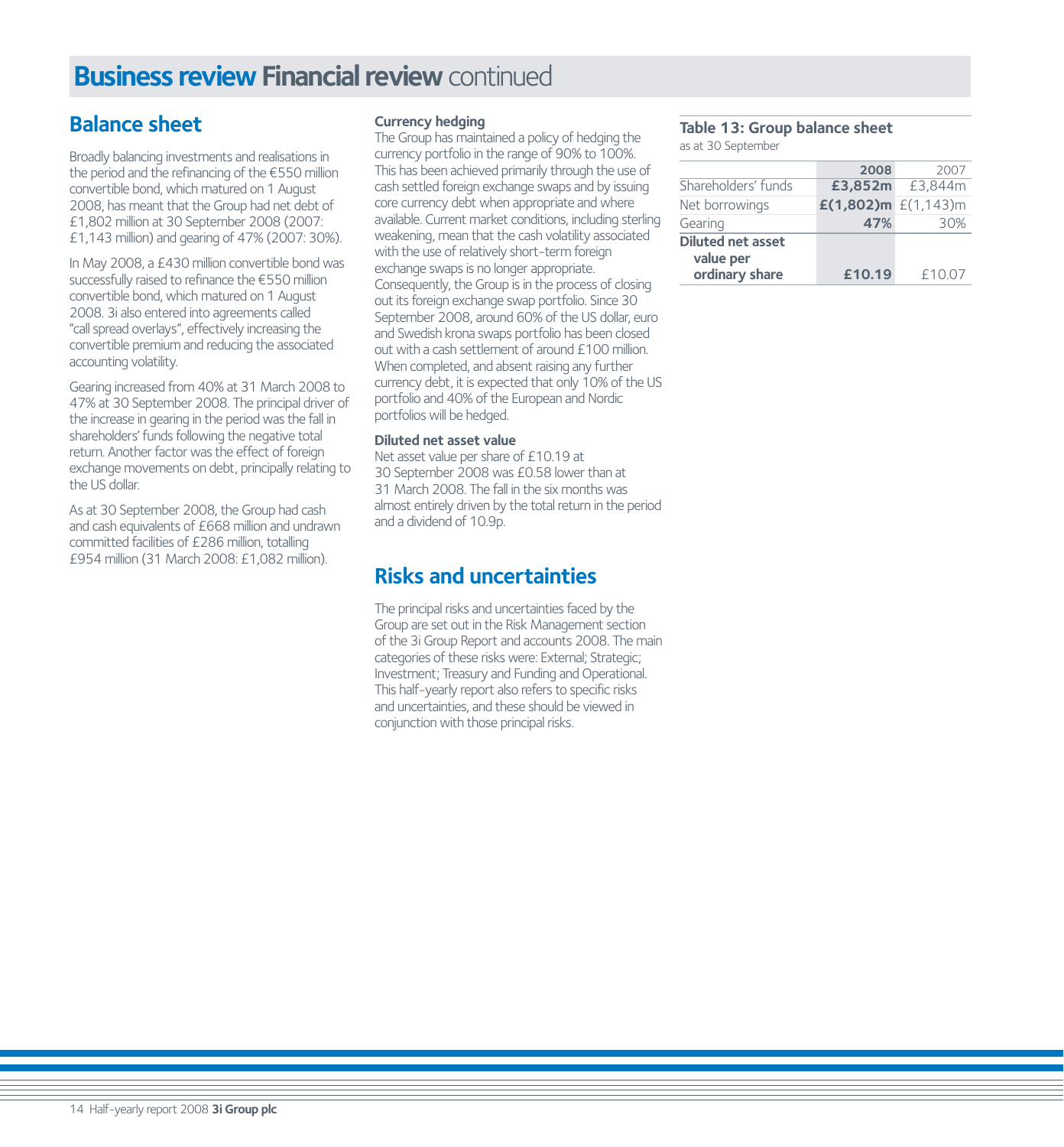# Business review Financial review continued

## Balance sheet

Broadly balancing investments and realisations in the period and the refinancing of the €550 million convertible bond, which matured on 1 August 2008, has meant that the Group had net debt of £1,802 million at 30 September 2008 (2007: £1,143 million) and gearing of 47% (2007: 30%).

In May 2008, a £430 million convertible bond was successfully raised to refinance the €550 million convertible bond, which matured on 1 August 2008. 3i also entered into agreements called "call spread overlays", effectively increasing the convertible premium and reducing the associated accounting volatility.

Gearing increased from 40% at 31 March 2008 to 47% at 30 September 2008. The principal driver of the increase in gearing in the period was the fall in shareholders' funds following the negative total return. Another factor was the effect of foreign exchange movements on debt, principally relating to the US dollar.

As at 30 September 2008, the Group had cash and cash equivalents of £668 million and undrawn committed facilities of £286 million, totalling £954 million (31 March 2008: £1,082 million).

### Currency hedging

The Group has maintained a policy of hedging the currency portfolio in the range of 90% to 100%. This has been achieved primarily through the use of cash settled foreign exchange swaps and by issuing core currency debt when appropriate and where available. Current market conditions, including sterling weakening, mean that the cash volatility associated with the use of relatively short-term foreign exchange swaps is no longer appropriate. Consequently, the Group is in the process of closing out its foreign exchange swap portfolio. Since 30 September 2008, around 60% of the US dollar, euro and Swedish krona swaps portfolio has been closed out with a cash settlement of around £100 million. When completed, and absent raising any further currency debt, it is expected that only 10% of the US portfolio and 40% of the European and Nordic portfolios will be hedged.

### Diluted net asset value

Net asset value per share of £10.19 at 30 September 2008 was £0.58 lower than at 31 March 2008. The fall in the six months was almost entirely driven by the total return in the period and a dividend of 10.9p.

## Risks and uncertainties

The principal risks and uncertainties faced by the Group are set out in the Risk Management section of the 3i Group Report and accounts 2008. The main categories of these risks were: External; Strategic; Investment; Treasury and Funding and Operational. This half-yearly report also refers to specific risks and uncertainties, and these should be viewed in conjunction with those principal risks.

**Table 13: Group balance sheet**
as at 30 September

| | 2008 | 2007 |
|---|---|---|
| Shareholders' funds | **£3,852m** | £3,844m |
| Net borrowings | **£(1,802)m** | £(1,143)m |
| Gearing | **47%** | 30% |
| **Diluted net asset value per ordinary share** | **£10.19** | £10.07 |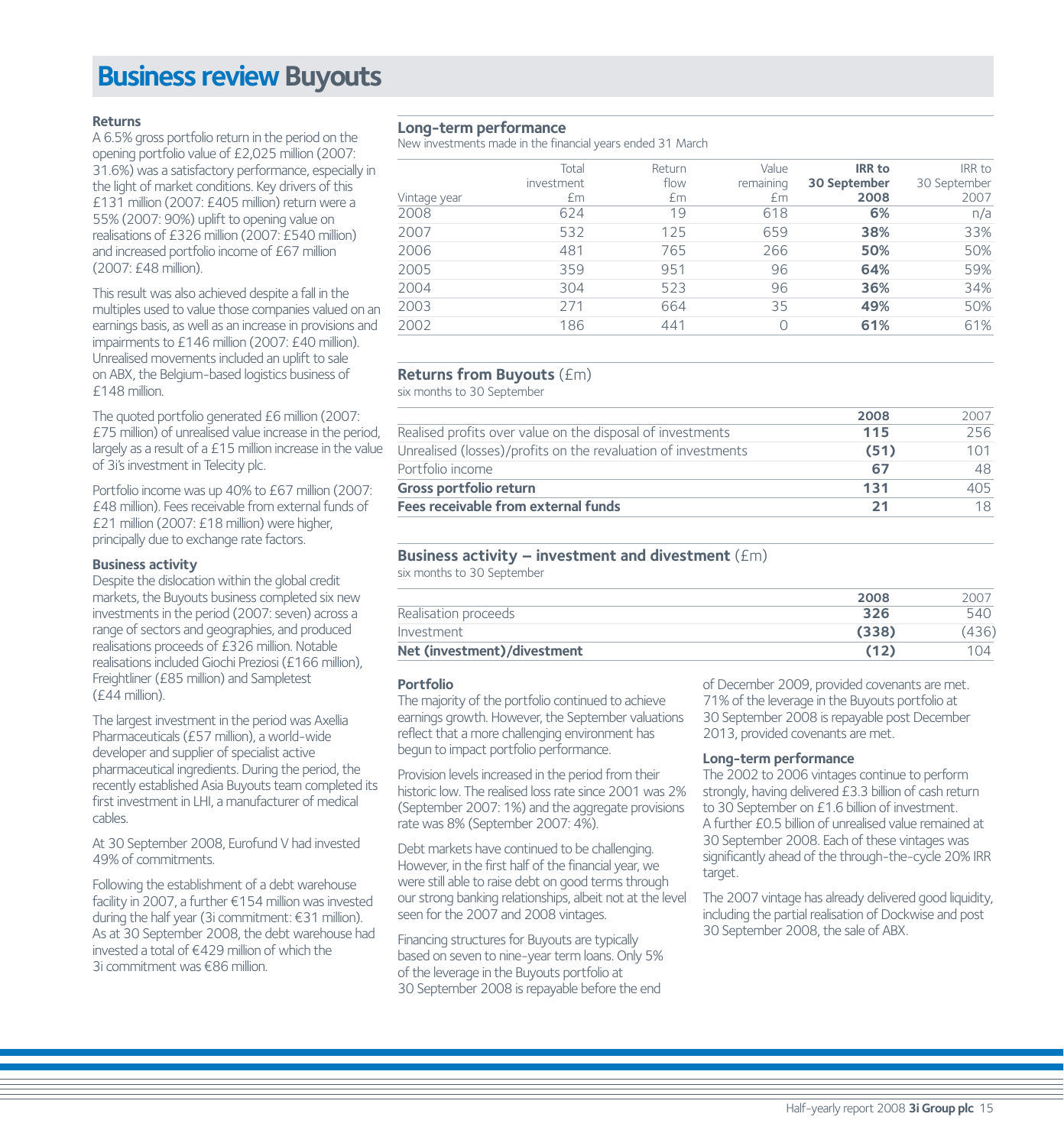# Business review Buyouts

### Returns

A 6.5% gross portfolio return in the period on the opening portfolio value of £2,025 million (2007: 31.6%) was a satisfactory performance, especially in the light of market conditions. Key drivers of this £131 million (2007: £405 million) return were a 55% (2007: 90%) uplift to opening value on realisations of £326 million (2007: £540 million) and increased portfolio income of £67 million (2007: £48 million).

This result was also achieved despite a fall in the multiples used to value those companies valued on an earnings basis, as well as an increase in provisions and impairments to £146 million (2007: £40 million). Unrealised movements included an uplift to sale on ABX, the Belgium-based logistics business of £148 million.

The quoted portfolio generated £6 million (2007: £75 million) of unrealised value increase in the period, largely as a result of a £15 million increase in the value of 3i's investment in Telecity plc.

Portfolio income was up 40% to £67 million (2007: £48 million). Fees receivable from external funds of £21 million (2007: £18 million) were higher, principally due to exchange rate factors.

### Business activity

Despite the dislocation within the global credit markets, the Buyouts business completed six new investments in the period (2007: seven) across a range of sectors and geographies, and produced realisations proceeds of £326 million. Notable realisations included Giochi Preziosi (£166 million), Freightliner (£85 million) and Sampletest (£44 million).

The largest investment in the period was Axellia Pharmaceuticals (£57 million), a world-wide developer and supplier of specialist active pharmaceutical ingredients. During the period, the recently established Asia Buyouts team completed its first investment in LHI, a manufacturer of medical cables.

At 30 September 2008, Eurofund V had invested 49% of commitments.

Following the establishment of a debt warehouse facility in 2007, a further €154 million was invested during the half year (3i commitment: €31 million). As at 30 September 2008, the debt warehouse had invested a total of €429 million of which the 3i commitment was €86 million.

### Long-term performance

New investments made in the financial years ended 31 March

| Vintage year | Total investment £m | Return flow £m | Value remaining £m | **IRR to 30 September 2008** | IRR to 30 September 2007 |
|---|---|---|---|---|---|
| 2008 | 624 | 19 | 618 | **6%** | n/a |
| 2007 | 532 | 125 | 659 | **38%** | 33% |
| 2006 | 481 | 765 | 266 | **50%** | 50% |
| 2005 | 359 | 951 | 96 | **64%** | 59% |
| 2004 | 304 | 523 | 96 | **36%** | 34% |
| 2003 | 271 | 664 | 35 | **49%** | 50% |
| 2002 | 186 | 441 | 0 | **61%** | 61% |

### Returns from Buyouts (£m)

six months to 30 September

| | **2008** | 2007 |
|---|---|---|
| Realised profits over value on the disposal of investments | **115** | 256 |
| Unrealised (losses)/profits on the revaluation of investments | **(51)** | 101 |
| Portfolio income | **67** | 48 |
| **Gross portfolio return** | **131** | 405 |
| **Fees receivable from external funds** | **21** | 18 |

### Business activity – investment and divestment (£m)

six months to 30 September

| | **2008** | 2007 |
|---|---|---|
| Realisation proceeds | **326** | 540 |
| Investment | **(338)** | (436) |
| **Net (investment)/divestment** | **(12)** | 104 |

### Portfolio

The majority of the portfolio continued to achieve earnings growth. However, the September valuations reflect that a more challenging environment has begun to impact portfolio performance.

Provision levels increased in the period from their historic low. The realised loss rate since 2001 was 2% (September 2007: 1%) and the aggregate provisions rate was 8% (September 2007: 4%).

Debt markets have continued to be challenging. However, in the first half of the financial year, we were still able to raise debt on good terms through our strong banking relationships, albeit not at the level seen for the 2007 and 2008 vintages.

Financing structures for Buyouts are typically based on seven to nine-year term loans. Only 5% of the leverage in the Buyouts portfolio at 30 September 2008 is repayable before the end of December 2009, provided covenants are met. 71% of the leverage in the Buyouts portfolio at 30 September 2008 is repayable post December 2013, provided covenants are met.

### Long-term performance

The 2002 to 2006 vintages continue to perform strongly, having delivered £3.3 billion of cash return to 30 September on £1.6 billion of investment. A further £0.5 billion of unrealised value remained at 30 September 2008. Each of these vintages was significantly ahead of the through-the-cycle 20% IRR target.

The 2007 vintage has already delivered good liquidity, including the partial realisation of Dockwise and post 30 September 2008, the sale of ABX.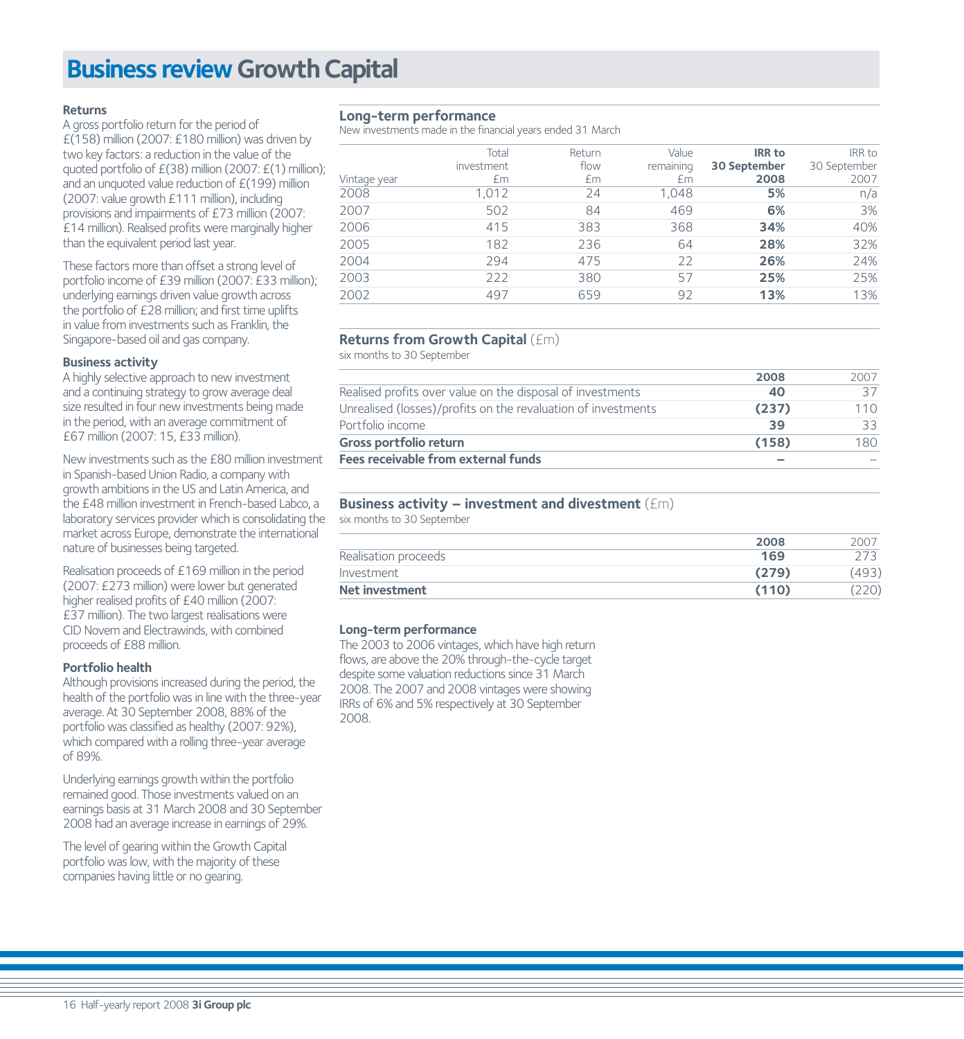# Business review Growth Capital

### Returns

A gross portfolio return for the period of £(158) million (2007: £180 million) was driven by two key factors: a reduction in the value of the quoted portfolio of £(38) million (2007: £(1) million); and an unquoted value reduction of £(199) million (2007: value growth £111 million), including provisions and impairments of £73 million (2007: £14 million). Realised profits were marginally higher than the equivalent period last year.

These factors more than offset a strong level of portfolio income of £39 million (2007: £33 million); underlying earnings driven value growth across the portfolio of £28 million; and first time uplifts in value from investments such as Franklin, the Singapore-based oil and gas company.

### Business activity

A highly selective approach to new investment and a continuing strategy to grow average deal size resulted in four new investments being made in the period, with an average commitment of £67 million (2007: 15, £33 million).

New investments such as the £80 million investment in Spanish-based Union Radio, a company with growth ambitions in the US and Latin America, and the £48 million investment in French-based Labco, a laboratory services provider which is consolidating the market across Europe, demonstrate the international nature of businesses being targeted.

Realisation proceeds of £169 million in the period (2007: £273 million) were lower but generated higher realised profits of £40 million (2007: £37 million). The two largest realisations were CID Novem and Electrawinds, with combined proceeds of £88 million.

### Portfolio health

Although provisions increased during the period, the health of the portfolio was in line with the three-year average. At 30 September 2008, 88% of the portfolio was classified as healthy (2007: 92%), which compared with a rolling three-year average of 89%.

Underlying earnings growth within the portfolio remained good. Those investments valued on an earnings basis at 31 March 2008 and 30 September 2008 had an average increase in earnings of 29%.

The level of gearing within the Growth Capital portfolio was low, with the majority of these companies having little or no gearing.

## Long-term performance

New investments made in the financial years ended 31 March

| Vintage year | Total investment £m | Return flow £m | Value remaining £m | **IRR to 30 September 2008** | IRR to 30 September 2007 |
|---|---|---|---|---|---|
| 2008 | 1,012 | 24 | 1,048 | **5%** | n/a |
| 2007 | 502 | 84 | 469 | **6%** | 3% |
| 2006 | 415 | 383 | 368 | **34%** | 40% |
| 2005 | 182 | 236 | 64 | **28%** | 32% |
| 2004 | 294 | 475 | 22 | **26%** | 24% |
| 2003 | 222 | 380 | 57 | **25%** | 25% |
| 2002 | 497 | 659 | 92 | **13%** | 13% |

## Returns from Growth Capital (£m)

six months to 30 September

| | **2008** | 2007 |
|---|---|---|
| Realised profits over value on the disposal of investments | **40** | 37 |
| Unrealised (losses)/profits on the revaluation of investments | **(237)** | 110 |
| Portfolio income | **39** | 33 |
| **Gross portfolio return** | **(158)** | 180 |
| **Fees receivable from external funds** | **–** | – |

## Business activity – investment and divestment (£m)

six months to 30 September

| | **2008** | 2007 |
|---|---|---|
| Realisation proceeds | **169** | 273 |
| Investment | **(279)** | (493) |
| **Net investment** | **(110)** | (220) |

### Long-term performance

The 2003 to 2006 vintages, which have high return flows, are above the 20% through-the-cycle target despite some valuation reductions since 31 March 2008. The 2007 and 2008 vintages were showing IRRs of 6% and 5% respectively at 30 September 2008.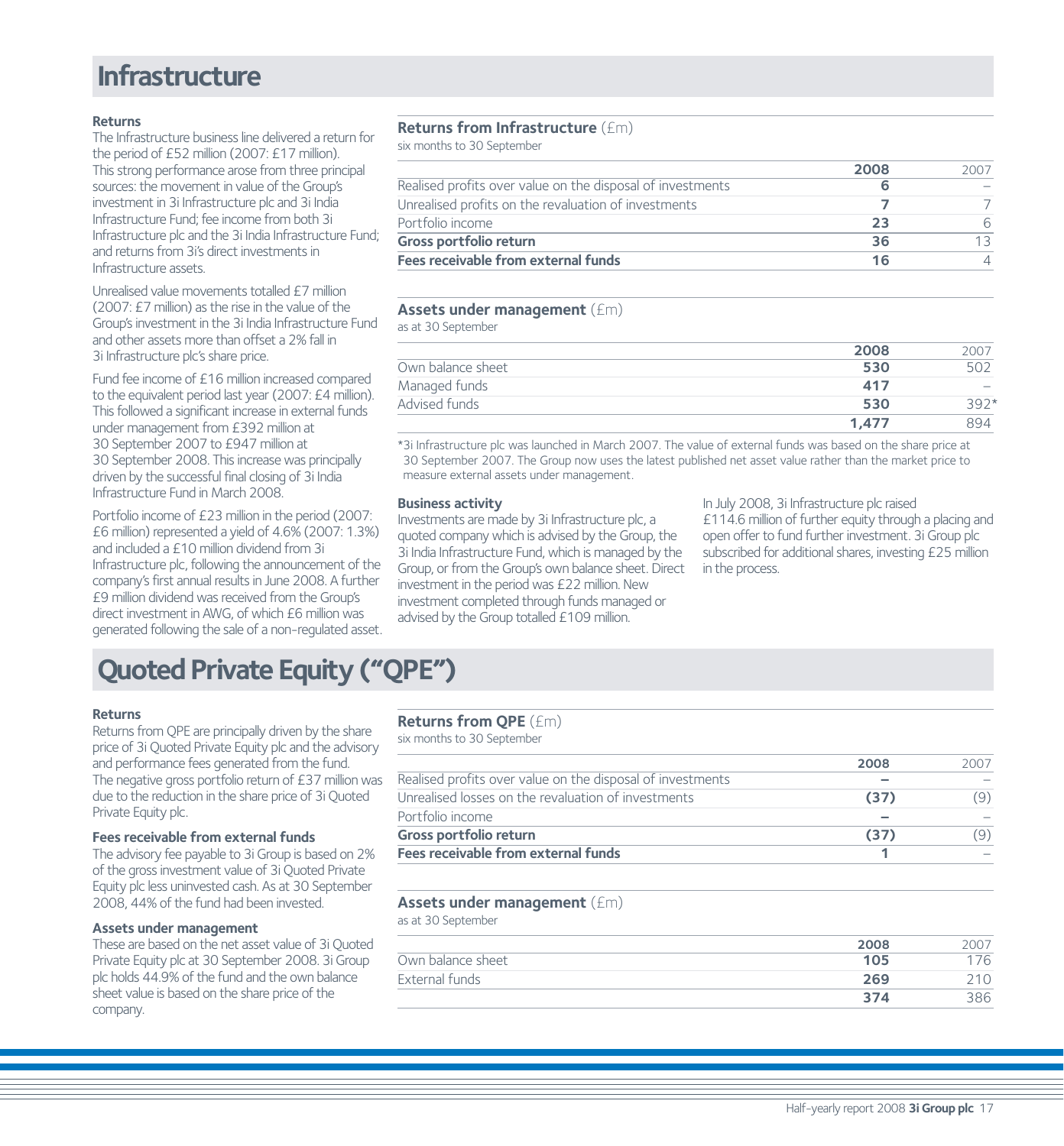# Infrastructure

### Returns

The Infrastructure business line delivered a return for the period of £52 million (2007: £17 million). This strong performance arose from three principal sources: the movement in value of the Group's investment in 3i Infrastructure plc and 3i India Infrastructure Fund; fee income from both 3i Infrastructure plc and the 3i India Infrastructure Fund; and returns from 3i's direct investments in Infrastructure assets.

Unrealised value movements totalled £7 million (2007: £7 million) as the rise in the value of the Group's investment in the 3i India Infrastructure Fund and other assets more than offset a 2% fall in 3i Infrastructure plc's share price.

Fund fee income of £16 million increased compared to the equivalent period last year (2007: £4 million). This followed a significant increase in external funds under management from £392 million at 30 September 2007 to £947 million at 30 September 2008. This increase was principally driven by the successful final closing of 3i India Infrastructure Fund in March 2008.

Portfolio income of £23 million in the period (2007: £6 million) represented a yield of 4.6% (2007: 1.3%) and included a £10 million dividend from 3i Infrastructure plc, following the announcement of the company's first annual results in June 2008. A further £9 million dividend was received from the Group's direct investment in AWG, of which £6 million was generated following the sale of a non-regulated asset.

**Returns from Infrastructure** (£m)
six months to 30 September

| | 2008 | 2007 |
|---|---|---|
| Realised profits over value on the disposal of investments | **6** | – |
| Unrealised profits on the revaluation of investments | **7** | 7 |
| Portfolio income | **23** | 6 |
| **Gross portfolio return** | **36** | 13 |
| **Fees receivable from external funds** | **16** | 4 |

**Assets under management** (£m)
as at 30 September

| | 2008 | 2007 |
|---|---|---|
| Own balance sheet | **530** | 502 |
| Managed funds | **417** | – |
| Advised funds | **530** | 392* |
| | **1,477** | 894 |

*3i Infrastructure plc was launched in March 2007. The value of external funds was based on the share price at 30 September 2007. The Group now uses the latest published net asset value rather than the market price to measure external assets under management.

### Business activity

Investments are made by 3i Infrastructure plc, a quoted company which is advised by the Group, the 3i India Infrastructure Fund, which is managed by the Group, or from the Group's own balance sheet. Direct investment in the period was £22 million. New investment completed through funds managed or advised by the Group totalled £109 million.

In July 2008, 3i Infrastructure plc raised £114.6 million of further equity through a placing and open offer to fund further investment. 3i Group plc subscribed for additional shares, investing £25 million in the process.

# Quoted Private Equity ("QPE")

### Returns

Returns from QPE are principally driven by the share price of 3i Quoted Private Equity plc and the advisory and performance fees generated from the fund. The negative gross portfolio return of £37 million was due to the reduction in the share price of 3i Quoted Private Equity plc.

### Fees receivable from external funds

The advisory fee payable to 3i Group is based on 2% of the gross investment value of 3i Quoted Private Equity plc less uninvested cash. As at 30 September 2008, 44% of the fund had been invested.

### Assets under management

These are based on the net asset value of 3i Quoted Private Equity plc at 30 September 2008. 3i Group plc holds 44.9% of the fund and the own balance sheet value is based on the share price of the company.

**Returns from QPE** (£m)
six months to 30 September

| | 2008 | 2007 |
|---|---|---|
| Realised profits over value on the disposal of investments | **–** | – |
| Unrealised losses on the revaluation of investments | **(37)** | (9) |
| Portfolio income | **–** | – |
| **Gross portfolio return** | **(37)** | (9) |
| **Fees receivable from external funds** | **1** | – |

**Assets under management** (£m)
as at 30 September

| | 2008 | 2007 |
|---|---|---|
| Own balance sheet | **105** | 176 |
| External funds | **269** | 210 |
| | **374** | 386 |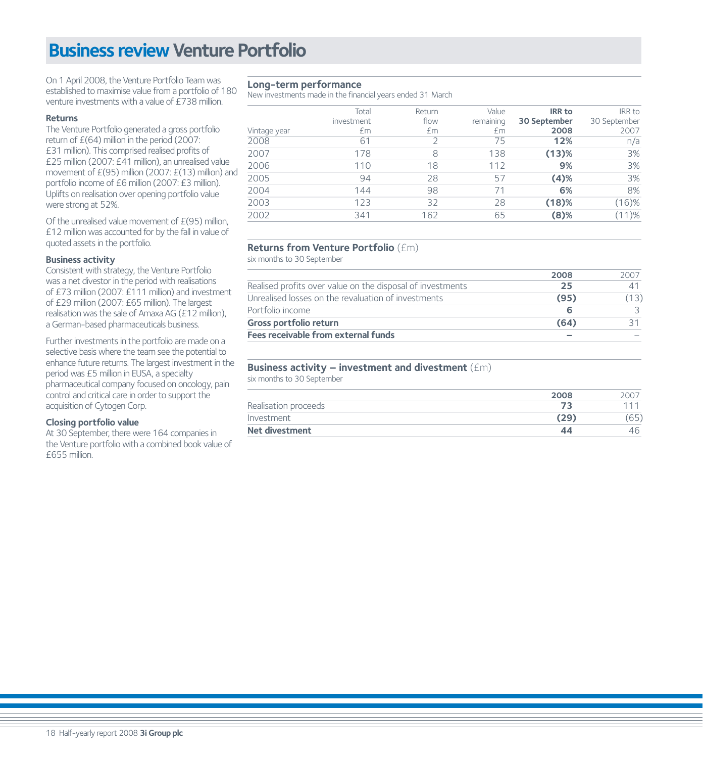# Business review Venture Portfolio

On 1 April 2008, the Venture Portfolio Team was established to maximise value from a portfolio of 180 venture investments with a value of £738 million.

### Returns

The Venture Portfolio generated a gross portfolio return of £(64) million in the period (2007: £31 million). This comprised realised profits of £25 million (2007: £41 million), an unrealised value movement of £(95) million (2007: £(13) million) and portfolio income of £6 million (2007: £3 million). Uplifts on realisation over opening portfolio value were strong at 52%.

Of the unrealised value movement of £(95) million, £12 million was accounted for by the fall in value of quoted assets in the portfolio.

### Business activity

Consistent with strategy, the Venture Portfolio was a net divestor in the period with realisations of £73 million (2007: £111 million) and investment of £29 million (2007: £65 million). The largest realisation was the sale of Amaxa AG (£12 million), a German-based pharmaceuticals business.

Further investments in the portfolio are made on a selective basis where the team see the potential to enhance future returns. The largest investment in the period was £5 million in EUSA, a specialty pharmaceutical company focused on oncology, pain control and critical care in order to support the acquisition of Cytogen Corp.

### Closing portfolio value

At 30 September, there were 164 companies in the Venture portfolio with a combined book value of £655 million.

### Long-term performance

New investments made in the financial years ended 31 March

| Vintage year | Total investment £m | Return flow £m | Value remaining £m | **IRR to 30 September 2008** | IRR to 30 September 2007 |
|---|---|---|---|---|---|
| 2008 | 61 | 2 | 75 | **12%** | n/a |
| 2007 | 178 | 8 | 138 | **(13)%** | 3% |
| 2006 | 110 | 18 | 112 | **9%** | 3% |
| 2005 | 94 | 28 | 57 | **(4)%** | 3% |
| 2004 | 144 | 98 | 71 | **6%** | 8% |
| 2003 | 123 | 32 | 28 | **(18)%** | (16)% |
| 2002 | 341 | 162 | 65 | **(8)%** | (11)% |

### Returns from Venture Portfolio (£m)

six months to 30 September

| | **2008** | 2007 |
|---|---|---|
| Realised profits over value on the disposal of investments | **25** | 41 |
| Unrealised losses on the revaluation of investments | **(95)** | (13) |
| Portfolio income | **6** | 3 |
| **Gross portfolio return** | **(64)** | 31 |
| **Fees receivable from external funds** | **–** | – |

### Business activity – investment and divestment (£m)

six months to 30 September

| | **2008** | 2007 |
|---|---|---|
| Realisation proceeds | **73** | 111 |
| Investment | **(29)** | (65) |
| **Net divestment** | **44** | 46 |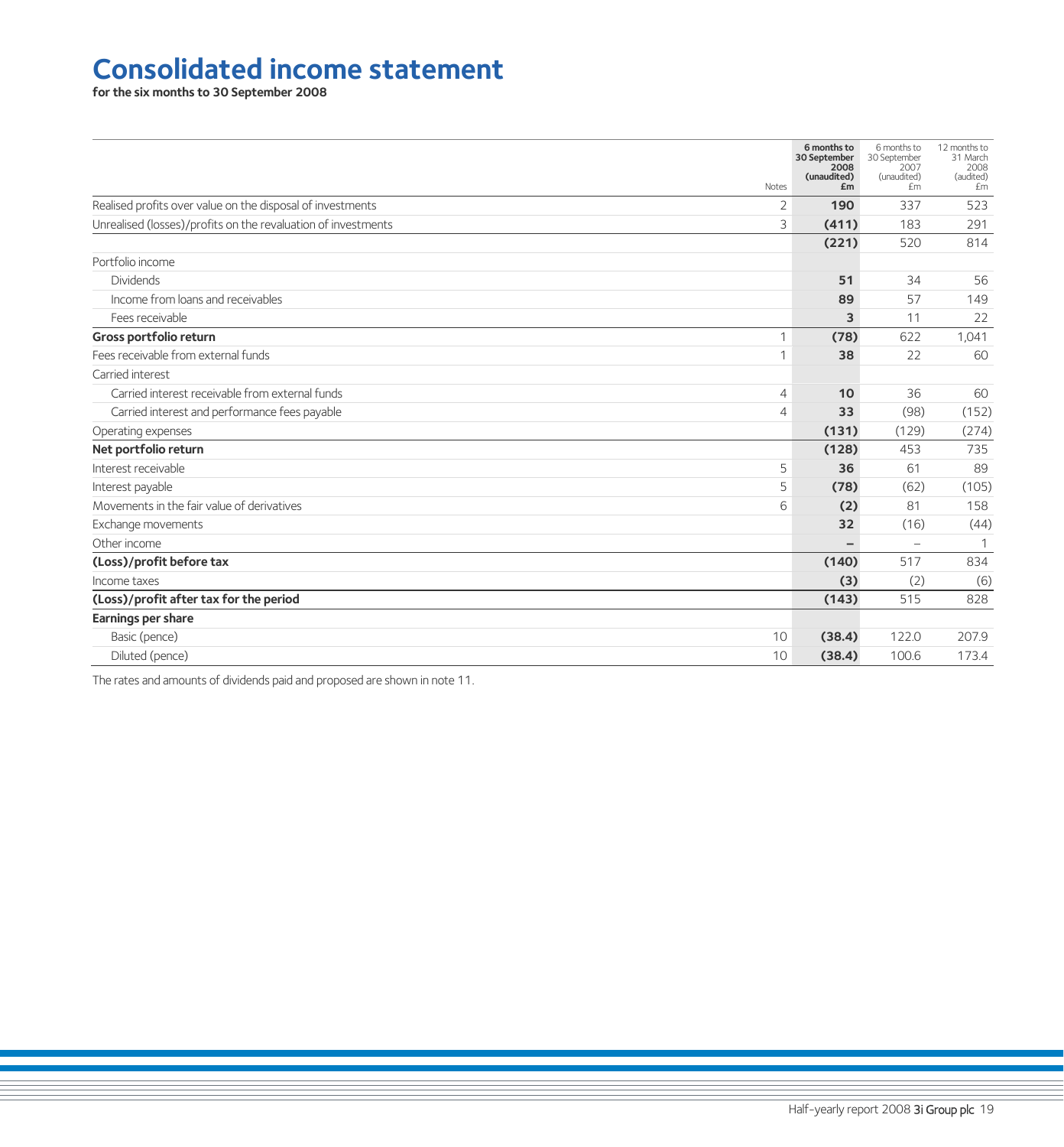# Consolidated income statement

**for the six months to 30 September 2008**

| | Notes | **6 months to 30 September 2008 (unaudited) £m** | 6 months to 30 September 2007 (unaudited) £m | 12 months to 31 March 2008 (audited) £m |
|---|---|---|---|---|
| Realised profits over value on the disposal of investments | 2 | **190** | 337 | 523 |
| Unrealised (losses)/profits on the revaluation of investments | 3 | **(411)** | 183 | 291 |
| | | **(221)** | 520 | 814 |
| Portfolio income | | | | |
| Dividends | | **51** | 34 | 56 |
| Income from loans and receivables | | **89** | 57 | 149 |
| Fees receivable | | **3** | 11 | 22 |
| **Gross portfolio return** | 1 | **(78)** | 622 | 1,041 |
| Fees receivable from external funds | 1 | **38** | 22 | 60 |
| Carried interest | | | | |
| Carried interest receivable from external funds | 4 | **10** | 36 | 60 |
| Carried interest and performance fees payable | 4 | **33** | (98) | (152) |
| Operating expenses | | **(131)** | (129) | (274) |
| **Net portfolio return** | | **(128)** | 453 | 735 |
| Interest receivable | 5 | **36** | 61 | 89 |
| Interest payable | 5 | **(78)** | (62) | (105) |
| Movements in the fair value of derivatives | 6 | **(2)** | 81 | 158 |
| Exchange movements | | **32** | (16) | (44) |
| Other income | | **–** | – | 1 |
| **(Loss)/profit before tax** | | **(140)** | 517 | 834 |
| Income taxes | | **(3)** | (2) | (6) |
| **(Loss)/profit after tax for the period** | | **(143)** | 515 | 828 |
| **Earnings per share** | | | | |
| Basic (pence) | 10 | **(38.4)** | 122.0 | 207.9 |
| Diluted (pence) | 10 | **(38.4)** | 100.6 | 173.4 |

The rates and amounts of dividends paid and proposed are shown in note 11.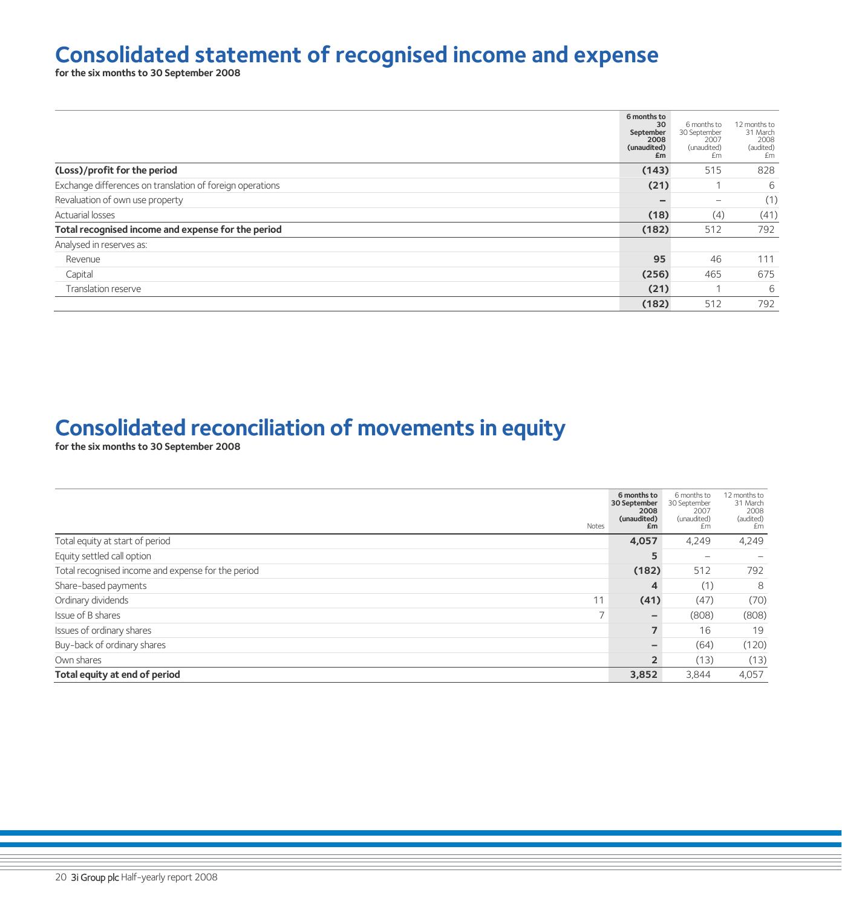# Consolidated statement of recognised income and expense

**for the six months to 30 September 2008**

| | 6 months to 30 September 2008 (unaudited) £m | 6 months to 30 September 2007 (unaudited) £m | 12 months to 31 March 2008 (audited) £m |
|---|---|---|---|
| **(Loss)/profit for the period** | **(143)** | 515 | 828 |
| Exchange differences on translation of foreign operations | **(21)** | 1 | 6 |
| Revaluation of own use property | **–** | – | (1) |
| Actuarial losses | **(18)** | (4) | (41) |
| **Total recognised income and expense for the period** | **(182)** | 512 | 792 |
| Analysed in reserves as: | | | |
| Revenue | **95** | 46 | 111 |
| Capital | **(256)** | 465 | 675 |
| Translation reserve | **(21)** | 1 | 6 |
| | **(182)** | 512 | 792 |

# Consolidated reconciliation of movements in equity

**for the six months to 30 September 2008**

| | Notes | 6 months to 30 September 2008 (unaudited) £m | 6 months to 30 September 2007 (unaudited) £m | 12 months to 31 March 2008 (audited) £m |
|---|---|---|---|---|
| Total equity at start of period | | **4,057** | 4,249 | 4,249 |
| Equity settled call option | | **5** | – | – |
| Total recognised income and expense for the period | | **(182)** | 512 | 792 |
| Share-based payments | | **4** | (1) | 8 |
| Ordinary dividends | 11 | **(41)** | (47) | (70) |
| Issue of B shares | 7 | **–** | (808) | (808) |
| Issues of ordinary shares | | **7** | 16 | 19 |
| Buy-back of ordinary shares | | **–** | (64) | (120) |
| Own shares | | **2** | (13) | (13) |
| **Total equity at end of period** | | **3,852** | 3,844 | 4,057 |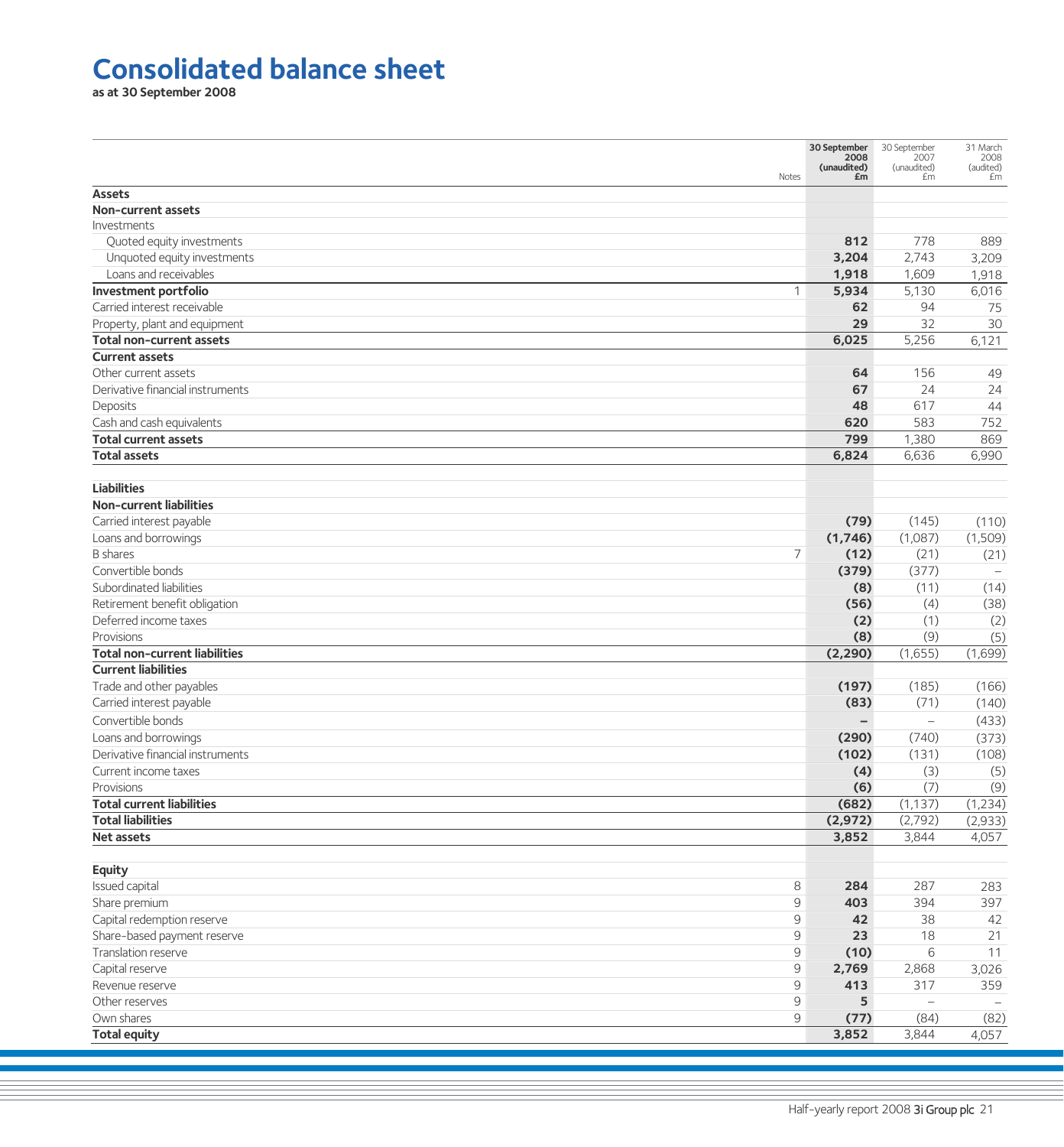# Consolidated balance sheet

**as at 30 September 2008**

| | Notes | 30 September 2008 (unaudited) £m | 30 September 2007 (unaudited) £m | 31 March 2008 (audited) £m |
|---|---|---|---|---|
| **Assets** | | | | |
| **Non-current assets** | | | | |
| Investments | | | | |
| Quoted equity investments | | **812** | 778 | 889 |
| Unquoted equity investments | | **3,204** | 2,743 | 3,209 |
| Loans and receivables | | **1,918** | 1,609 | 1,918 |
| **Investment portfolio** | 1 | **5,934** | 5,130 | 6,016 |
| Carried interest receivable | | **62** | 94 | 75 |
| Property, plant and equipment | | **29** | 32 | 30 |
| **Total non-current assets** | | **6,025** | 5,256 | 6,121 |
| **Current assets** | | | | |
| Other current assets | | **64** | 156 | 49 |
| Derivative financial instruments | | **67** | 24 | 24 |
| Deposits | | **48** | 617 | 44 |
| Cash and cash equivalents | | **620** | 583 | 752 |
| **Total current assets** | | **799** | 1,380 | 869 |
| **Total assets** | | **6,824** | 6,636 | 6,990 |
| **Liabilities** | | | | |
| **Non-current liabilities** | | | | |
| Carried interest payable | | **(79)** | (145) | (110) |
| Loans and borrowings | | **(1,746)** | (1,087) | (1,509) |
| B shares | 7 | **(12)** | (21) | (21) |
| Convertible bonds | | **(379)** | (377) | – |
| Subordinated liabilities | | **(8)** | (11) | (14) |
| Retirement benefit obligation | | **(56)** | (4) | (38) |
| Deferred income taxes | | **(2)** | (1) | (2) |
| Provisions | | **(8)** | (9) | (5) |
| **Total non-current liabilities** | | **(2,290)** | (1,655) | (1,699) |
| **Current liabilities** | | | | |
| Trade and other payables | | **(197)** | (185) | (166) |
| Carried interest payable | | **(83)** | (71) | (140) |
| Convertible bonds | | **–** | – | (433) |
| Loans and borrowings | | **(290)** | (740) | (373) |
| Derivative financial instruments | | **(102)** | (131) | (108) |
| Current income taxes | | **(4)** | (3) | (5) |
| Provisions | | **(6)** | (7) | (9) |
| **Total current liabilities** | | **(682)** | (1,137) | (1,234) |
| **Total liabilities** | | **(2,972)** | (2,792) | (2,933) |
| **Net assets** | | **3,852** | 3,844 | 4,057 |
| **Equity** | | | | |
| Issued capital | 8 | **284** | 287 | 283 |
| Share premium | 9 | **403** | 394 | 397 |
| Capital redemption reserve | 9 | **42** | 38 | 42 |
| Share-based payment reserve | 9 | **23** | 18 | 21 |
| Translation reserve | 9 | **(10)** | 6 | 11 |
| Capital reserve | 9 | **2,769** | 2,868 | 3,026 |
| Revenue reserve | 9 | **413** | 317 | 359 |
| Other reserves | 9 | **5** | – | – |
| Own shares | 9 | **(77)** | (84) | (82) |
| **Total equity** | | **3,852** | 3,844 | 4,057 |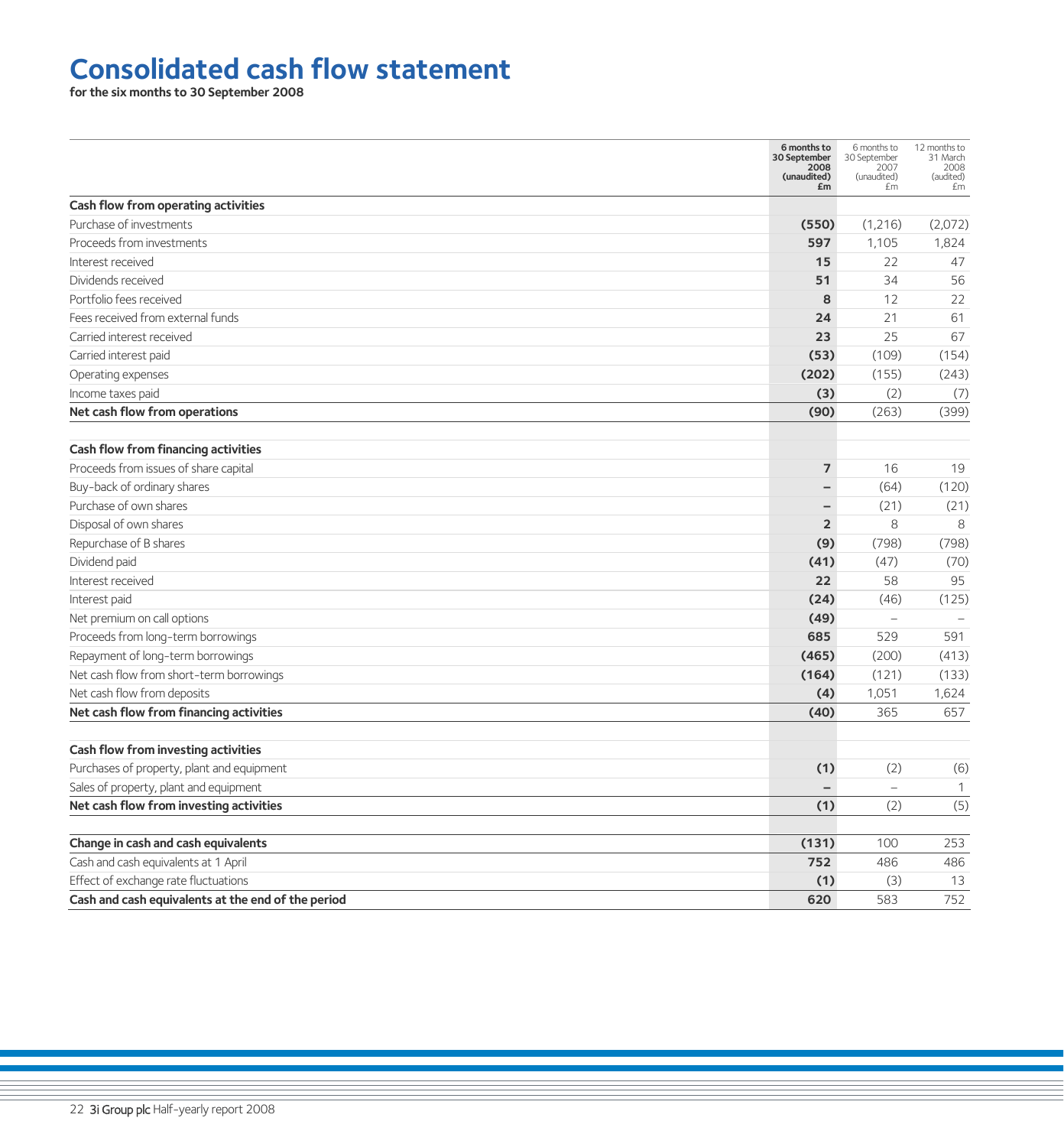# Consolidated cash flow statement

**for the six months to 30 September 2008**

| | **6 months to 30 September 2008 (unaudited) £m** | 6 months to 30 September 2007 (unaudited) £m | 12 months to 31 March 2008 (audited) £m |
|---|---|---|---|
| **Cash flow from operating activities** | | | |
| Purchase of investments | **(550)** | (1,216) | (2,072) |
| Proceeds from investments | **597** | 1,105 | 1,824 |
| Interest received | **15** | 22 | 47 |
| Dividends received | **51** | 34 | 56 |
| Portfolio fees received | **8** | 12 | 22 |
| Fees received from external funds | **24** | 21 | 61 |
| Carried interest received | **23** | 25 | 67 |
| Carried interest paid | **(53)** | (109) | (154) |
| Operating expenses | **(202)** | (155) | (243) |
| Income taxes paid | **(3)** | (2) | (7) |
| **Net cash flow from operations** | **(90)** | (263) | (399) |
| | | | |
| **Cash flow from financing activities** | | | |
| Proceeds from issues of share capital | **7** | 16 | 19 |
| Buy-back of ordinary shares | **–** | (64) | (120) |
| Purchase of own shares | **–** | (21) | (21) |
| Disposal of own shares | **2** | 8 | 8 |
| Repurchase of B shares | **(9)** | (798) | (798) |
| Dividend paid | **(41)** | (47) | (70) |
| Interest received | **22** | 58 | 95 |
| Interest paid | **(24)** | (46) | (125) |
| Net premium on call options | **(49)** | – | – |
| Proceeds from long-term borrowings | **685** | 529 | 591 |
| Repayment of long-term borrowings | **(465)** | (200) | (413) |
| Net cash flow from short-term borrowings | **(164)** | (121) | (133) |
| Net cash flow from deposits | **(4)** | 1,051 | 1,624 |
| **Net cash flow from financing activities** | **(40)** | 365 | 657 |
| | | | |
| **Cash flow from investing activities** | | | |
| Purchases of property, plant and equipment | **(1)** | (2) | (6) |
| Sales of property, plant and equipment | **–** | – | 1 |
| **Net cash flow from investing activities** | **(1)** | (2) | (5) |
| | | | |
| **Change in cash and cash equivalents** | **(131)** | 100 | 253 |
| Cash and cash equivalents at 1 April | **752** | 486 | 486 |
| Effect of exchange rate fluctuations | **(1)** | (3) | 13 |
| **Cash and cash equivalents at the end of the period** | **620** | 583 | 752 |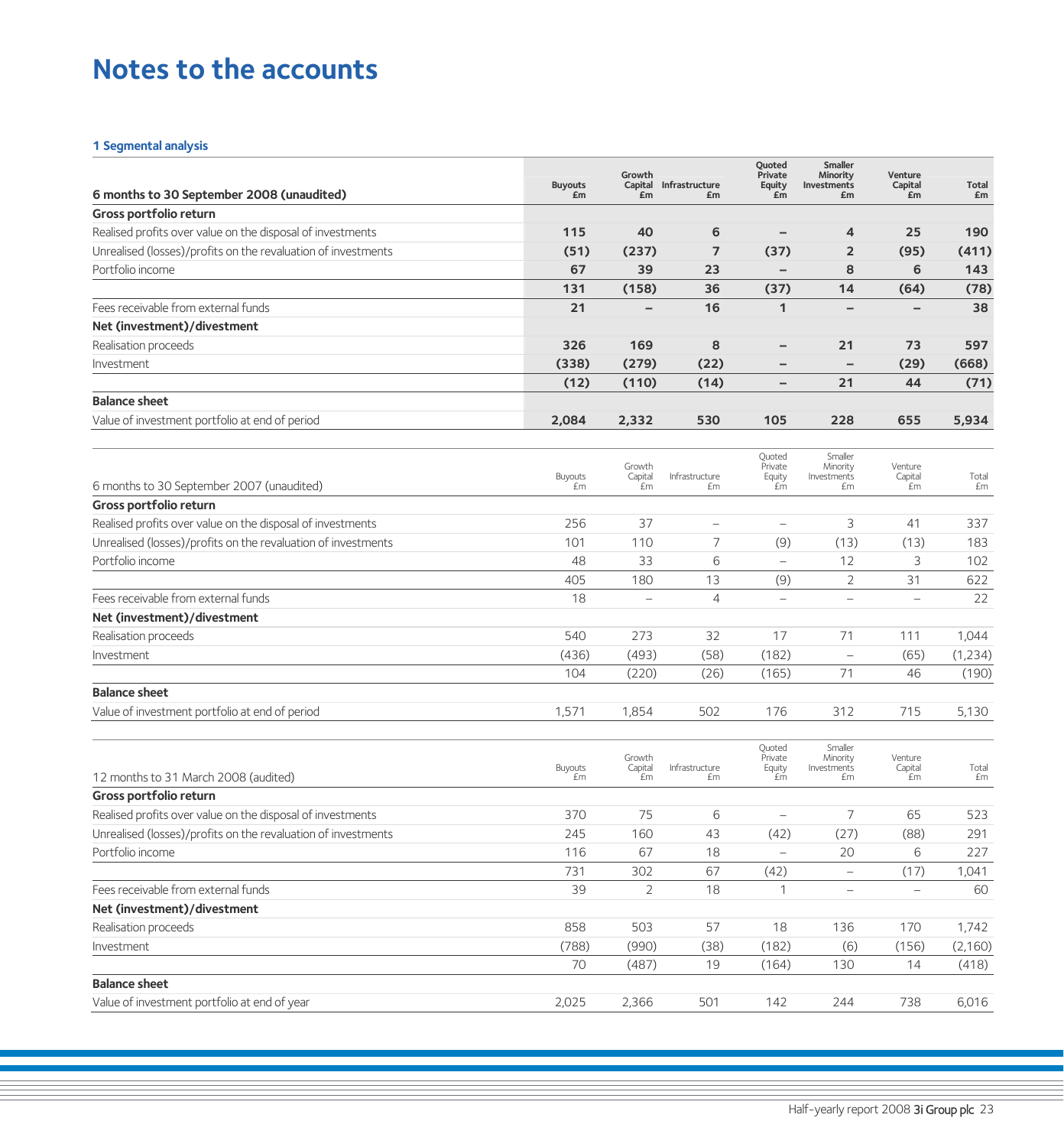# Notes to the accounts

## 1 Segmental analysis

| 6 months to 30 September 2008 (unaudited) | Buyouts £m | Growth Capital £m | Infrastructure £m | Quoted Private Equity £m | Smaller Minority Investments £m | Venture Capital £m | Total £m |
|---|---|---|---|---|---|---|---|
| **Gross portfolio return** | | | | | | | |
| Realised profits over value on the disposal of investments | **115** | **40** | **6** | **–** | **4** | **25** | **190** |
| Unrealised (losses)/profits on the revaluation of investments | **(51)** | **(237)** | **7** | **(37)** | **2** | **(95)** | **(411)** |
| Portfolio income | **67** | **39** | **23** | **–** | **8** | **6** | **143** |
| | **131** | **(158)** | **36** | **(37)** | **14** | **(64)** | **(78)** |
| Fees receivable from external funds | **21** | **–** | **16** | **1** | **–** | **–** | **38** |
| **Net (investment)/divestment** | | | | | | | |
| Realisation proceeds | **326** | **169** | **8** | **–** | **21** | **73** | **597** |
| Investment | **(338)** | **(279)** | **(22)** | **–** | **–** | **(29)** | **(668)** |
| | **(12)** | **(110)** | **(14)** | **–** | **21** | **44** | **(71)** |
| **Balance sheet** | | | | | | | |
| Value of investment portfolio at end of period | **2,084** | **2,332** | **530** | **105** | **228** | **655** | **5,934** |

| 6 months to 30 September 2007 (unaudited) | Buyouts £m | Growth Capital £m | Infrastructure £m | Quoted Private Equity £m | Smaller Minority Investments £m | Venture Capital £m | Total £m |
|---|---|---|---|---|---|---|---|
| **Gross portfolio return** | | | | | | | |
| Realised profits over value on the disposal of investments | 256 | 37 | – | – | 3 | 41 | 337 |
| Unrealised (losses)/profits on the revaluation of investments | 101 | 110 | 7 | (9) | (13) | (13) | 183 |
| Portfolio income | 48 | 33 | 6 | – | 12 | 3 | 102 |
| | 405 | 180 | 13 | (9) | 2 | 31 | 622 |
| Fees receivable from external funds | 18 | – | 4 | – | – | – | 22 |
| **Net (investment)/divestment** | | | | | | | |
| Realisation proceeds | 540 | 273 | 32 | 17 | 71 | 111 | 1,044 |
| Investment | (436) | (493) | (58) | (182) | – | (65) | (1,234) |
| | 104 | (220) | (26) | (165) | 71 | 46 | (190) |
| **Balance sheet** | | | | | | | |
| Value of investment portfolio at end of period | 1,571 | 1,854 | 502 | 176 | 312 | 715 | 5,130 |

| 12 months to 31 March 2008 (audited) | Buyouts £m | Growth Capital £m | Infrastructure £m | Quoted Private Equity £m | Smaller Minority Investments £m | Venture Capital £m | Total £m |
|---|---|---|---|---|---|---|---|
| **Gross portfolio return** | | | | | | | |
| Realised profits over value on the disposal of investments | 370 | 75 | 6 | – | 7 | 65 | 523 |
| Unrealised (losses)/profits on the revaluation of investments | 245 | 160 | 43 | (42) | (27) | (88) | 291 |
| Portfolio income | 116 | 67 | 18 | – | 20 | 6 | 227 |
| | 731 | 302 | 67 | (42) | – | (17) | 1,041 |
| Fees receivable from external funds | 39 | 2 | 18 | 1 | – | – | 60 |
| **Net (investment)/divestment** | | | | | | | |
| Realisation proceeds | 858 | 503 | 57 | 18 | 136 | 170 | 1,742 |
| Investment | (788) | (990) | (38) | (182) | (6) | (156) | (2,160) |
| | 70 | (487) | 19 | (164) | 130 | 14 | (418) |
| **Balance sheet** | | | | | | | |
| Value of investment portfolio at end of year | 2,025 | 2,366 | 501 | 142 | 244 | 738 | 6,016 |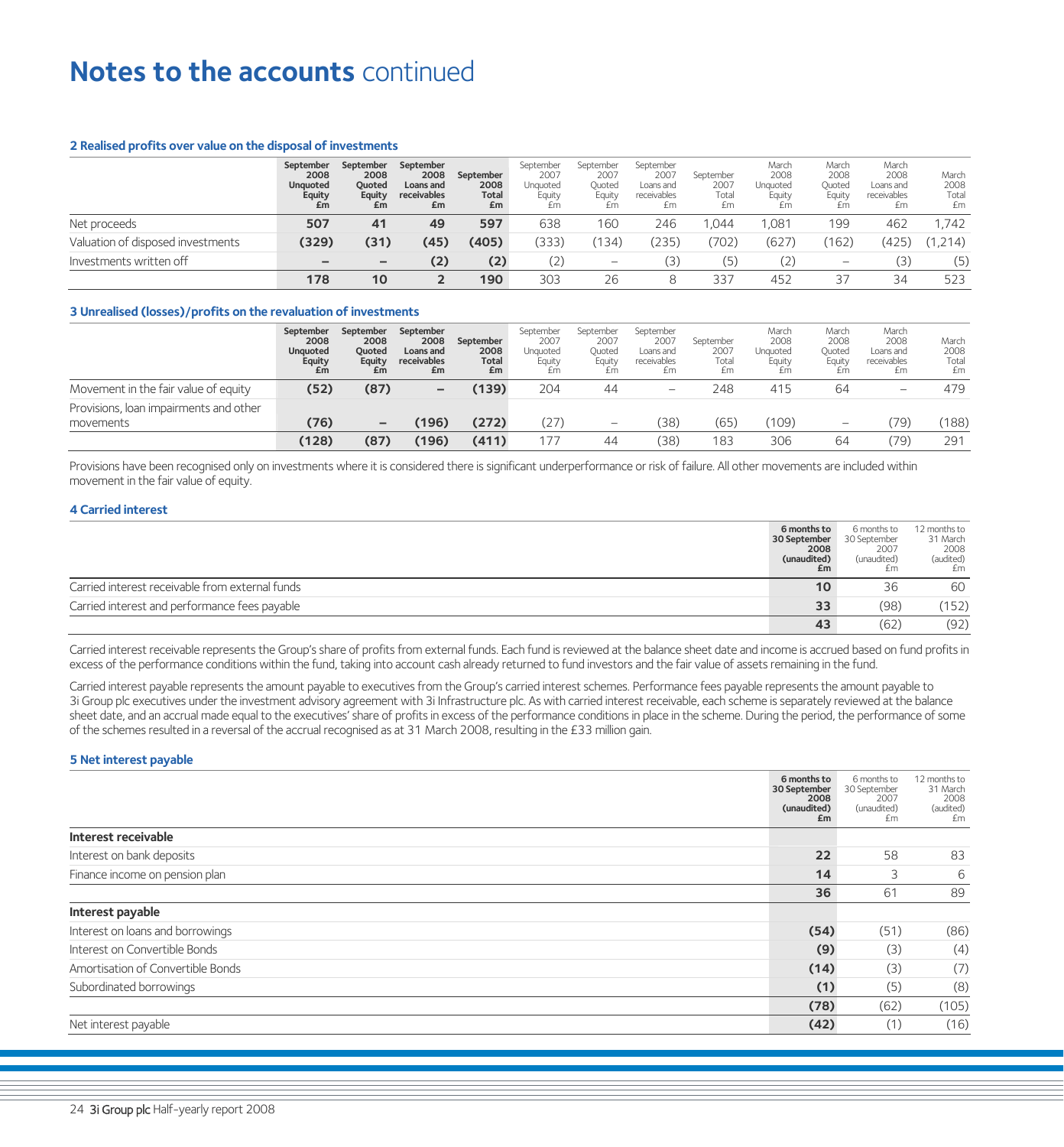# Notes to the accounts continued

### 2 Realised profits over value on the disposal of investments

| | September 2008 Unquoted Equity £m | September 2008 Quoted Equity £m | September 2008 Loans and receivables £m | September 2008 Total £m | September 2007 Unquoted Equity £m | September 2007 Quoted Equity £m | September 2007 Loans and receivables £m | September 2007 Total £m | March 2008 Unquoted Equity £m | March 2008 Quoted Equity £m | March 2008 Loans and receivables £m | March 2008 Total £m |
|---|---|---|---|---|---|---|---|---|---|---|---|---|
| Net proceeds | **507** | **41** | **49** | **597** | 638 | 160 | 246 | 1,044 | 1,081 | 199 | 462 | 1,742 |
| Valuation of disposed investments | **(329)** | **(31)** | **(45)** | **(405)** | (333) | (134) | (235) | (702) | (627) | (162) | (425) | (1,214) |
| Investments written off | **–** | **–** | **(2)** | **(2)** | (2) | – | (3) | (5) | (2) | – | (3) | (5) |
| | **178** | **10** | **2** | **190** | 303 | 26 | 8 | 337 | 452 | 37 | 34 | 523 |

### 3 Unrealised (losses)/profits on the revaluation of investments

| | September 2008 Unquoted Equity £m | September 2008 Quoted Equity £m | September 2008 Loans and receivables £m | September 2008 Total £m | September 2007 Unquoted Equity £m | September 2007 Quoted Equity £m | September 2007 Loans and receivables £m | September 2007 Total £m | March 2008 Unquoted Equity £m | March 2008 Quoted Equity £m | March 2008 Loans and receivables £m | March 2008 Total £m |
|---|---|---|---|---|---|---|---|---|---|---|---|---|
| Movement in the fair value of equity | **(52)** | **(87)** | **–** | **(139)** | 204 | 44 | – | 248 | 415 | 64 | – | 479 |
| Provisions, loan impairments and other movements | **(76)** | **–** | **(196)** | **(272)** | (27) | – | (38) | (65) | (109) | – | (79) | (188) |
| | **(128)** | **(87)** | **(196)** | **(411)** | 177 | 44 | (38) | 183 | 306 | 64 | (79) | 291 |

Provisions have been recognised only on investments where it is considered there is significant underperformance or risk of failure. All other movements are included within movement in the fair value of equity.

### 4 Carried interest

| | 6 months to 30 September 2008 (unaudited) £m | 6 months to 30 September 2007 (unaudited) £m | 12 months to 31 March 2008 (audited) £m |
|---|---|---|---|
| Carried interest receivable from external funds | **10** | 36 | 60 |
| Carried interest and performance fees payable | **33** | (98) | (152) |
| | **43** | (62) | (92) |

Carried interest receivable represents the Group's share of profits from external funds. Each fund is reviewed at the balance sheet date and income is accrued based on fund profits in excess of the performance conditions within the fund, taking into account cash already returned to fund investors and the fair value of assets remaining in the fund.

Carried interest payable represents the amount payable to executives from the Group's carried interest schemes. Performance fees payable represents the amount payable to 3i Group plc executives under the investment advisory agreement with 3i Infrastructure plc. As with carried interest receivable, each scheme is separately reviewed at the balance sheet date, and an accrual made equal to the executives' share of profits in excess of the performance conditions in place in the scheme. During the period, the performance of some of the schemes resulted in a reversal of the accrual recognised as at 31 March 2008, resulting in the £33 million gain.

### 5 Net interest payable

| | 6 months to 30 September 2008 (unaudited) £m | 6 months to 30 September 2007 (unaudited) £m | 12 months to 31 March 2008 (audited) £m |
|---|---|---|---|
| **Interest receivable** | | | |
| Interest on bank deposits | **22** | 58 | 83 |
| Finance income on pension plan | **14** | 3 | 6 |
| | **36** | 61 | 89 |
| **Interest payable** | | | |
| Interest on loans and borrowings | **(54)** | (51) | (86) |
| Interest on Convertible Bonds | **(9)** | (3) | (4) |
| Amortisation of Convertible Bonds | **(14)** | (3) | (7) |
| Subordinated borrowings | **(1)** | (5) | (8) |
| | **(78)** | (62) | (105) |
| Net interest payable | **(42)** | (1) | (16) |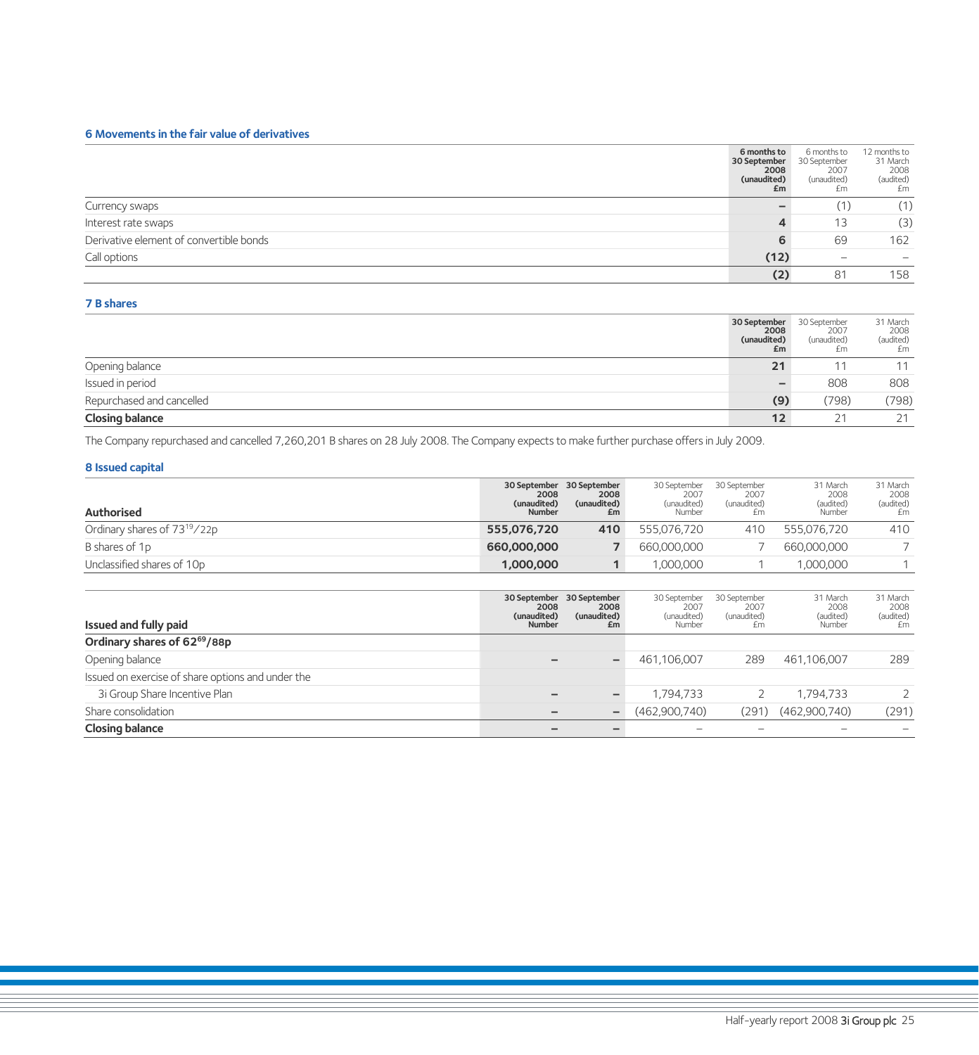## 6 Movements in the fair value of derivatives

| | 6 months to 30 September 2008 (unaudited) £m | 6 months to 30 September 2007 (unaudited) £m | 12 months to 31 March 2008 (audited) £m |
|---|---|---|---|
| Currency swaps | – | (1) | (1) |
| Interest rate swaps | 4 | 13 | (3) |
| Derivative element of convertible bonds | 6 | 69 | 162 |
| Call options | (12) | – | – |
| | (2) | 81 | 158 |

## 7 B shares

| | 30 September 2008 (unaudited) £m | 30 September 2007 (unaudited) £m | 31 March 2008 (audited) £m |
|---|---|---|---|
| Opening balance | 21 | 11 | 11 |
| Issued in period | – | 808 | 808 |
| Repurchased and cancelled | (9) | (798) | (798) |
| **Closing balance** | 12 | 21 | 21 |

The Company repurchased and cancelled 7,260,201 B shares on 28 July 2008. The Company expects to make further purchase offers in July 2009.

## 8 Issued capital

| **Authorised** | 30 September 2008 (unaudited) Number | 30 September 2008 (unaudited) £m | 30 September 2007 (unaudited) Number | 30 September 2007 (unaudited) £m | 31 March 2008 (audited) Number | 31 March 2008 (audited) £m |
|---|---|---|---|---|---|---|
| Ordinary shares of 73[19]/22p | 555,076,720 | 410 | 555,076,720 | 410 | 555,076,720 | 410 |
| B shares of 1p | 660,000,000 | 7 | 660,000,000 | 7 | 660,000,000 | 7 |
| Unclassified shares of 10p | 1,000,000 | 1 | 1,000,000 | 1 | 1,000,000 | 1 |

| **Issued and fully paid** | 30 September 2008 (unaudited) Number | 30 September 2008 (unaudited) £m | 30 September 2007 (unaudited) Number | 30 September 2007 (unaudited) £m | 31 March 2008 (audited) Number | 31 March 2008 (audited) £m |
|---|---|---|---|---|---|---|
| **Ordinary shares of 62[69]/88p** | | | | | | |
| Opening balance | – | – | 461,106,007 | 289 | 461,106,007 | 289 |
| Issued on exercise of share options and under the | | | | | | |
| 3i Group Share Incentive Plan | – | – | 1,794,733 | 2 | 1,794,733 | 2 |
| Share consolidation | – | – | (462,900,740) | (291) | (462,900,740) | (291) |
| **Closing balance** | – | – | – | – | – | – |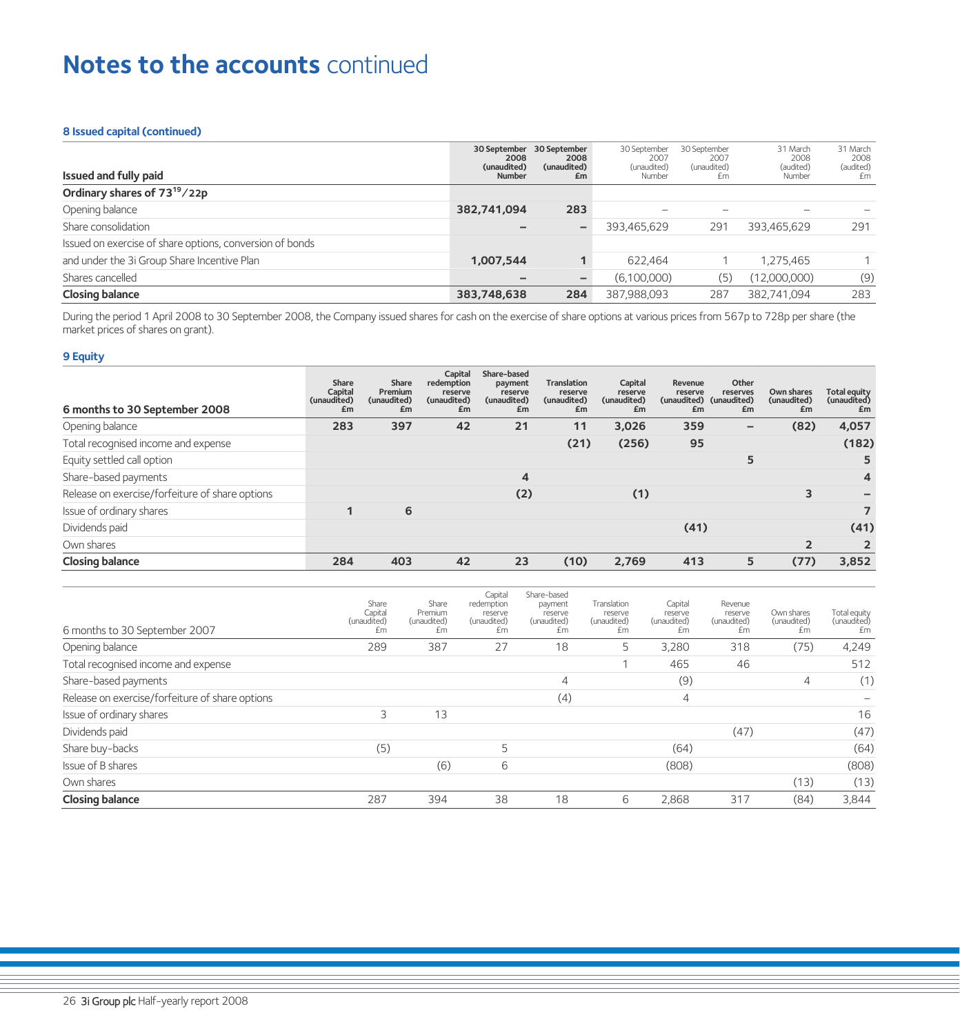# Notes to the accounts continued

### 8 Issued capital (continued)

| Issued and fully paid | 30 September 2008 (unaudited) Number | 30 September 2008 (unaudited) £m | 30 September 2007 (unaudited) Number | 30 September 2007 (unaudited) £m | 31 March 2008 (audited) Number | 31 March 2008 (audited) £m |
|---|---|---|---|---|---|---|
| **Ordinary shares of 73[19]/22p** | | | | | | |
| Opening balance | **382,741,094** | **283** | – | – | – | – |
| Share consolidation | **–** | **–** | 393,465,629 | 291 | 393,465,629 | 291 |
| Issued on exercise of share options, conversion of bonds | | | | | | |
| and under the 3i Group Share Incentive Plan | **1,007,544** | **1** | 622,464 | 1 | 1,275,465 | 1 |
| Shares cancelled | **–** | **–** | (6,100,000) | (5) | (12,000,000) | (9) |
| **Closing balance** | **383,748,638** | **284** | 387,988,093 | 287 | 382,741,094 | 283 |

During the period 1 April 2008 to 30 September 2008, the Company issued shares for cash on the exercise of share options at various prices from 567p to 728p per share (the market prices of shares on grant).

### 9 Equity

| 6 months to 30 September 2008 | Share Capital (unaudited) £m | Share Premium (unaudited) £m | Capital redemption reserve (unaudited) £m | Share-based payment reserve (unaudited) £m | Translation reserve (unaudited) £m | Capital reserve (unaudited) £m | Revenue reserve (unaudited) £m | Other reserves (unaudited) £m | Own shares (unaudited) £m | Total equity (unaudited) £m |
|---|---|---|---|---|---|---|---|---|---|---|
| Opening balance | **283** | **397** | **42** | **21** | **11** | **3,026** | **359** | **–** | **(82)** | **4,057** |
| Total recognised income and expense | | | | | **(21)** | **(256)** | **95** | | | **(182)** |
| Equity settled call option | | | | | | | | **5** | | **5** |
| Share-based payments | | | | **4** | | | | | | **4** |
| Release on exercise/forfeiture of share options | | | | **(2)** | | **(1)** | | | **3** | **–** |
| Issue of ordinary shares | **1** | **6** | | | | | | | | **7** |
| Dividends paid | | | | | | | **(41)** | | | **(41)** |
| Own shares | | | | | | | | | **2** | **2** |
| **Closing balance** | **284** | **403** | **42** | **23** | **(10)** | **2,769** | **413** | **5** | **(77)** | **3,852** |

| 6 months to 30 September 2007 | Share Capital (unaudited) £m | Share Premium (unaudited) £m | Capital redemption reserve (unaudited) £m | Share-based payment reserve (unaudited) £m | Translation reserve (unaudited) £m | Capital reserve (unaudited) £m | Revenue reserve (unaudited) £m | Own shares (unaudited) £m | Total equity (unaudited) £m |
|---|---|---|---|---|---|---|---|---|---|
| Opening balance | 289 | 387 | 27 | 18 | 5 | 3,280 | 318 | (75) | 4,249 |
| Total recognised income and expense | | | | | 1 | 465 | 46 | | 512 |
| Share-based payments | | | | 4 | | (9) | | 4 | (1) |
| Release on exercise/forfeiture of share options | | | | (4) | | 4 | | | – |
| Issue of ordinary shares | 3 | 13 | | | | | | | 16 |
| Dividends paid | | | | | | | (47) | | (47) |
| Share buy-backs | (5) | | 5 | | | (64) | | | (64) |
| Issue of B shares | | (6) | 6 | | | (808) | | | (808) |
| Own shares | | | | | | | | (13) | (13) |
| **Closing balance** | 287 | 394 | 38 | 18 | 6 | 2,868 | 317 | (84) | 3,844 |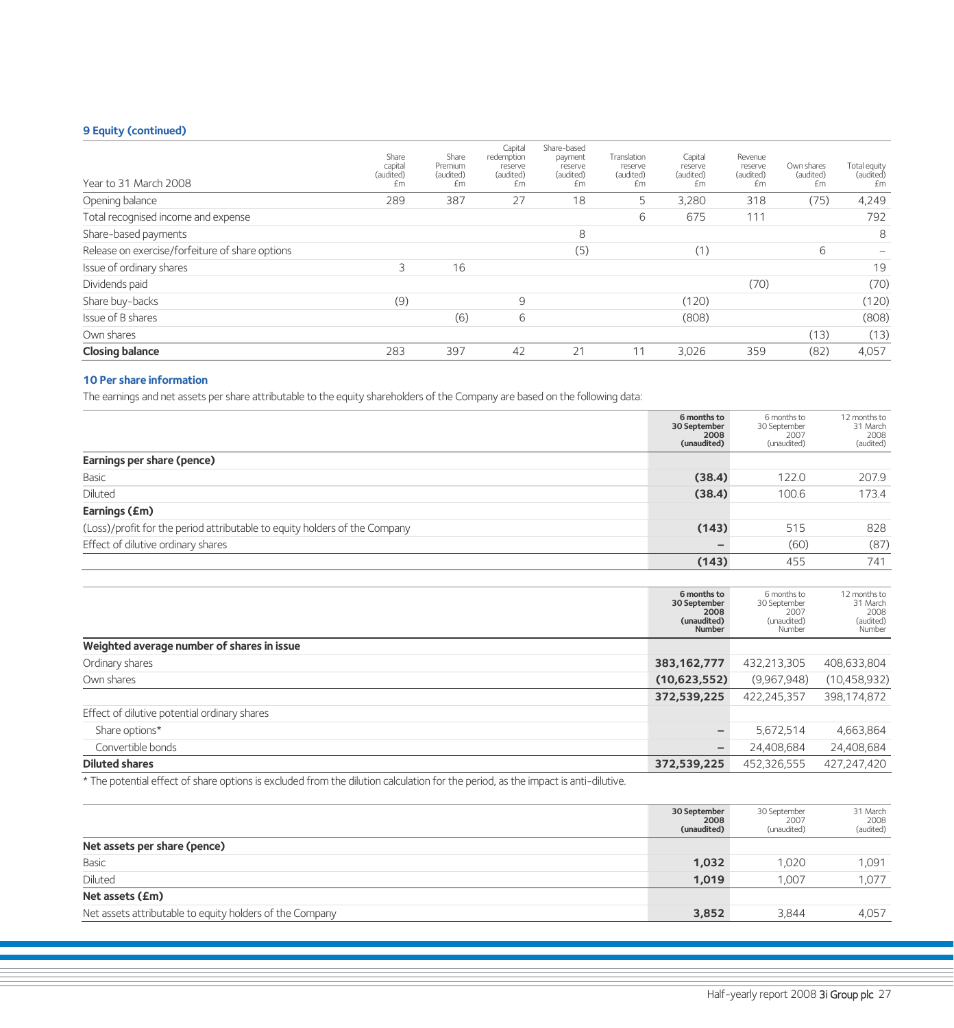### 9 Equity (continued)

| Year to 31 March 2008 | Share capital (audited) £m | Share Premium (audited) £m | Capital redemption reserve (audited) £m | Share-based payment reserve (audited) £m | Translation reserve (audited) £m | Capital reserve (audited) £m | Revenue reserve (audited) £m | Own shares (audited) £m | Total equity (audited) £m |
|---|---|---|---|---|---|---|---|---|---|
| Opening balance | 289 | 387 | 27 | 18 | 5 | 3,280 | 318 | (75) | 4,249 |
| Total recognised income and expense | | | | | 6 | 675 | 111 | | 792 |
| Share-based payments | | | | 8 | | | | | 8 |
| Release on exercise/forfeiture of share options | | | | (5) | | (1) | | 6 | – |
| Issue of ordinary shares | 3 | 16 | | | | | | | 19 |
| Dividends paid | | | | | | | (70) | | (70) |
| Share buy-backs | (9) | | 9 | | | (120) | | | (120) |
| Issue of B shares | | (6) | 6 | | | (808) | | | (808) |
| Own shares | | | | | | | | (13) | (13) |
| **Closing balance** | 283 | 397 | 42 | 21 | 11 | 3,026 | 359 | (82) | 4,057 |

### 10 Per share information

The earnings and net assets per share attributable to the equity shareholders of the Company are based on the following data:

| | **6 months to 30 September 2008 (unaudited)** | 6 months to 30 September 2007 (unaudited) | 12 months to 31 March 2008 (audited) |
|---|---|---|---|
| **Earnings per share (pence)** | | | |
| Basic | **(38.4)** | 122.0 | 207.9 |
| Diluted | **(38.4)** | 100.6 | 173.4 |
| **Earnings (£m)** | | | |
| (Loss)/profit for the period attributable to equity holders of the Company | **(143)** | 515 | 828 |
| Effect of dilutive ordinary shares | **–** | (60) | (87) |
| | **(143)** | 455 | 741 |

| | **6 months to 30 September 2008 (unaudited) Number** | 6 months to 30 September 2007 (unaudited) Number | 12 months to 31 March 2008 (audited) Number |
|---|---|---|---|
| **Weighted average number of shares in issue** | | | |
| Ordinary shares | **383,162,777** | 432,213,305 | 408,633,804 |
| Own shares | **(10,623,552)** | (9,967,948) | (10,458,932) |
| | **372,539,225** | 422,245,357 | 398,174,872 |
| Effect of dilutive potential ordinary shares | | | |
| Share options* | **–** | 5,672,514 | 4,663,864 |
| Convertible bonds | **–** | 24,408,684 | 24,408,684 |
| **Diluted shares** | **372,539,225** | 452,326,555 | 427,247,420 |

* The potential effect of share options is excluded from the dilution calculation for the period, as the impact is anti-dilutive.

| | **30 September 2008 (unaudited)** | 30 September 2007 (unaudited) | 31 March 2008 (audited) |
|---|---|---|---|
| **Net assets per share (pence)** | | | |
| Basic | **1,032** | 1,020 | 1,091 |
| Diluted | **1,019** | 1,007 | 1,077 |
| **Net assets (£m)** | | | |
| Net assets attributable to equity holders of the Company | **3,852** | 3,844 | 4,057 |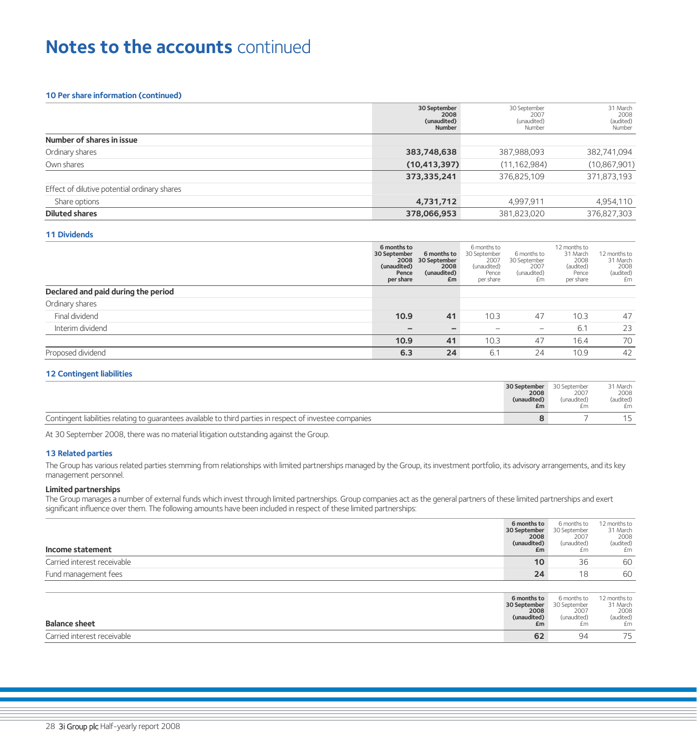# Notes to the accounts continued

### 10 Per share information (continued)

| | 30 September 2008 (unaudited) Number | 30 September 2007 (unaudited) Number | 31 March 2008 (audited) Number |
|---|---|---|---|
| **Number of shares in issue** | | | |
| Ordinary shares | **383,748,638** | 387,988,093 | 382,741,094 |
| Own shares | **(10,413,397)** | (11,162,984) | (10,867,901) |
| | **373,335,241** | 376,825,109 | 371,873,193 |
| Effect of dilutive potential ordinary shares | | | |
| Share options | **4,731,712** | 4,997,911 | 4,954,110 |
| **Diluted shares** | **378,066,953** | 381,823,020 | 376,827,303 |

### 11 Dividends

| | 6 months to 30 September 2008 (unaudited) Pence per share | 6 months to 30 September 2008 (unaudited) £m | 6 months to 30 September 2007 (unaudited) Pence per share | 6 months to 30 September 2007 (unaudited) £m | 12 months to 31 March 2008 (audited) Pence per share | 12 months to 31 March 2008 (audited) £m |
|---|---|---|---|---|---|---|
| **Declared and paid during the period** | | | | | | |
| Ordinary shares | | | | | | |
| Final dividend | **10.9** | **41** | 10.3 | 47 | 10.3 | 47 |
| Interim dividend | **–** | **–** | – | – | 6.1 | 23 |
| | **10.9** | **41** | 10.3 | 47 | 16.4 | 70 |
| Proposed dividend | **6.3** | **24** | 6.1 | 24 | 10.9 | 42 |

### 12 Contingent liabilities

| | 30 September 2008 (unaudited) £m | 30 September 2007 (unaudited) £m | 31 March 2008 (audited) £m |
|---|---|---|---|
| Contingent liabilities relating to guarantees available to third parties in respect of investee companies | **8** | 7 | 15 |

At 30 September 2008, there was no material litigation outstanding against the Group.

### 13 Related parties

The Group has various related parties stemming from relationships with limited partnerships managed by the Group, its investment portfolio, its advisory arrangements, and its key management personnel.

**Limited partnerships**

The Group manages a number of external funds which invest through limited partnerships. Group companies act as the general partners of these limited partnerships and exert significant influence over them. The following amounts have been included in respect of these limited partnerships:

| **Income statement** | 6 months to 30 September 2008 (unaudited) £m | 6 months to 30 September 2007 (unaudited) £m | 12 months to 31 March 2008 (audited) £m |
|---|---|---|---|
| Carried interest receivable | **10** | 36 | 60 |
| Fund management fees | **24** | 18 | 60 |

| **Balance sheet** | 6 months to 30 September 2008 (unaudited) £m | 6 months to 30 September 2007 (unaudited) £m | 12 months to 31 March 2008 (audited) £m |
|---|---|---|---|
| Carried interest receivable | **62** | 94 | 75 |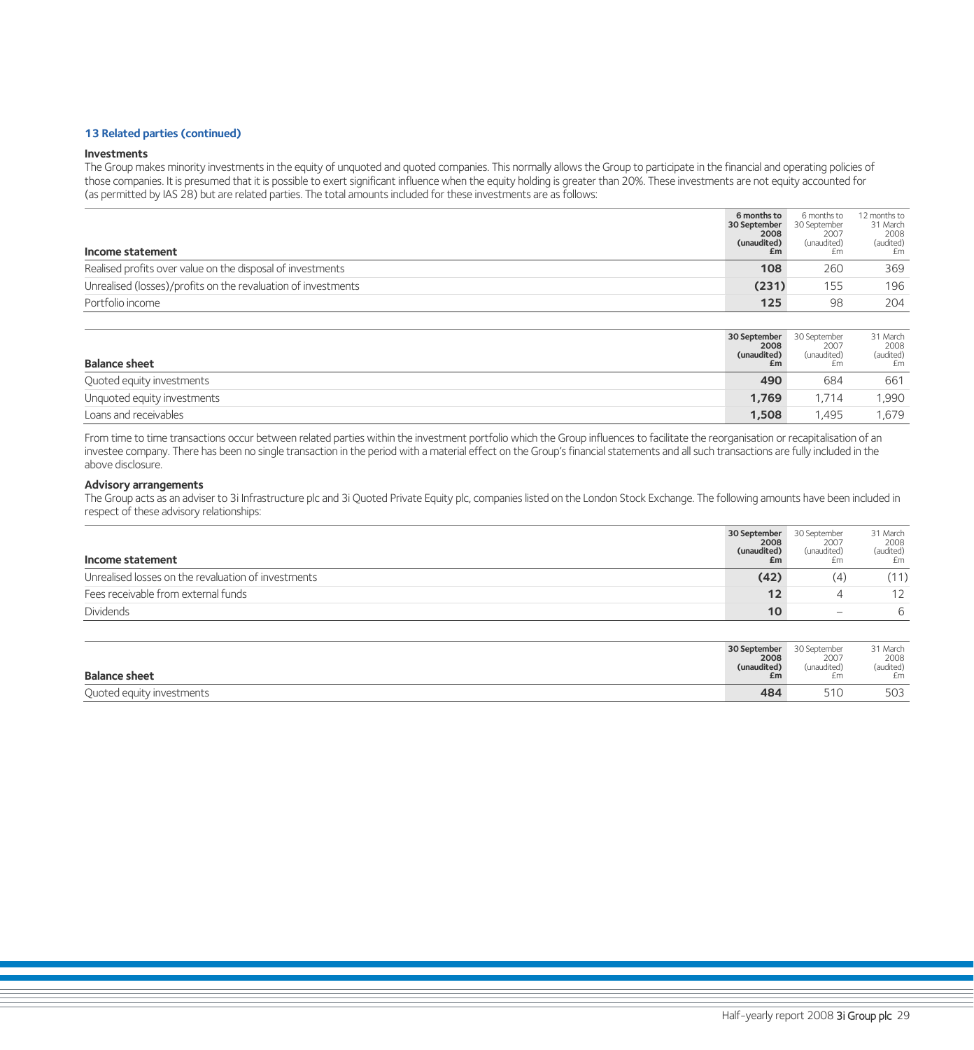### 13 Related parties (continued)

**Investments**

The Group makes minority investments in the equity of unquoted and quoted companies. This normally allows the Group to participate in the financial and operating policies of those companies. It is presumed that it is possible to exert significant influence when the equity holding is greater than 20%. These investments are not equity accounted for (as permitted by IAS 28) but are related parties. The total amounts included for these investments are as follows:

| Income statement | **6 months to 30 September 2008 (unaudited) £m** | 6 months to 30 September 2007 (unaudited) £m | 12 months to 31 March 2008 (audited) £m |
|---|---|---|---|
| Realised profits over value on the disposal of investments | **108** | 260 | 369 |
| Unrealised (losses)/profits on the revaluation of investments | **(231)** | 155 | 196 |
| Portfolio income | **125** | 98 | 204 |

| Balance sheet | **30 September 2008 (unaudited) £m** | 30 September 2007 (unaudited) £m | 31 March 2008 (audited) £m |
|---|---|---|---|
| Quoted equity investments | **490** | 684 | 661 |
| Unquoted equity investments | **1,769** | 1,714 | 1,990 |
| Loans and receivables | **1,508** | 1,495 | 1,679 |

From time to time transactions occur between related parties within the investment portfolio which the Group influences to facilitate the reorganisation or recapitalisation of an investee company. There has been no single transaction in the period with a material effect on the Group's financial statements and all such transactions are fully included in the above disclosure.

**Advisory arrangements**

The Group acts as an adviser to 3i Infrastructure plc and 3i Quoted Private Equity plc, companies listed on the London Stock Exchange. The following amounts have been included in respect of these advisory relationships:

| Income statement | **30 September 2008 (unaudited) £m** | 30 September 2007 (unaudited) £m | 31 March 2008 (audited) £m |
|---|---|---|---|
| Unrealised losses on the revaluation of investments | **(42)** | (4) | (11) |
| Fees receivable from external funds | **12** | 4 | 12 |
| Dividends | **10** | – | 6 |

| Balance sheet | **30 September 2008 (unaudited) £m** | 30 September 2007 (unaudited) £m | 31 March 2008 (audited) £m |
|---|---|---|---|
| Quoted equity investments | **484** | 510 | 503 |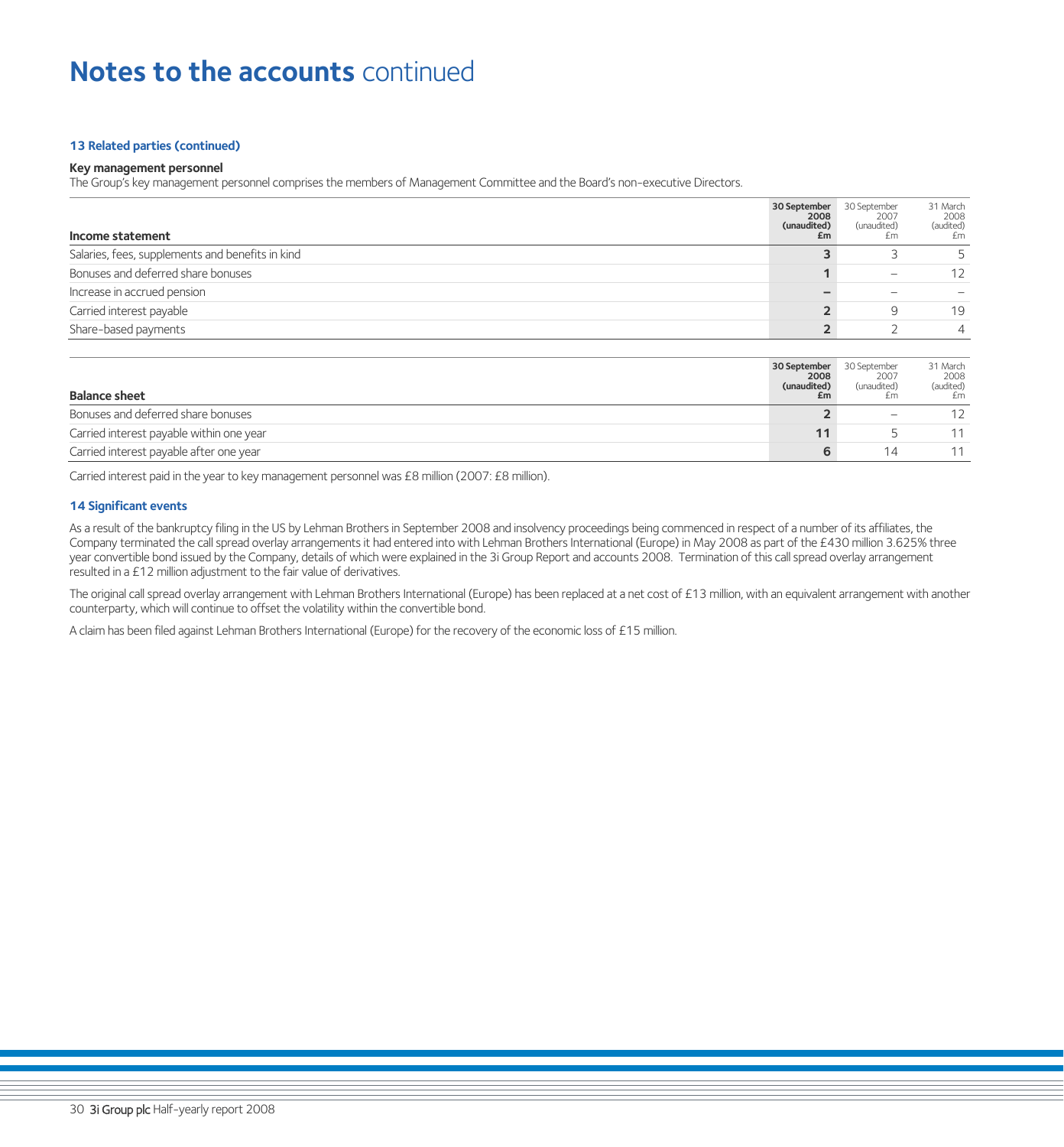# Notes to the accounts continued

### 13 Related parties (continued)

**Key management personnel**

The Group's key management personnel comprises the members of Management Committee and the Board's non-executive Directors.

| Income statement | 30 September 2008 (unaudited) £m | 30 September 2007 (unaudited) £m | 31 March 2008 (audited) £m |
|---|---|---|---|
| Salaries, fees, supplements and benefits in kind | **3** | 3 | 5 |
| Bonuses and deferred share bonuses | **1** | – | 12 |
| Increase in accrued pension | **–** | – | – |
| Carried interest payable | **2** | 9 | 19 |
| Share-based payments | **2** | 2 | 4 |

| Balance sheet | 30 September 2008 (unaudited) £m | 30 September 2007 (unaudited) £m | 31 March 2008 (audited) £m |
|---|---|---|---|
| Bonuses and deferred share bonuses | **2** | – | 12 |
| Carried interest payable within one year | **11** | 5 | 11 |
| Carried interest payable after one year | **6** | 14 | 11 |

Carried interest paid in the year to key management personnel was £8 million (2007: £8 million).

### 14 Significant events

As a result of the bankruptcy filing in the US by Lehman Brothers in September 2008 and insolvency proceedings being commenced in respect of a number of its affiliates, the Company terminated the call spread overlay arrangements it had entered into with Lehman Brothers International (Europe) in May 2008 as part of the £430 million 3.625% three year convertible bond issued by the Company, details of which were explained in the 3i Group Report and accounts 2008. Termination of this call spread overlay arrangement resulted in a £12 million adjustment to the fair value of derivatives.

The original call spread overlay arrangement with Lehman Brothers International (Europe) has been replaced at a net cost of £13 million, with an equivalent arrangement with another counterparty, which will continue to offset the volatility within the convertible bond.

A claim has been filed against Lehman Brothers International (Europe) for the recovery of the economic loss of £15 million.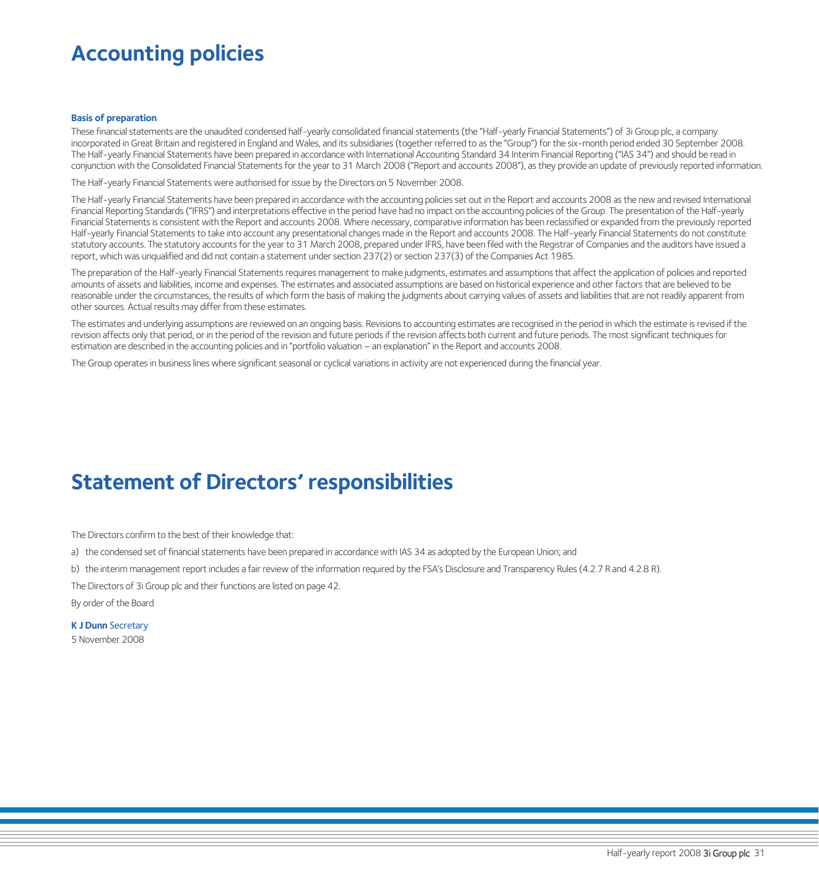# Accounting policies

### Basis of preparation

These financial statements are the unaudited condensed half-yearly consolidated financial statements (the "Half-yearly Financial Statements") of 3i Group plc, a company incorporated in Great Britain and registered in England and Wales, and its subsidiaries (together referred to as the "Group") for the six-month period ended 30 September 2008. The Half-yearly Financial Statements have been prepared in accordance with International Accounting Standard 34 Interim Financial Reporting ("IAS 34") and should be read in conjunction with the Consolidated Financial Statements for the year to 31 March 2008 ("Report and accounts 2008"), as they provide an update of previously reported information.

The Half-yearly Financial Statements were authorised for issue by the Directors on 5 November 2008.

The Half-yearly Financial Statements have been prepared in accordance with the accounting policies set out in the Report and accounts 2008 as the new and revised International Financial Reporting Standards ("IFRS") and interpretations effective in the period have had no impact on the accounting policies of the Group. The presentation of the Half-yearly Financial Statements is consistent with the Report and accounts 2008. Where necessary, comparative information has been reclassified or expanded from the previously reported Half-yearly Financial Statements to take into account any presentational changes made in the Report and accounts 2008. The Half-yearly Financial Statements do not constitute statutory accounts. The statutory accounts for the year to 31 March 2008, prepared under IFRS, have been filed with the Registrar of Companies and the auditors have issued a report, which was unqualified and did not contain a statement under section 237(2) or section 237(3) of the Companies Act 1985.

The preparation of the Half-yearly Financial Statements requires management to make judgments, estimates and assumptions that affect the application of policies and reported amounts of assets and liabilities, income and expenses. The estimates and associated assumptions are based on historical experience and other factors that are believed to be reasonable under the circumstances, the results of which form the basis of making the judgments about carrying values of assets and liabilities that are not readily apparent from other sources. Actual results may differ from these estimates.

The estimates and underlying assumptions are reviewed on an ongoing basis. Revisions to accounting estimates are recognised in the period in which the estimate is revised if the revision affects only that period, or in the period of the revision and future periods if the revision affects both current and future periods. The most significant techniques for estimation are described in the accounting policies and in "portfolio valuation – an explanation" in the Report and accounts 2008.

The Group operates in business lines where significant seasonal or cyclical variations in activity are not experienced during the financial year.

# Statement of Directors' responsibilities

The Directors confirm to the best of their knowledge that:

a) the condensed set of financial statements have been prepared in accordance with IAS 34 as adopted by the European Union; and

b) the interim management report includes a fair review of the information required by the FSA's Disclosure and Transparency Rules (4.2.7 R and 4.2.8 R).

The Directors of 3i Group plc and their functions are listed on page 42.

By order of the Board

**K J Dunn** Secretary
5 November 2008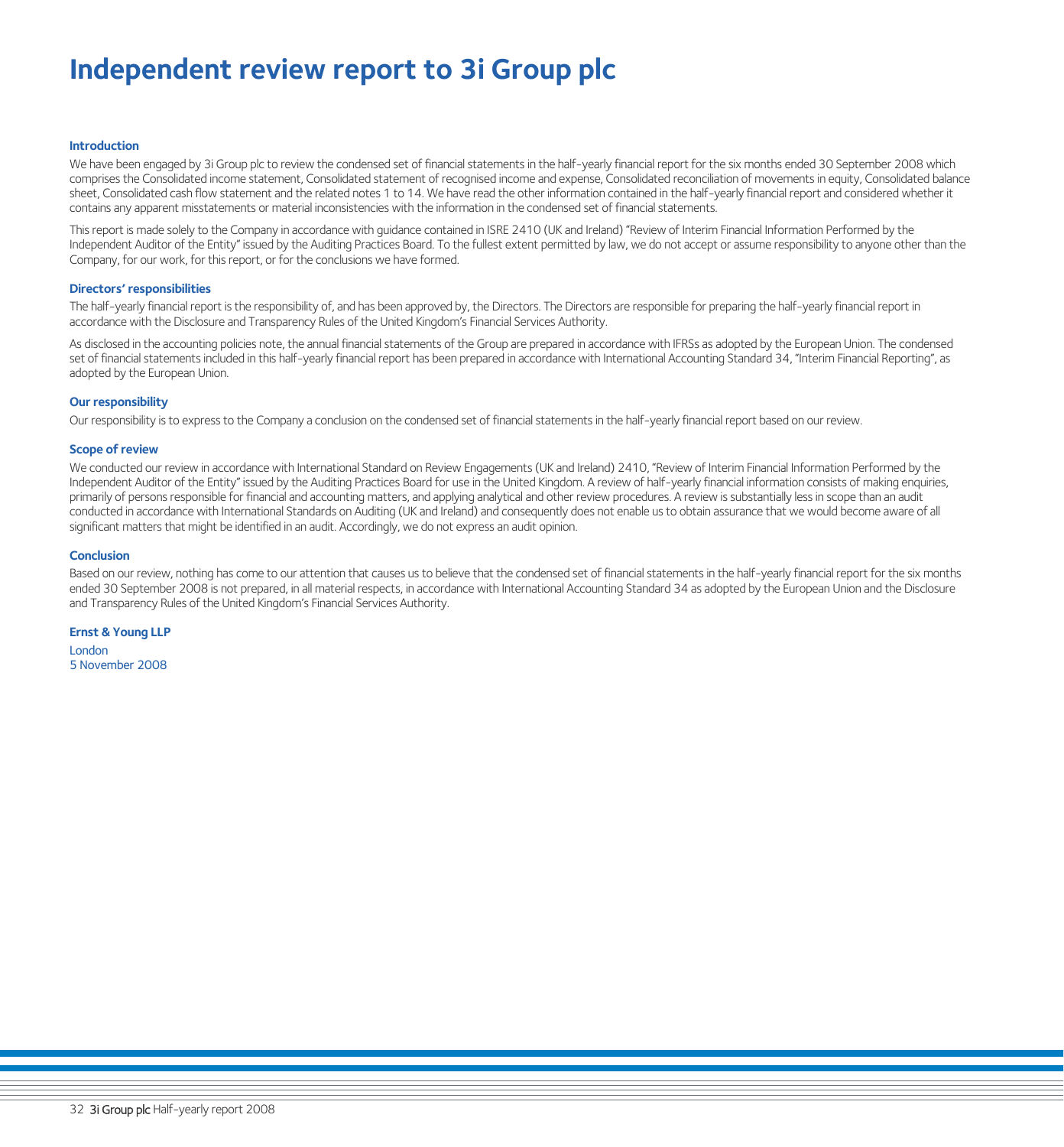# Independent review report to 3i Group plc

### Introduction

We have been engaged by 3i Group plc to review the condensed set of financial statements in the half-yearly financial report for the six months ended 30 September 2008 which comprises the Consolidated income statement, Consolidated statement of recognised income and expense, Consolidated reconciliation of movements in equity, Consolidated balance sheet, Consolidated cash flow statement and the related notes 1 to 14. We have read the other information contained in the half-yearly financial report and considered whether it contains any apparent misstatements or material inconsistencies with the information in the condensed set of financial statements.

This report is made solely to the Company in accordance with guidance contained in ISRE 2410 (UK and Ireland) "Review of Interim Financial Information Performed by the Independent Auditor of the Entity" issued by the Auditing Practices Board. To the fullest extent permitted by law, we do not accept or assume responsibility to anyone other than the Company, for our work, for this report, or for the conclusions we have formed.

### Directors' responsibilities

The half-yearly financial report is the responsibility of, and has been approved by, the Directors. The Directors are responsible for preparing the half-yearly financial report in accordance with the Disclosure and Transparency Rules of the United Kingdom's Financial Services Authority.

As disclosed in the accounting policies note, the annual financial statements of the Group are prepared in accordance with IFRSs as adopted by the European Union. The condensed set of financial statements included in this half-yearly financial report has been prepared in accordance with International Accounting Standard 34, "Interim Financial Reporting", as adopted by the European Union.

### Our responsibility

Our responsibility is to express to the Company a conclusion on the condensed set of financial statements in the half-yearly financial report based on our review.

### Scope of review

We conducted our review in accordance with International Standard on Review Engagements (UK and Ireland) 2410, "Review of Interim Financial Information Performed by the Independent Auditor of the Entity" issued by the Auditing Practices Board for use in the United Kingdom. A review of half-yearly financial information consists of making enquiries, primarily of persons responsible for financial and accounting matters, and applying analytical and other review procedures. A review is substantially less in scope than an audit conducted in accordance with International Standards on Auditing (UK and Ireland) and consequently does not enable us to obtain assurance that we would become aware of all significant matters that might be identified in an audit. Accordingly, we do not express an audit opinion.

### Conclusion

Based on our review, nothing has come to our attention that causes us to believe that the condensed set of financial statements in the half-yearly financial report for the six months ended 30 September 2008 is not prepared, in all material respects, in accordance with International Accounting Standard 34 as adopted by the European Union and the Disclosure and Transparency Rules of the United Kingdom's Financial Services Authority.

**Ernst & Young LLP**
London
5 November 2008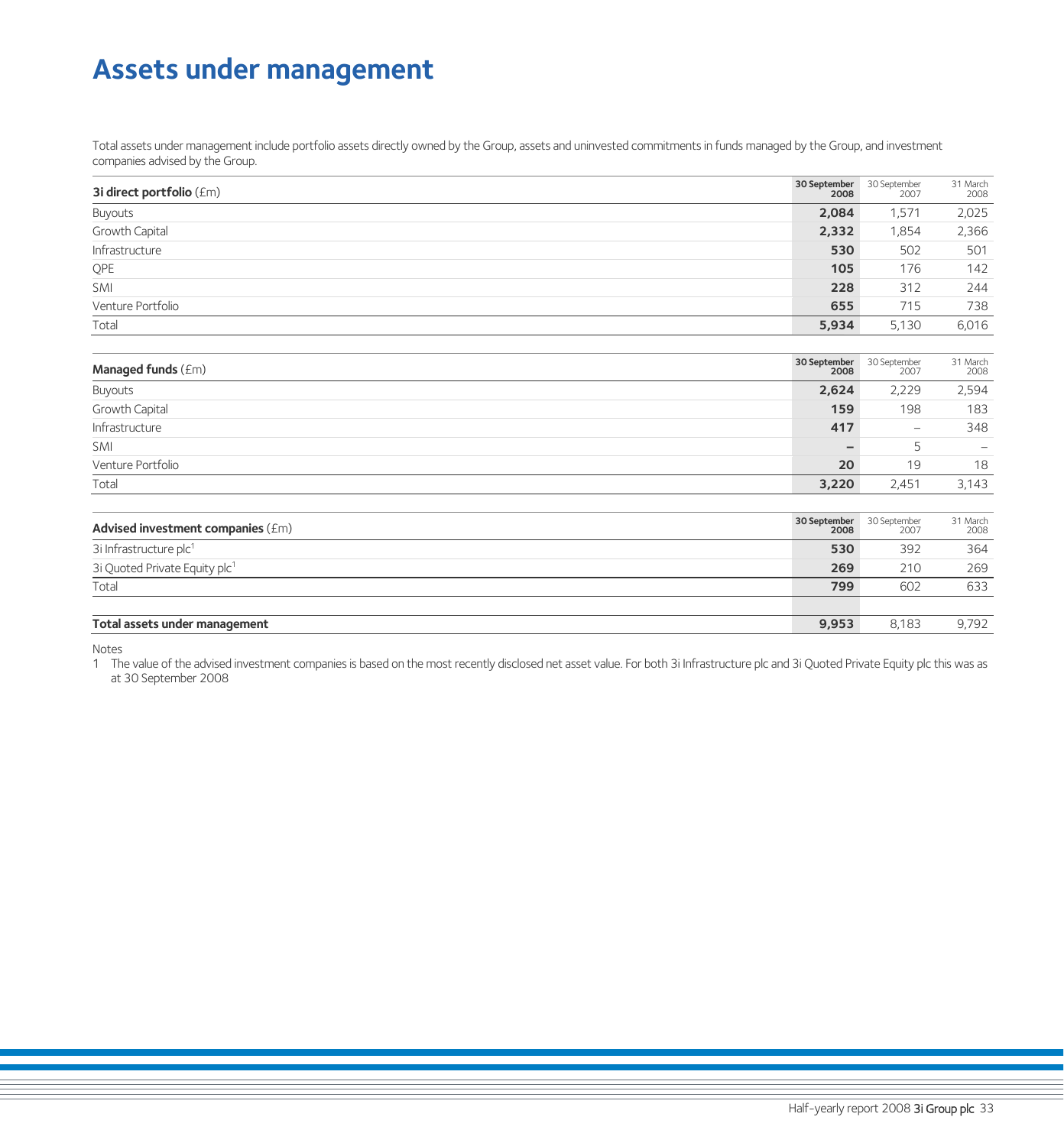# Assets under management

Total assets under management include portfolio assets directly owned by the Group, assets and uninvested commitments in funds managed by the Group, and investment companies advised by the Group.

| **3i direct portfolio** (£m) | **30 September 2008** | 30 September 2007 | 31 March 2008 |
|---|---|---|---|
| Buyouts | **2,084** | 1,571 | 2,025 |
| Growth Capital | **2,332** | 1,854 | 2,366 |
| Infrastructure | **530** | 502 | 501 |
| QPE | **105** | 176 | 142 |
| SMI | **228** | 312 | 244 |
| Venture Portfolio | **655** | 715 | 738 |
| Total | **5,934** | 5,130 | 6,016 |

| **Managed funds** (£m) | **30 September 2008** | 30 September 2007 | 31 March 2008 |
|---|---|---|---|
| Buyouts | **2,624** | 2,229 | 2,594 |
| Growth Capital | **159** | 198 | 183 |
| Infrastructure | **417** | – | 348 |
| SMI | **–** | 5 | – |
| Venture Portfolio | **20** | 19 | 18 |
| Total | **3,220** | 2,451 | 3,143 |

| **Advised investment companies** (£m) | **30 September 2008** | 30 September 2007 | 31 March 2008 |
|---|---|---|---|
| 3i Infrastructure plc[1] | **530** | 392 | 364 |
| 3i Quoted Private Equity plc[1] | **269** | 210 | 269 |
| Total | **799** | 602 | 633 |
| | | | |
| **Total assets under management** | **9,953** | 8,183 | 9,792 |

Notes

1 The value of the advised investment companies is based on the most recently disclosed net asset value. For both 3i Infrastructure plc and 3i Quoted Private Equity plc this was as at 30 September 2008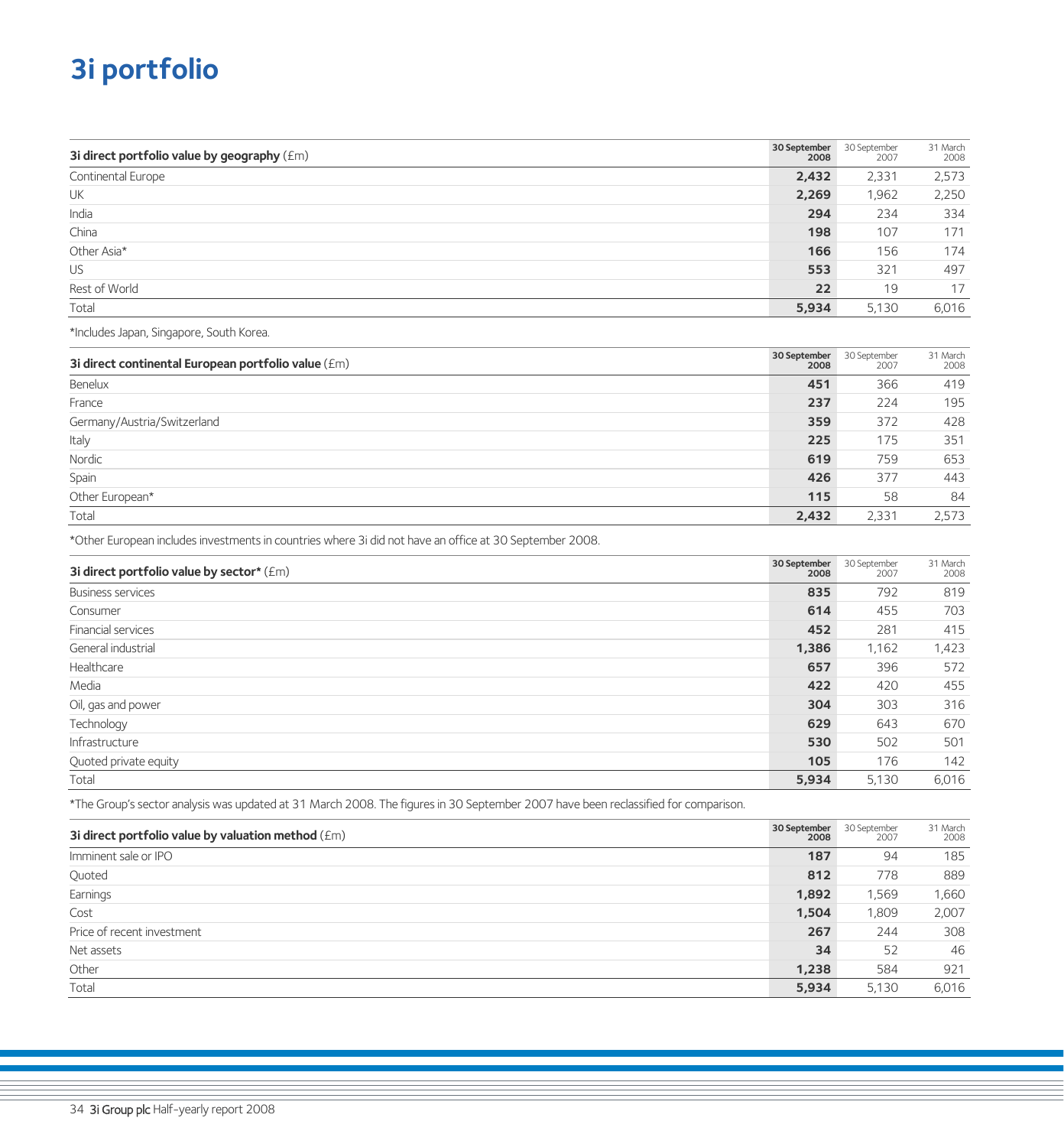# 3i portfolio

| 3i direct portfolio value by geography (£m) | 30 September 2008 | 30 September 2007 | 31 March 2008 |
|---|---|---|---|
| Continental Europe | **2,432** | 2,331 | 2,573 |
| UK | **2,269** | 1,962 | 2,250 |
| India | **294** | 234 | 334 |
| China | **198** | 107 | 171 |
| Other Asia* | **166** | 156 | 174 |
| US | **553** | 321 | 497 |
| Rest of World | **22** | 19 | 17 |
| Total | **5,934** | 5,130 | 6,016 |

*Includes Japan, Singapore, South Korea.

| 3i direct continental European portfolio value (£m) | 30 September 2008 | 30 September 2007 | 31 March 2008 |
|---|---|---|---|
| Benelux | **451** | 366 | 419 |
| France | **237** | 224 | 195 |
| Germany/Austria/Switzerland | **359** | 372 | 428 |
| Italy | **225** | 175 | 351 |
| Nordic | **619** | 759 | 653 |
| Spain | **426** | 377 | 443 |
| Other European* | **115** | 58 | 84 |
| Total | **2,432** | 2,331 | 2,573 |

*Other European includes investments in countries where 3i did not have an office at 30 September 2008.

| 3i direct portfolio value by sector* (£m) | 30 September 2008 | 30 September 2007 | 31 March 2008 |
|---|---|---|---|
| Business services | **835** | 792 | 819 |
| Consumer | **614** | 455 | 703 |
| Financial services | **452** | 281 | 415 |
| General industrial | **1,386** | 1,162 | 1,423 |
| Healthcare | **657** | 396 | 572 |
| Media | **422** | 420 | 455 |
| Oil, gas and power | **304** | 303 | 316 |
| Technology | **629** | 643 | 670 |
| Infrastructure | **530** | 502 | 501 |
| Quoted private equity | **105** | 176 | 142 |
| Total | **5,934** | 5,130 | 6,016 |

*The Group's sector analysis was updated at 31 March 2008. The figures in 30 September 2007 have been reclassified for comparison.

| 3i direct portfolio value by valuation method (£m) | 30 September 2008 | 30 September 2007 | 31 March 2008 |
|---|---|---|---|
| Imminent sale or IPO | **187** | 94 | 185 |
| Quoted | **812** | 778 | 889 |
| Earnings | **1,892** | 1,569 | 1,660 |
| Cost | **1,504** | 1,809 | 2,007 |
| Price of recent investment | **267** | 244 | 308 |
| Net assets | **34** | 52 | 46 |
| Other | **1,238** | 584 | 921 |
| Total | **5,934** | 5,130 | 6,016 |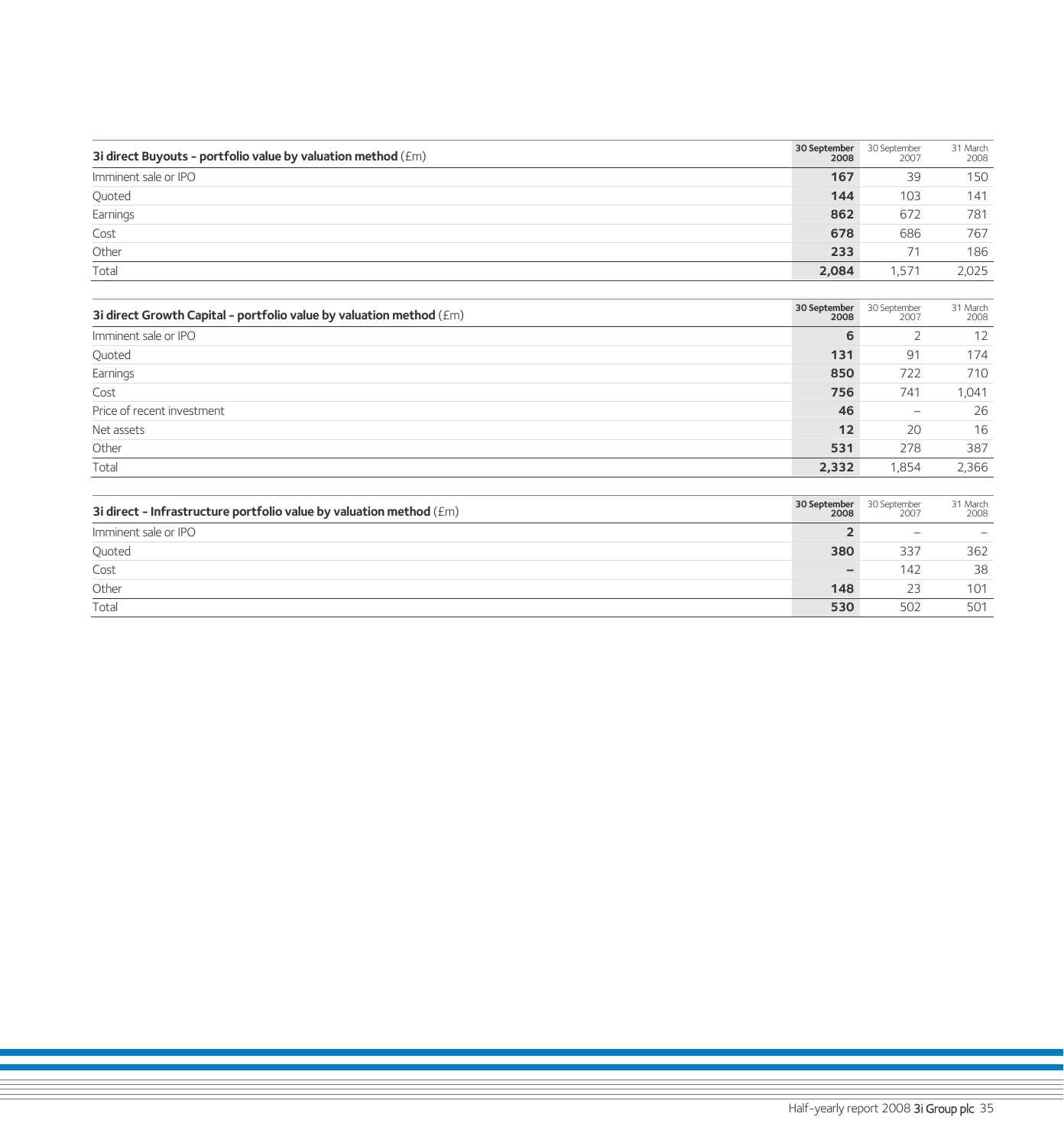| 3i direct Buyouts – portfolio value by valuation method (£m) | 30 September 2008 | 30 September 2007 | 31 March 2008 |
|---|---|---|---|
| Imminent sale or IPO | **167** | 39 | 150 |
| Quoted | **144** | 103 | 141 |
| Earnings | **862** | 672 | 781 |
| Cost | **678** | 686 | 767 |
| Other | **233** | 71 | 186 |
| Total | **2,084** | 1,571 | 2,025 |

| 3i direct Growth Capital – portfolio value by valuation method (£m) | 30 September 2008 | 30 September 2007 | 31 March 2008 |
|---|---|---|---|
| Imminent sale or IPO | **6** | 2 | 12 |
| Quoted | **131** | 91 | 174 |
| Earnings | **850** | 722 | 710 |
| Cost | **756** | 741 | 1,041 |
| Price of recent investment | **46** | – | 26 |
| Net assets | **12** | 20 | 16 |
| Other | **531** | 278 | 387 |
| Total | **2,332** | 1,854 | 2,366 |

| 3i direct – Infrastructure portfolio value by valuation method (£m) | 30 September 2008 | 30 September 2007 | 31 March 2008 |
|---|---|---|---|
| Imminent sale or IPO | **2** | – | – |
| Quoted | **380** | 337 | 362 |
| Cost | **–** | 142 | 38 |
| Other | **148** | 23 | 101 |
| Total | **530** | 502 | 501 |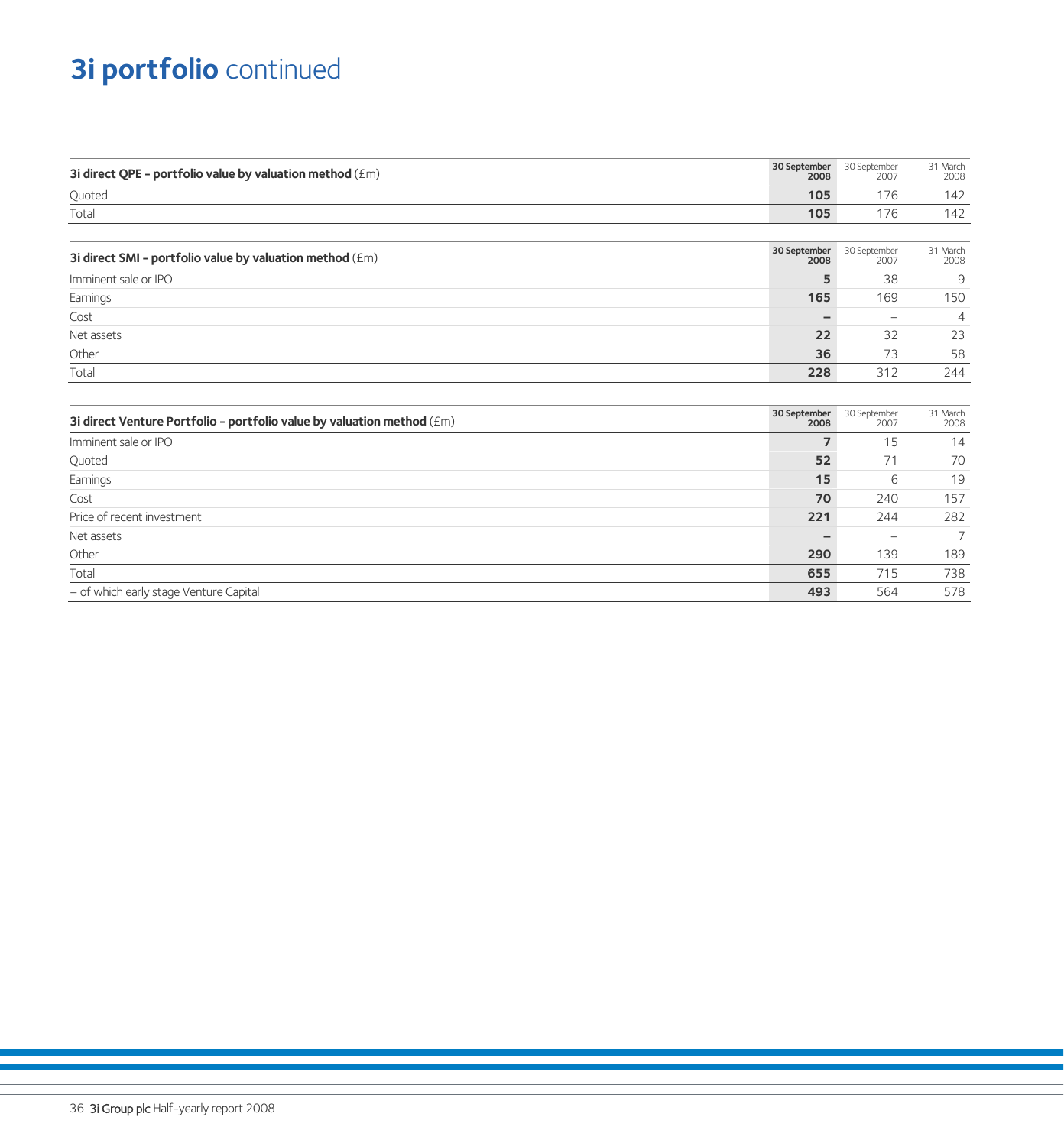# **3i portfolio** continued

| **3i direct QPE – portfolio value by valuation method** (£m) | **30 September 2008** | 30 September 2007 | 31 March 2008 |
|---|---|---|---|
| Quoted | **105** | 176 | 142 |
| Total | **105** | 176 | 142 |

| **3i direct SMI – portfolio value by valuation method** (£m) | **30 September 2008** | 30 September 2007 | 31 March 2008 |
|---|---|---|---|
| Imminent sale or IPO | **5** | 38 | 9 |
| Earnings | **165** | 169 | 150 |
| Cost | **–** | – | 4 |
| Net assets | **22** | 32 | 23 |
| Other | **36** | 73 | 58 |
| Total | **228** | 312 | 244 |

| **3i direct Venture Portfolio – portfolio value by valuation method** (£m) | **30 September 2008** | 30 September 2007 | 31 March 2008 |
|---|---|---|---|
| Imminent sale or IPO | **7** | 15 | 14 |
| Quoted | **52** | 71 | 70 |
| Earnings | **15** | 6 | 19 |
| Cost | **70** | 240 | 157 |
| Price of recent investment | **221** | 244 | 282 |
| Net assets | **–** | – | 7 |
| Other | **290** | 139 | 189 |
| Total | **655** | 715 | 738 |
| – of which early stage Venture Capital | **493** | 564 | 578 |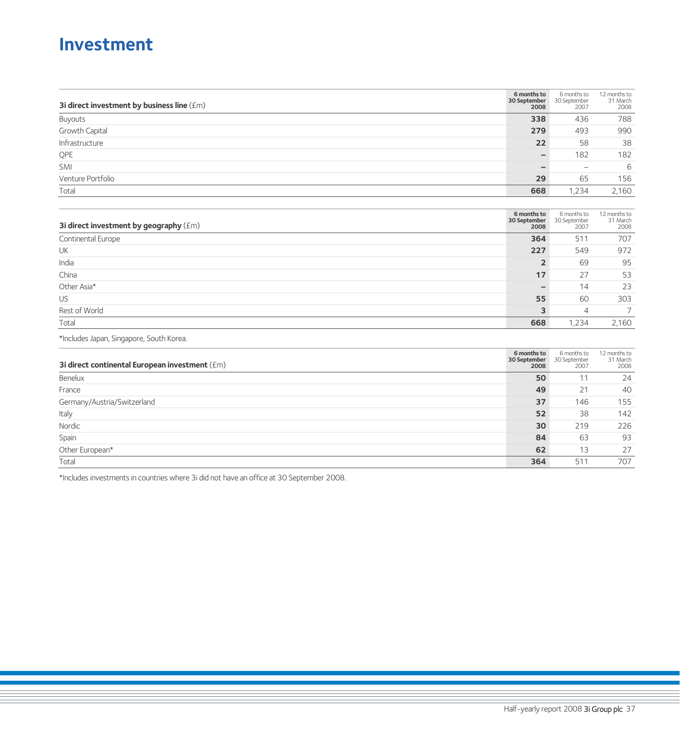# Investment

| 3i direct investment by business line (£m) | 6 months to 30 September 2008 | 6 months to 30 September 2007 | 12 months to 31 March 2008 |
|---|---|---|---|
| Buyouts | **338** | 436 | 788 |
| Growth Capital | **279** | 493 | 990 |
| Infrastructure | **22** | 58 | 38 |
| QPE | **–** | 182 | 182 |
| SMI | **–** | – | 6 |
| Venture Portfolio | **29** | 65 | 156 |
| Total | **668** | 1,234 | 2,160 |

| 3i direct investment by geography (£m) | 6 months to 30 September 2008 | 6 months to 30 September 2007 | 12 months to 31 March 2008 |
|---|---|---|---|
| Continental Europe | **364** | 511 | 707 |
| UK | **227** | 549 | 972 |
| India | **2** | 69 | 95 |
| China | **17** | 27 | 53 |
| Other Asia* | **–** | 14 | 23 |
| US | **55** | 60 | 303 |
| Rest of World | **3** | 4 | 7 |
| Total | **668** | 1,234 | 2,160 |

*Includes Japan, Singapore, South Korea.

| 3i direct continental European investment (£m) | 6 months to 30 September 2008 | 6 months to 30 September 2007 | 12 months to 31 March 2008 |
|---|---|---|---|
| Benelux | **50** | 11 | 24 |
| France | **49** | 21 | 40 |
| Germany/Austria/Switzerland | **37** | 146 | 155 |
| Italy | **52** | 38 | 142 |
| Nordic | **30** | 219 | 226 |
| Spain | **84** | 63 | 93 |
| Other European* | **62** | 13 | 27 |
| Total | **364** | 511 | 707 |

*Includes investments in countries where 3i did not have an office at 30 September 2008.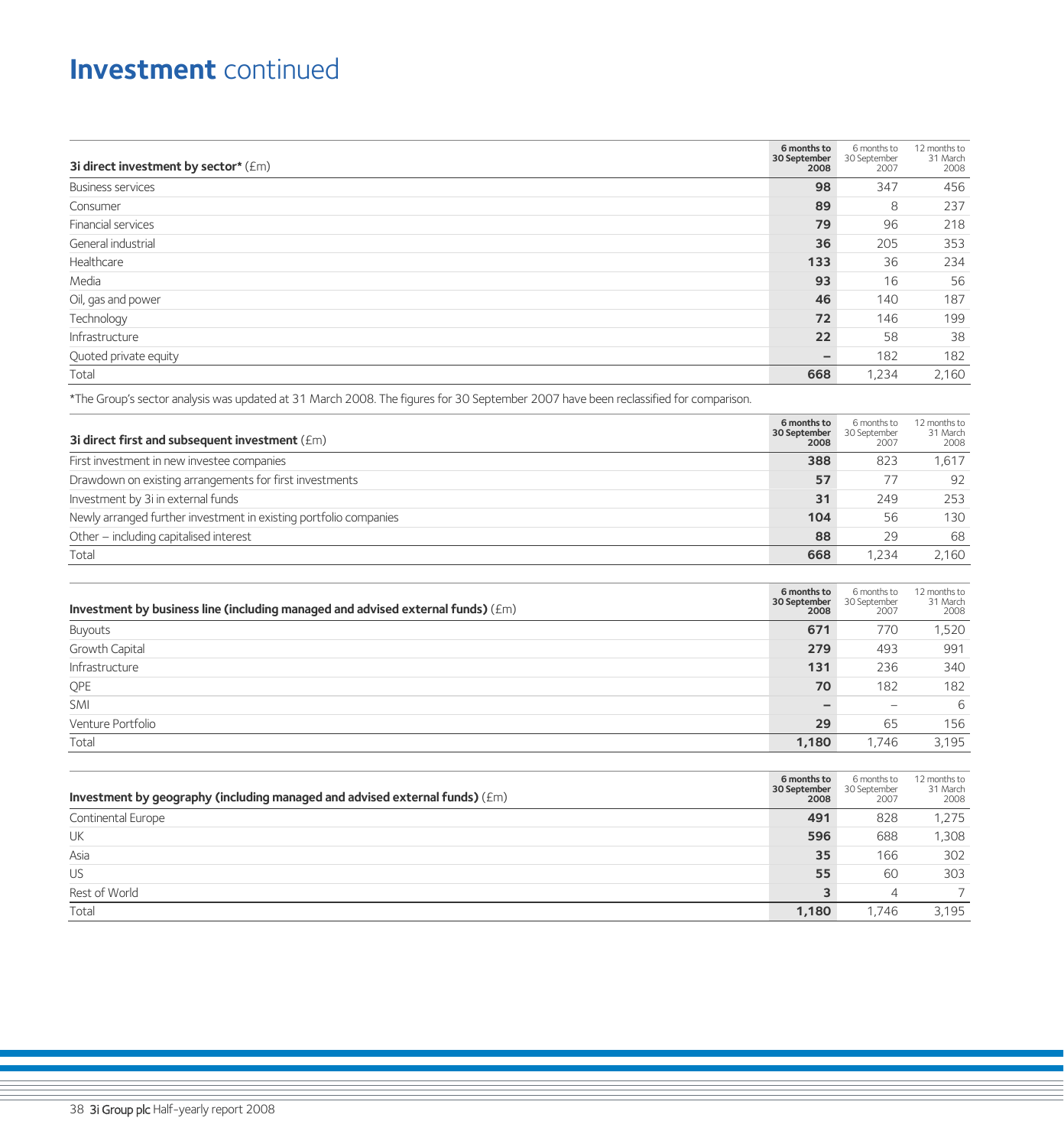# **Investment** continued

| **3i direct investment by sector*** (£m) | **6 months to 30 September 2008** | 6 months to 30 September 2007 | 12 months to 31 March 2008 |
|---|---|---|---|
| Business services | **98** | 347 | 456 |
| Consumer | **89** | 8 | 237 |
| Financial services | **79** | 96 | 218 |
| General industrial | **36** | 205 | 353 |
| Healthcare | **133** | 36 | 234 |
| Media | **93** | 16 | 56 |
| Oil, gas and power | **46** | 140 | 187 |
| Technology | **72** | 146 | 199 |
| Infrastructure | **22** | 58 | 38 |
| Quoted private equity | **–** | 182 | 182 |
| Total | **668** | 1,234 | 2,160 |

*The Group's sector analysis was updated at 31 March 2008. The figures for 30 September 2007 have been reclassified for comparison.

| **3i direct first and subsequent investment** (£m) | **6 months to 30 September 2008** | 6 months to 30 September 2007 | 12 months to 31 March 2008 |
|---|---|---|---|
| First investment in new investee companies | **388** | 823 | 1,617 |
| Drawdown on existing arrangements for first investments | **57** | 77 | 92 |
| Investment by 3i in external funds | **31** | 249 | 253 |
| Newly arranged further investment in existing portfolio companies | **104** | 56 | 130 |
| Other – including capitalised interest | **88** | 29 | 68 |
| Total | **668** | 1,234 | 2,160 |

| **Investment by business line (including managed and advised external funds)** (£m) | **6 months to 30 September 2008** | 6 months to 30 September 2007 | 12 months to 31 March 2008 |
|---|---|---|---|
| Buyouts | **671** | 770 | 1,520 |
| Growth Capital | **279** | 493 | 991 |
| Infrastructure | **131** | 236 | 340 |
| QPE | **70** | 182 | 182 |
| SMI | **–** | – | 6 |
| Venture Portfolio | **29** | 65 | 156 |
| Total | **1,180** | 1,746 | 3,195 |

| **Investment by geography (including managed and advised external funds)** (£m) | **6 months to 30 September 2008** | 6 months to 30 September 2007 | 12 months to 31 March 2008 |
|---|---|---|---|
| Continental Europe | **491** | 828 | 1,275 |
| UK | **596** | 688 | 1,308 |
| Asia | **35** | 166 | 302 |
| US | **55** | 60 | 303 |
| Rest of World | **3** | 4 | 7 |
| Total | **1,180** | 1,746 | 3,195 |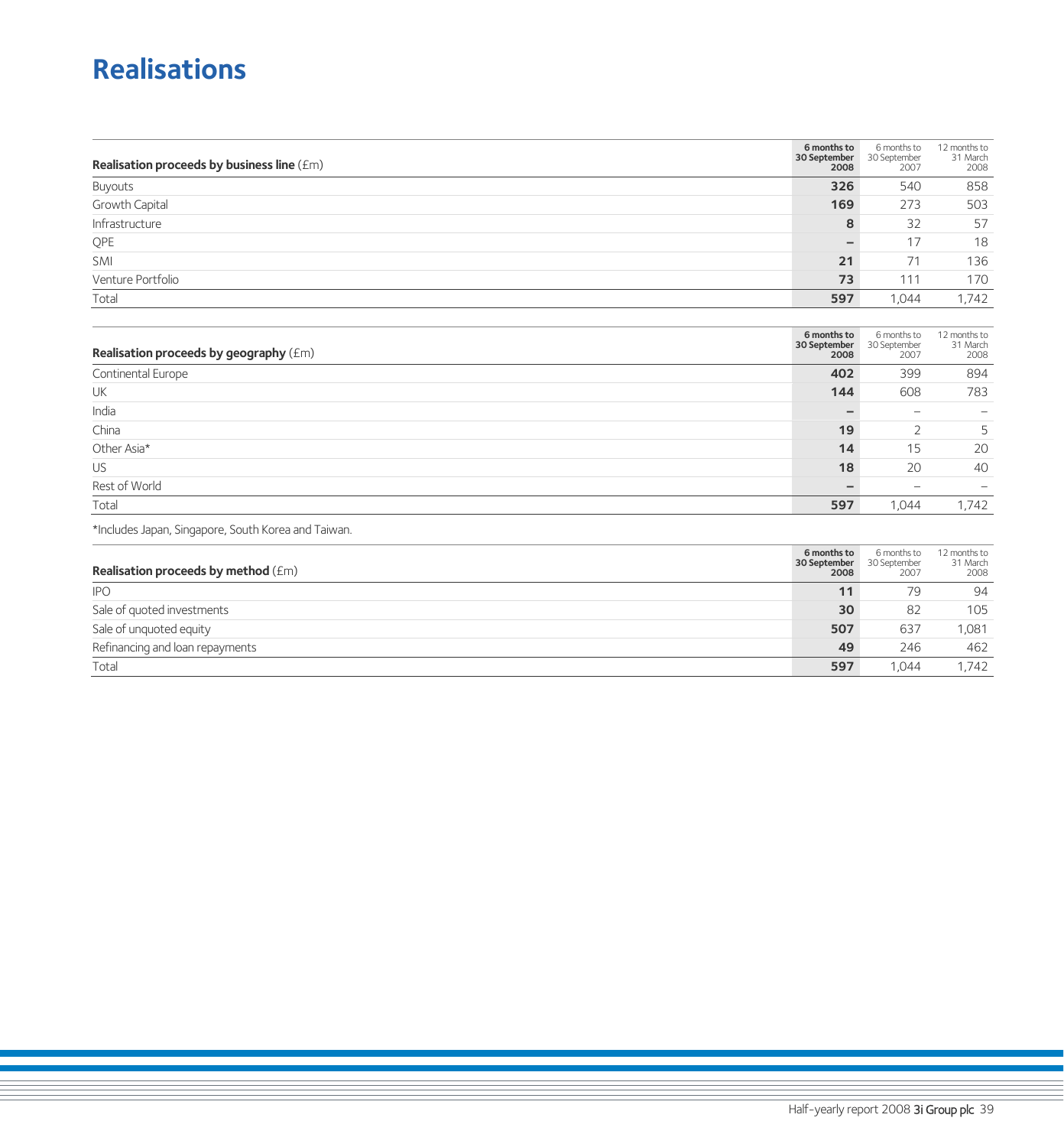# Realisations

| Realisation proceeds by business line (£m) | 6 months to 30 September 2008 | 6 months to 30 September 2007 | 12 months to 31 March 2008 |
|---|---|---|---|
| Buyouts | **326** | 540 | 858 |
| Growth Capital | **169** | 273 | 503 |
| Infrastructure | **8** | 32 | 57 |
| QPE | **–** | 17 | 18 |
| SMI | **21** | 71 | 136 |
| Venture Portfolio | **73** | 111 | 170 |
| Total | **597** | 1,044 | 1,742 |

| Realisation proceeds by geography (£m) | 6 months to 30 September 2008 | 6 months to 30 September 2007 | 12 months to 31 March 2008 |
|---|---|---|---|
| Continental Europe | **402** | 399 | 894 |
| UK | **144** | 608 | 783 |
| India | **–** | – | – |
| China | **19** | 2 | 5 |
| Other Asia* | **14** | 15 | 20 |
| US | **18** | 20 | 40 |
| Rest of World | **–** | – | – |
| Total | **597** | 1,044 | 1,742 |

*Includes Japan, Singapore, South Korea and Taiwan.

| Realisation proceeds by method (£m) | 6 months to 30 September 2008 | 6 months to 30 September 2007 | 12 months to 31 March 2008 |
|---|---|---|---|
| IPO | **11** | 79 | 94 |
| Sale of quoted investments | **30** | 82 | 105 |
| Sale of unquoted equity | **507** | 637 | 1,081 |
| Refinancing and loan repayments | **49** | 246 | 462 |
| Total | **597** | 1,044 | 1,742 |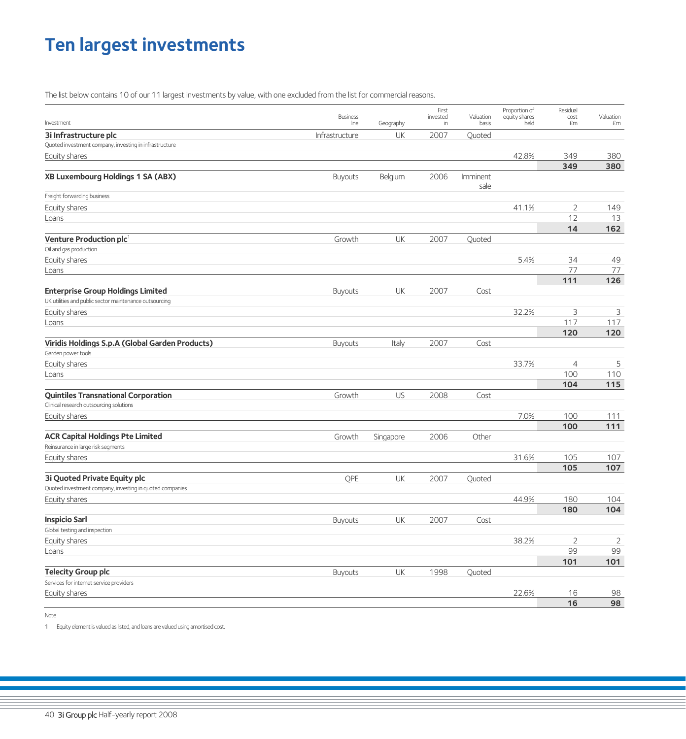# Ten largest investments

The list below contains 10 of our 11 largest investments by value, with one excluded from the list for commercial reasons.

| Investment | Business line | Geography | First invested in | Valuation basis | Proportion of equity shares held | Residual cost £m | Valuation £m |
|---|---|---|---|---|---|---|---|
| **3i Infrastructure plc** | Infrastructure | UK | 2007 | Quoted | | | |
| Quoted investment company, investing in infrastructure | | | | | | | |
| Equity shares | | | | | 42.8% | 349 | 380 |
| | | | | | | **349** | **380** |
| **XB Luxembourg Holdings 1 SA (ABX)** | Buyouts | Belgium | 2006 | Imminent sale | | | |
| Freight forwarding business | | | | | | | |
| Equity shares | | | | | 41.1% | 2 | 149 |
| Loans | | | | | | 12 | 13 |
| | | | | | | **14** | **162** |
| **Venture Production plc**[1] | Growth | UK | 2007 | Quoted | | | |
| Oil and gas production | | | | | | | |
| Equity shares | | | | | 5.4% | 34 | 49 |
| Loans | | | | | | 77 | 77 |
| | | | | | | **111** | **126** |
| **Enterprise Group Holdings Limited** | Buyouts | UK | 2007 | Cost | | | |
| UK utilities and public sector maintenance outsourcing | | | | | | | |
| Equity shares | | | | | 32.2% | 3 | 3 |
| Loans | | | | | | 117 | 117 |
| | | | | | | **120** | **120** |
| **Viridis Holdings S.p.A (Global Garden Products)** | Buyouts | Italy | 2007 | Cost | | | |
| Garden power tools | | | | | | | |
| Equity shares | | | | | 33.7% | 4 | 5 |
| Loans | | | | | | 100 | 110 |
| | | | | | | **104** | **115** |
| **Quintiles Transnational Corporation** | Growth | US | 2008 | Cost | | | |
| Clinical research outsourcing solutions | | | | | | | |
| Equity shares | | | | | 7.0% | 100 | 111 |
| | | | | | | **100** | **111** |
| **ACR Capital Holdings Pte Limited** | Growth | Singapore | 2006 | Other | | | |
| Reinsurance in large risk segments | | | | | | | |
| Equity shares | | | | | 31.6% | 105 | 107 |
| | | | | | | **105** | **107** |
| **3i Quoted Private Equity plc** | QPE | UK | 2007 | Quoted | | | |
| Quoted investment company, investing in quoted companies | | | | | | | |
| Equity shares | | | | | 44.9% | 180 | 104 |
| | | | | | | **180** | **104** |
| **Inspicio Sarl** | Buyouts | UK | 2007 | Cost | | | |
| Global testing and inspection | | | | | | | |
| Equity shares | | | | | 38.2% | 2 | 2 |
| Loans | | | | | | 99 | 99 |
| | | | | | | **101** | **101** |
| **Telecity Group plc** | Buyouts | UK | 1998 | Quoted | | | |
| Services for internet service providers | | | | | | | |
| Equity shares | | | | | 22.6% | 16 | 98 |
| | | | | | | **16** | **98** |

Note

1 Equity element is valued as listed, and loans are valued using amortised cost.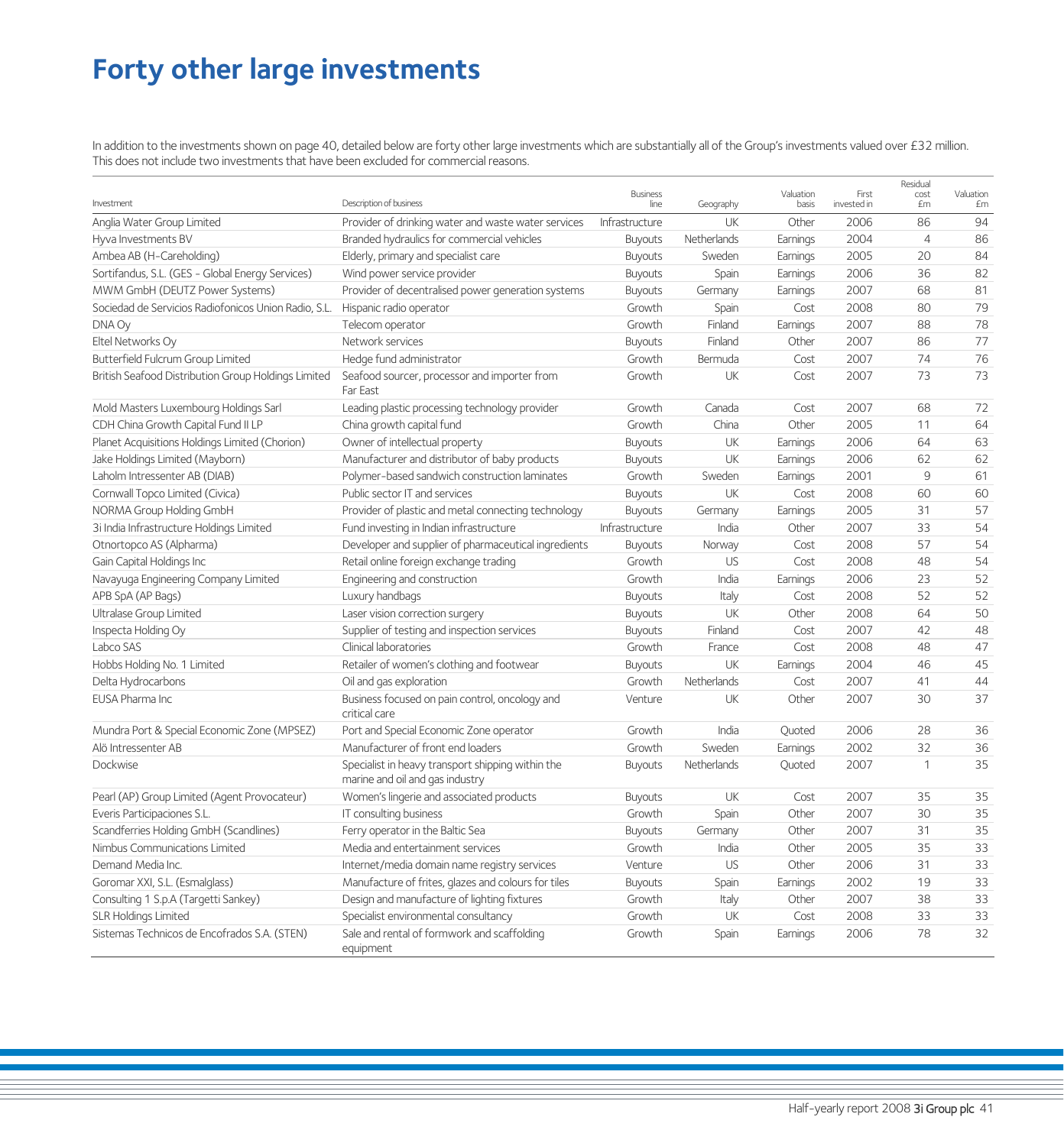# Forty other large investments

In addition to the investments shown on page 40, detailed below are forty other large investments which are substantially all of the Group's investments valued over £32 million. This does not include two investments that have been excluded for commercial reasons.

| Investment | Description of business | Business line | Geography | Valuation basis | First invested in | Residual cost £m | Valuation £m |
|---|---|---|---|---|---|---|---|
| Anglia Water Group Limited | Provider of drinking water and waste water services | Infrastructure | UK | Other | 2006 | 86 | 94 |
| Hyva Investments BV | Branded hydraulics for commercial vehicles | Buyouts | Netherlands | Earnings | 2004 | 4 | 86 |
| Ambea AB (H-Careholding) | Elderly, primary and specialist care | Buyouts | Sweden | Earnings | 2005 | 20 | 84 |
| Sortifandus, S.L. (GES - Global Energy Services) | Wind power service provider | Buyouts | Spain | Earnings | 2006 | 36 | 82 |
| MWM GmbH (DEUTZ Power Systems) | Provider of decentralised power generation systems | Buyouts | Germany | Earnings | 2007 | 68 | 81 |
| Sociedad de Servicios Radiofonicos Union Radio, S.L. | Hispanic radio operator | Growth | Spain | Cost | 2008 | 80 | 79 |
| DNA Oy | Telecom operator | Growth | Finland | Earnings | 2007 | 88 | 78 |
| Eltel Networks Oy | Network services | Buyouts | Finland | Other | 2007 | 86 | 77 |
| Butterfield Fulcrum Group Limited | Hedge fund administrator | Growth | Bermuda | Cost | 2007 | 74 | 76 |
| British Seafood Distribution Group Holdings Limited | Seafood sourcer, processor and importer from Far East | Growth | UK | Cost | 2007 | 73 | 73 |
| Mold Masters Luxembourg Holdings Sarl | Leading plastic processing technology provider | Growth | Canada | Cost | 2007 | 68 | 72 |
| CDH China Growth Capital Fund II LP | China growth capital fund | Growth | China | Other | 2005 | 11 | 64 |
| Planet Acquisitions Holdings Limited (Chorion) | Owner of intellectual property | Buyouts | UK | Earnings | 2006 | 64 | 63 |
| Jake Holdings Limited (Mayborn) | Manufacturer and distributor of baby products | Buyouts | UK | Earnings | 2006 | 62 | 62 |
| Laholm Intressenter AB (DIAB) | Polymer-based sandwich construction laminates | Growth | Sweden | Earnings | 2001 | 9 | 61 |
| Cornwall Topco Limited (Civica) | Public sector IT and services | Buyouts | UK | Cost | 2008 | 60 | 60 |
| NORMA Group Holding GmbH | Provider of plastic and metal connecting technology | Buyouts | Germany | Earnings | 2005 | 31 | 57 |
| 3i India Infrastructure Holdings Limited | Fund investing in Indian infrastructure | Infrastructure | India | Other | 2007 | 33 | 54 |
| Otnortopco AS (Alpharma) | Developer and supplier of pharmaceutical ingredients | Buyouts | Norway | Cost | 2008 | 57 | 54 |
| Gain Capital Holdings Inc | Retail online foreign exchange trading | Growth | US | Cost | 2008 | 48 | 54 |
| Navayuga Engineering Company Limited | Engineering and construction | Growth | India | Earnings | 2006 | 23 | 52 |
| APB SpA (AP Bags) | Luxury handbags | Buyouts | Italy | Cost | 2008 | 52 | 52 |
| Ultralase Group Limited | Laser vision correction surgery | Buyouts | UK | Other | 2008 | 64 | 50 |
| Inspecta Holding Oy | Supplier of testing and inspection services | Buyouts | Finland | Cost | 2007 | 42 | 48 |
| Labco SAS | Clinical laboratories | Growth | France | Cost | 2008 | 48 | 47 |
| Hobbs Holding No. 1 Limited | Retailer of women's clothing and footwear | Buyouts | UK | Earnings | 2004 | 46 | 45 |
| Delta Hydrocarbons | Oil and gas exploration | Growth | Netherlands | Cost | 2007 | 41 | 44 |
| EUSA Pharma Inc | Business focused on pain control, oncology and critical care | Venture | UK | Other | 2007 | 30 | 37 |
| Mundra Port & Special Economic Zone (MPSEZ) | Port and Special Economic Zone operator | Growth | India | Quoted | 2006 | 28 | 36 |
| Alö Intressenter AB | Manufacturer of front end loaders | Growth | Sweden | Earnings | 2002 | 32 | 36 |
| Dockwise | Specialist in heavy transport shipping within the marine and oil and gas industry | Buyouts | Netherlands | Quoted | 2007 | 1 | 35 |
| Pearl (AP) Group Limited (Agent Provocateur) | Women's lingerie and associated products | Buyouts | UK | Cost | 2007 | 35 | 35 |
| Everis Participaciones S.L. | IT consulting business | Growth | Spain | Other | 2007 | 30 | 35 |
| Scandferries Holding GmbH (Scandlines) | Ferry operator in the Baltic Sea | Buyouts | Germany | Other | 2007 | 31 | 35 |
| Nimbus Communications Limited | Media and entertainment services | Growth | India | Other | 2005 | 35 | 33 |
| Demand Media Inc. | Internet/media domain name registry services | Venture | US | Other | 2006 | 31 | 33 |
| Goromar XXI, S.L. (Esmalglass) | Manufacture of frites, glazes and colours for tiles | Buyouts | Spain | Earnings | 2002 | 19 | 33 |
| Consulting 1 S.p.A (Targetti Sankey) | Design and manufacture of lighting fixtures | Growth | Italy | Other | 2007 | 38 | 33 |
| SLR Holdings Limited | Specialist environmental consultancy | Growth | UK | Cost | 2008 | 33 | 33 |
| Sistemas Technicos de Encofrados S.A. (STEN) | Sale and rental of formwork and scaffolding equipment | Growth | Spain | Earnings | 2006 | 78 | 32 |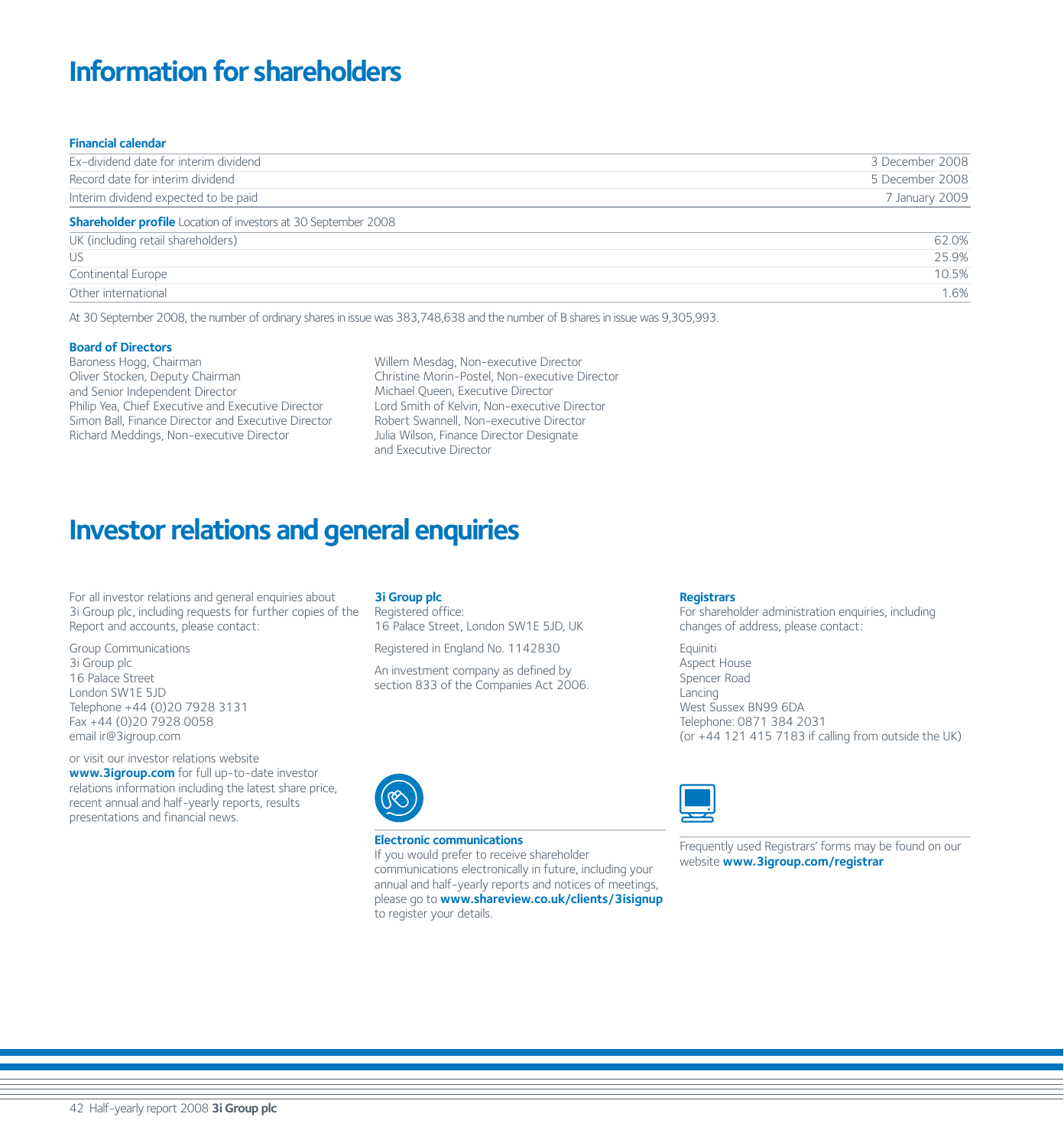# Information for shareholders

| **Financial calendar** | |
|---|---|
| Ex-dividend date for interim dividend | 3 December 2008 |
| Record date for interim dividend | 5 December 2008 |
| Interim dividend expected to be paid | 7 January 2009 |

| **Shareholder profile** Location of investors at 30 September 2008 | |
|---|---|
| UK (including retail shareholders) | 62.0% |
| US | 25.9% |
| Continental Europe | 10.5% |
| Other international | 1.6% |

At 30 September 2008, the number of ordinary shares in issue was 383,748,638 and the number of B shares in issue was 9,305,993.

**Board of Directors**

Baroness Hogg, Chairman
Oliver Stocken, Deputy Chairman and Senior Independent Director
Philip Yea, Chief Executive and Executive Director
Simon Ball, Finance Director and Executive Director
Richard Meddings, Non-executive Director
Willem Mesdag, Non-executive Director
Christine Morin-Postel, Non-executive Director
Michael Queen, Executive Director
Lord Smith of Kelvin, Non-executive Director
Robert Swannell, Non-executive Director
Julia Wilson, Finance Director Designate and Executive Director

# Investor relations and general enquiries

For all investor relations and general enquiries about 3i Group plc, including requests for further copies of the Report and accounts, please contact:

Group Communications
3i Group plc
16 Palace Street
London SW1E 5JD
Telephone +44 (0)20 7928 3131
Fax +44 (0)20 7928 0058
email ir@3igroup.com

or visit our investor relations website **www.3igroup.com** for full up-to-date investor relations information including the latest share price, recent annual and half-yearly reports, results presentations and financial news.

**3i Group plc**
Registered office:
16 Palace Street, London SW1E 5JD, UK

Registered in England No. 1142830

An investment company as defined by section 833 of the Companies Act 2006.

**Electronic communications**
If you would prefer to receive shareholder communications electronically in future, including your annual and half-yearly reports and notices of meetings, please go to **www.shareview.co.uk/clients/3isignup** to register your details.

**Registrars**
For shareholder administration enquiries, including changes of address, please contact:

Equiniti
Aspect House
Spencer Road
Lancing
West Sussex BN99 6DA
Telephone: 0871 384 2031
(or +44 121 415 7183 if calling from outside the UK)

Frequently used Registrars' forms may be found on our website **www.3igroup.com/registrar**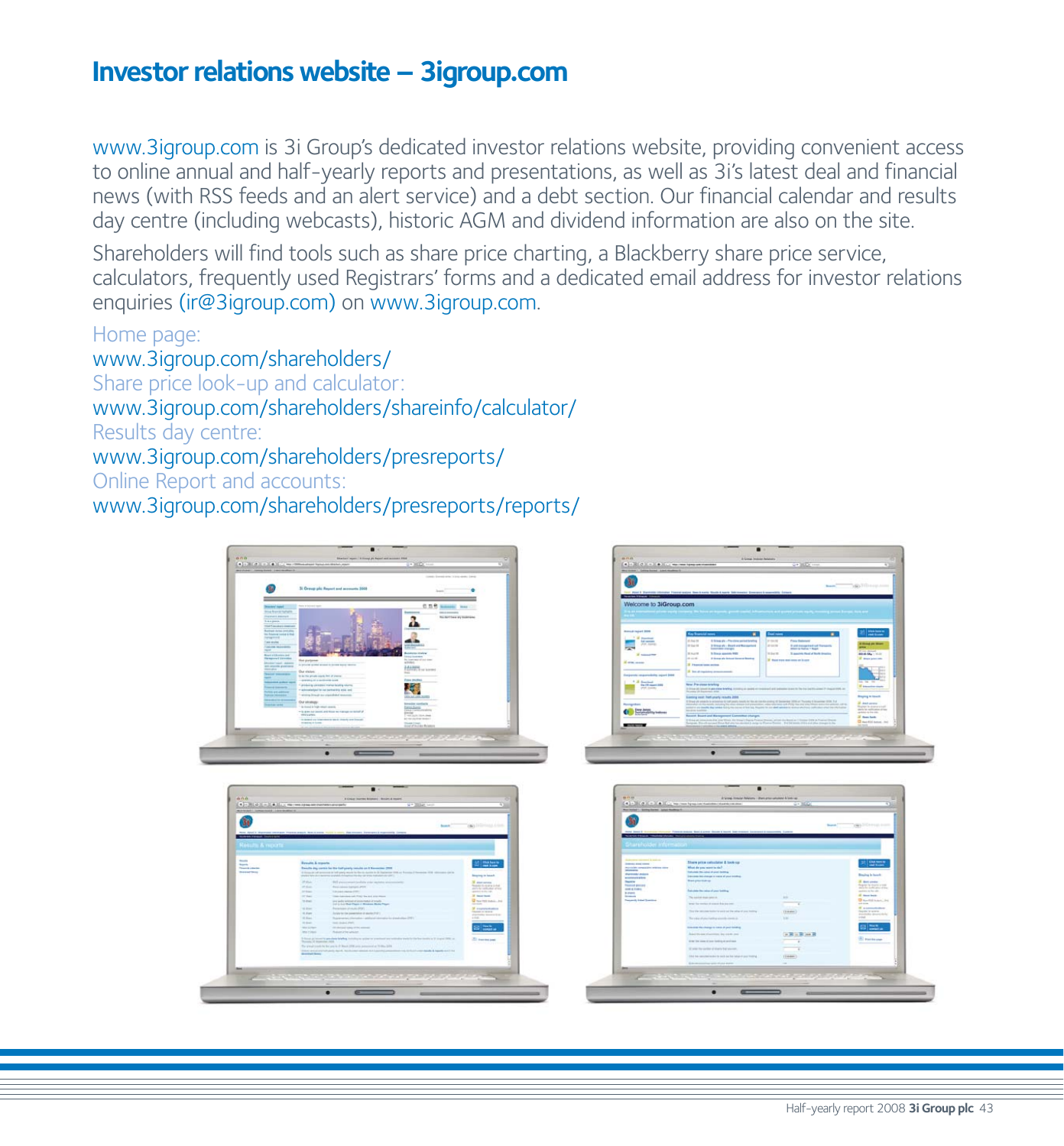# Investor relations website – 3igroup.com

www.3igroup.com is 3i Group's dedicated investor relations website, providing convenient access to online annual and half-yearly reports and presentations, as well as 3i's latest deal and financial news (with RSS feeds and an alert service) and a debt section. Our financial calendar and results day centre (including webcasts), historic AGM and dividend information are also on the site.

Shareholders will find tools such as share price charting, a Blackberry share price service, calculators, frequently used Registrars' forms and a dedicated email address for investor relations enquiries (ir@3igroup.com) on www.3igroup.com.

Home page:
www.3igroup.com/shareholders/

Share price look-up and calculator:
www.3igroup.com/shareholders/shareinfo/calculator/

Results day centre:
www.3igroup.com/shareholders/presreports/

Online Report and accounts:
www.3igroup.com/shareholders/presreports/reports/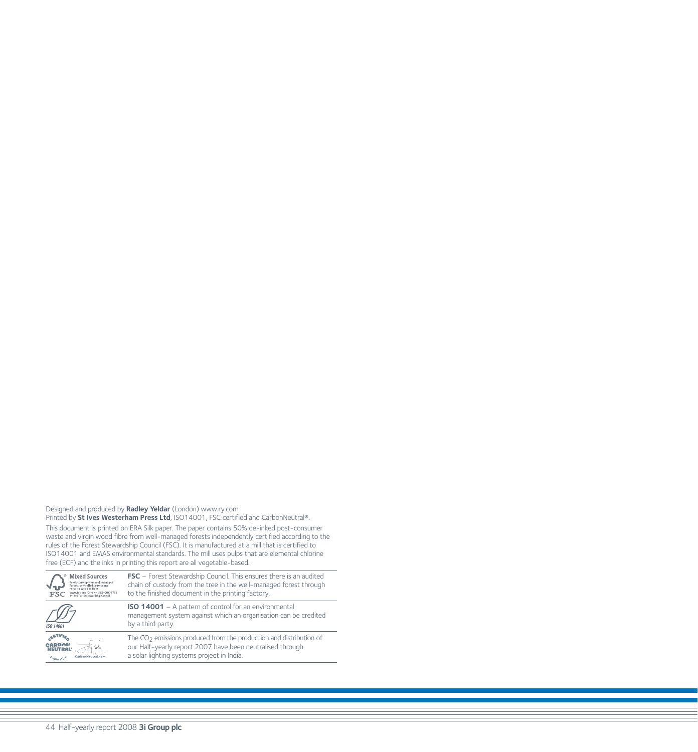Designed and produced by **Radley Yeldar** (London) www.ry.com
Printed by **St Ives Westerham Press Ltd**, ISO14001, FSC certified and CarbonNeutral®.

This document is printed on ERA Silk paper. The paper contains 50% de-inked post-consumer waste and virgin wood fibre from well-managed forests independently certified according to the rules of the Forest Stewardship Council (FSC). It is manufactured at a mill that is certified to ISO14001 and EMAS environmental standards. The mill uses pulps that are elemental chlorine free (ECF) and the inks in printing this report are all vegetable-based.

| | |
|---|---|
| Mixed Sources. Product group from well-managed forests, controlled sources and recycled wood or fiber. www.fsc.org Cert no. SGS-COC-1732 © 1996 Forest Stewardship Council | **FSC** – Forest Stewardship Council. This ensures there is an audited chain of custody from the tree in the well-managed forest through to the finished document in the printing factory. |
| ISO 14001 | **ISO 14001** – A pattern of control for an environmental management system against which an organisation can be credited by a third party. |
| Certified CarbonNeutral® publication. CarbonNeutral.com | The $CO_2$ emissions produced from the production and distribution of our Half-yearly report 2007 have been neutralised through a solar lighting systems project in India. |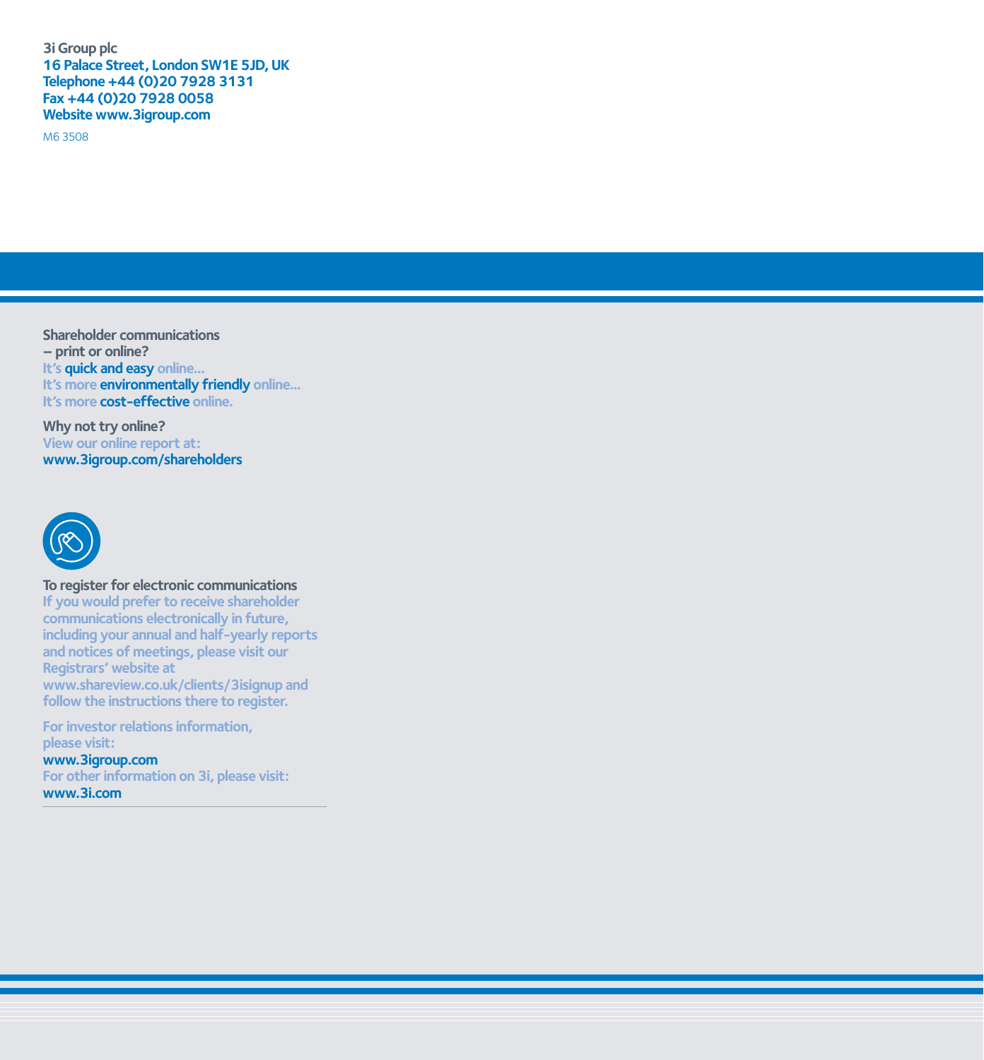**3i Group plc**
**16 Palace Street, London SW1E 5JD, UK**
**Telephone +44 (0)20 7928 3131**
**Fax +44 (0)20 7928 0058**
**Website www.3igroup.com**

M6 3508

**Shareholder communications – print or online?**

It's **quick and easy** online...
It's more **environmentally friendly** online...
It's more **cost-effective** online.

**Why not try online?**

View our online report at:
**www.3igroup.com/shareholders**

**To register for electronic communications**

If you would prefer to receive shareholder communications electronically in future, including your annual and half-yearly reports and notices of meetings, please visit our Registrars' website at www.shareview.co.uk/clients/3isignup and follow the instructions there to register.

For investor relations information, please visit:
**www.3igroup.com**

For other information on 3i, please visit:
**www.3i.com**